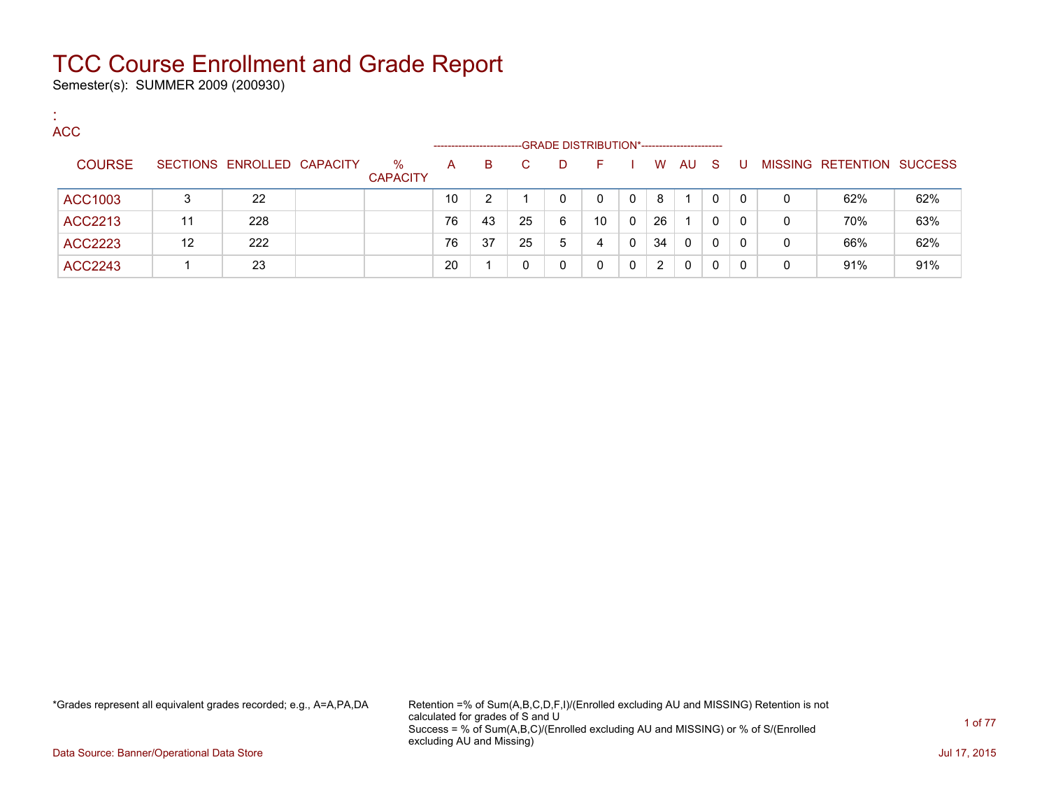# TCC Course Enrollment and Grade Report

Semester(s): SUMMER 2009 (200930)

:
ACC

| COURSE | SECTIONS | ENROLLED | CAPACITY | % CAPACITY | A | B | C | D | F | I | W | AU | S | U | MISSING | RETENTION | SUCCESS |
|---|---|---|---|---|---|---|---|---|---|---|---|---|---|---|---|---|---|
| | | | | | GRADE DISTRIBUTION* | | | | | | | | | | | | |
| ACC1003 | 3 | 22 | | | 10 | 2 | 1 | 0 | 0 | 0 | 8 | 1 | 0 | 0 | 0 | 62% | 62% |
| ACC2213 | 11 | 228 | | | 76 | 43 | 25 | 6 | 10 | 0 | 26 | 1 | 0 | 0 | 0 | 70% | 63% |
| ACC2223 | 12 | 222 | | | 76 | 37 | 25 | 5 | 4 | 0 | 34 | 0 | 0 | 0 | 0 | 66% | 62% |
| ACC2243 | 1 | 23 | | | 20 | 1 | 0 | 0 | 0 | 0 | 2 | 0 | 0 | 0 | 0 | 91% | 91% |

*Grades represent all equivalent grades recorded; e.g., A=A,PA,DA

Retention =% of Sum(A,B,C,D,F,I)/(Enrolled excluding AU and MISSING) Retention is not calculated for grades of S and U
Success = % of Sum(A,B,C)/(Enrolled excluding AU and MISSING) or % of S/(Enrolled excluding AU and Missing)

Data Source: Banner/Operational Data Store

Jul 17, 2015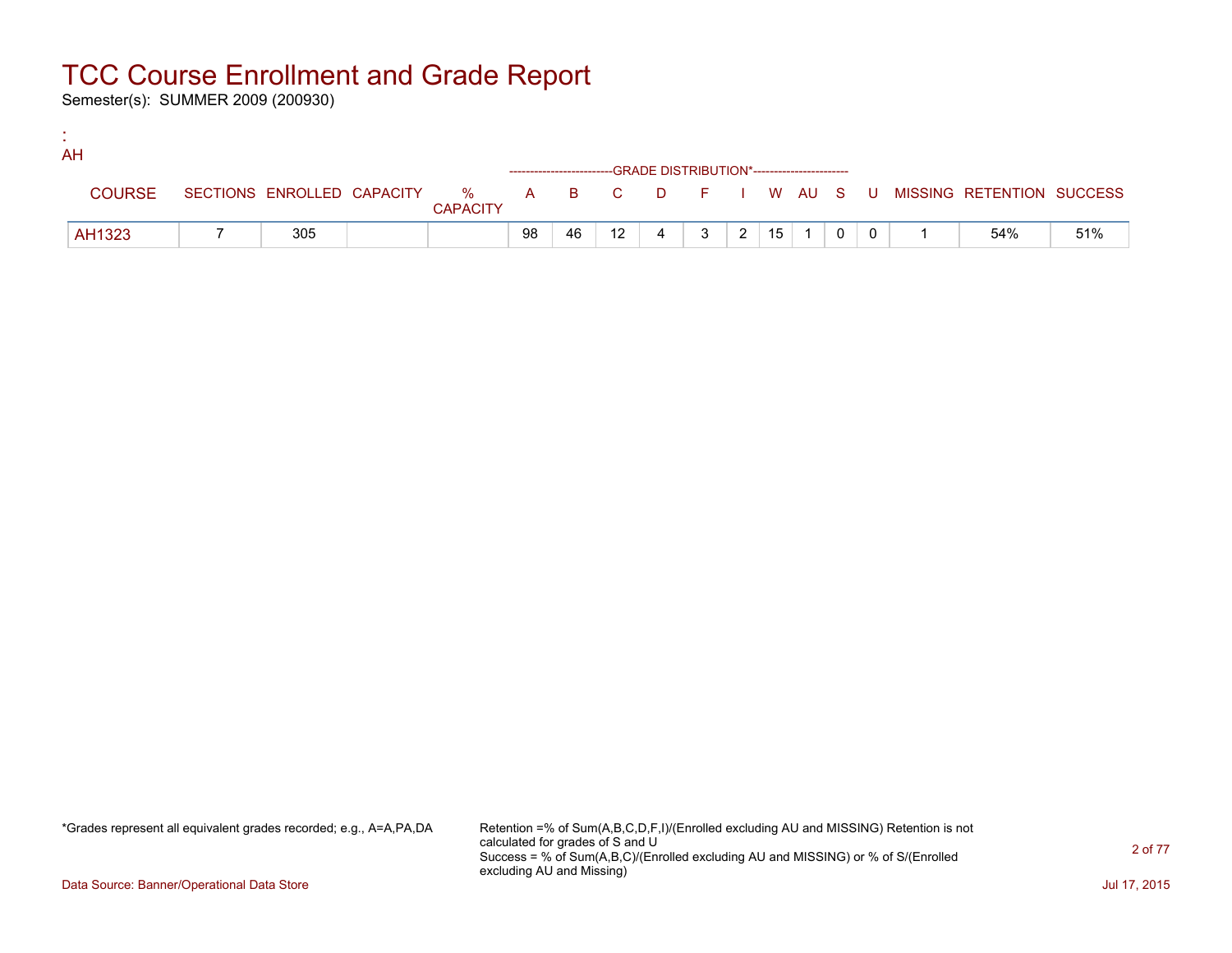# TCC Course Enrollment and Grade Report

Semester(s): SUMMER 2009 (200930)

:
AH

| COURSE | SECTIONS | ENROLLED | CAPACITY | % CAPACITY | A | B | C | D | F | I | W | AU | S | U | MISSING | RETENTION | SUCCESS |
|---|---|---|---|---|---|---|---|---|---|---|---|---|---|---|---|---|---|
| | | | | | GRADE DISTRIBUTION* | | | | | | | | | | | | |
| AH1323 | 7 | 305 | | | 98 | 46 | 12 | 4 | 3 | 2 | 15 | 1 | 0 | 0 | 1 | 54% | 51% |

*Grades represent all equivalent grades recorded; e.g., A=A,PA,DA

Retention =% of Sum(A,B,C,D,F,I)/(Enrolled excluding AU and MISSING) Retention is not calculated for grades of S and U
Success = % of Sum(A,B,C)/(Enrolled excluding AU and MISSING) or % of S/(Enrolled excluding AU and Missing)

Data Source: Banner/Operational Data Store

Jul 17, 2015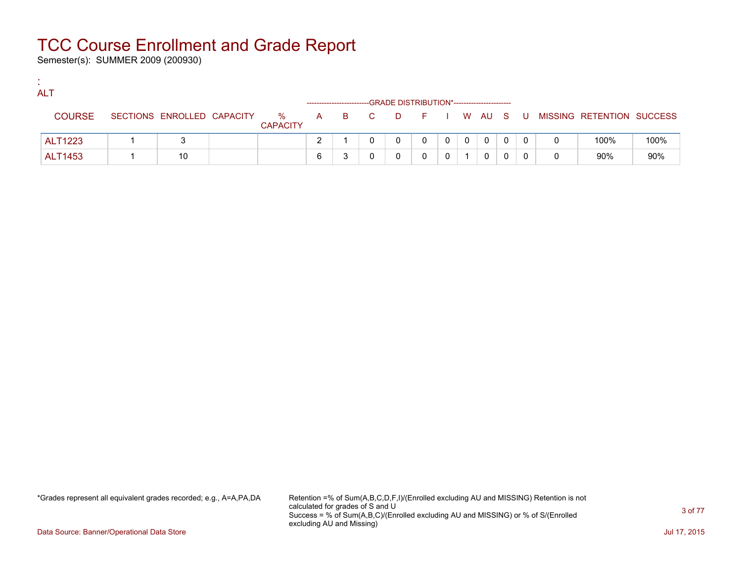# TCC Course Enrollment and Grade Report

Semester(s): SUMMER 2009 (200930)

:

ALT

| COURSE | SECTIONS | ENROLLED | CAPACITY | % CAPACITY | A | B | C | D | F | I | W | AU | S | U | MISSING | RETENTION | SUCCESS |
|---|---|---|---|---|---|---|---|---|---|---|---|---|---|---|---|---|---|
| | | | | | GRADE DISTRIBUTION* | | | | | | | | | | | | |
| ALT1223 | 1 | 3 | | | 2 | 1 | 0 | 0 | 0 | 0 | 0 | 0 | 0 | 0 | 0 | 100% | 100% |
| ALT1453 | 1 | 10 | | | 6 | 3 | 0 | 0 | 0 | 0 | 1 | 0 | 0 | 0 | 0 | 90% | 90% |

*Grades represent all equivalent grades recorded; e.g., A=A,PA,DA

Retention =% of Sum(A,B,C,D,F,I)/(Enrolled excluding AU and MISSING) Retention is not calculated for grades of S and U
Success = % of Sum(A,B,C)/(Enrolled excluding AU and MISSING) or % of S/(Enrolled excluding AU and Missing)

Data Source: Banner/Operational Data Store

Jul 17, 2015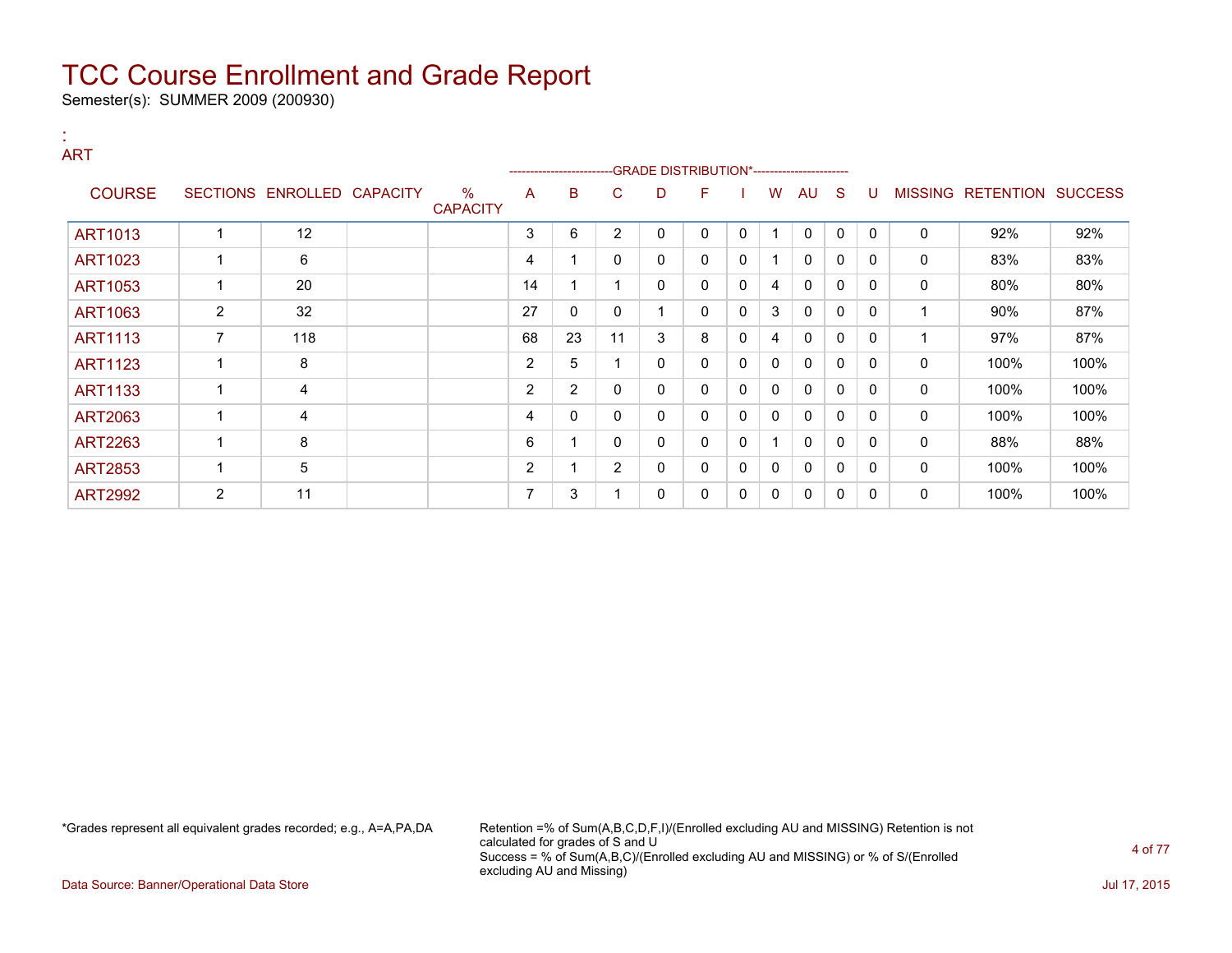# TCC Course Enrollment and Grade Report

Semester(s): SUMMER 2009 (200930)

:
ART

| COURSE | SECTIONS | ENROLLED | CAPACITY | % CAPACITY | A | B | C | D | F | I | W | AU | S | U | MISSING | RETENTION | SUCCESS |
|---|---|---|---|---|---|---|---|---|---|---|---|---|---|---|---|---|---|
| | | | | | GRADE DISTRIBUTION* | | | | | | | | | | | | |
| ART1013 | 1 | 12 | | | 3 | 6 | 2 | 0 | 0 | 0 | 1 | 0 | 0 | 0 | 0 | 92% | 92% |
| ART1023 | 1 | 6 | | | 4 | 1 | 0 | 0 | 0 | 0 | 1 | 0 | 0 | 0 | 0 | 83% | 83% |
| ART1053 | 1 | 20 | | | 14 | 1 | 1 | 0 | 0 | 0 | 4 | 0 | 0 | 0 | 0 | 80% | 80% |
| ART1063 | 2 | 32 | | | 27 | 0 | 0 | 1 | 0 | 0 | 3 | 0 | 0 | 0 | 1 | 90% | 87% |
| ART1113 | 7 | 118 | | | 68 | 23 | 11 | 3 | 8 | 0 | 4 | 0 | 0 | 0 | 1 | 97% | 87% |
| ART1123 | 1 | 8 | | | 2 | 5 | 1 | 0 | 0 | 0 | 0 | 0 | 0 | 0 | 0 | 100% | 100% |
| ART1133 | 1 | 4 | | | 2 | 2 | 0 | 0 | 0 | 0 | 0 | 0 | 0 | 0 | 0 | 100% | 100% |
| ART2063 | 1 | 4 | | | 4 | 0 | 0 | 0 | 0 | 0 | 0 | 0 | 0 | 0 | 0 | 100% | 100% |
| ART2263 | 1 | 8 | | | 6 | 1 | 0 | 0 | 0 | 0 | 1 | 0 | 0 | 0 | 0 | 88% | 88% |
| ART2853 | 1 | 5 | | | 2 | 1 | 2 | 0 | 0 | 0 | 0 | 0 | 0 | 0 | 0 | 100% | 100% |
| ART2992 | 2 | 11 | | | 7 | 3 | 1 | 0 | 0 | 0 | 0 | 0 | 0 | 0 | 0 | 100% | 100% |

*Grades represent all equivalent grades recorded; e.g., A=A,PA,DA

Retention =% of Sum(A,B,C,D,F,I)/(Enrolled excluding AU and MISSING) Retention is not calculated for grades of S and U
Success = % of Sum(A,B,C)/(Enrolled excluding AU and MISSING) or % of S/(Enrolled excluding AU and Missing)

Data Source: Banner/Operational Data Store

Jul 17, 2015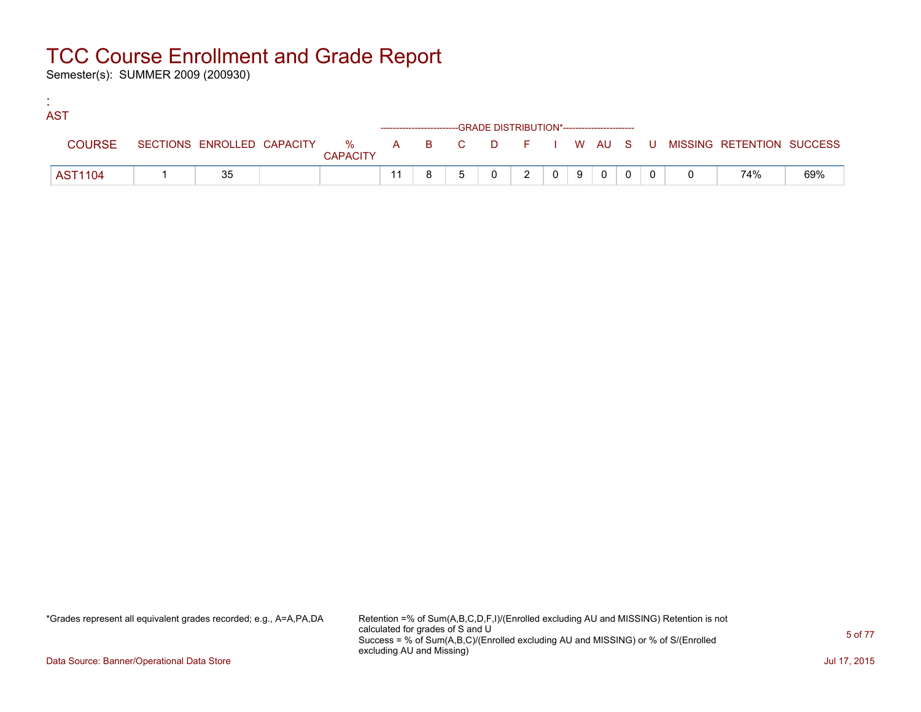# TCC Course Enrollment and Grade Report

Semester(s): SUMMER 2009 (200930)

:
AST

| COURSE | SECTIONS | ENROLLED | CAPACITY | % CAPACITY | A | B | C | D | F | I | W | AU | S | U | MISSING | RETENTION | SUCCESS |
|---|---|---|---|---|---|---|---|---|---|---|---|---|---|---|---|---|---|
| | | | | | GRADE DISTRIBUTION* | | | | | | | | | | | | |
| AST1104 | 1 | 35 | | | 11 | 8 | 5 | 0 | 2 | 0 | 9 | 0 | 0 | 0 | 0 | 74% | 69% |

*Grades represent all equivalent grades recorded; e.g., A=A,PA,DA

Retention =% of Sum(A,B,C,D,F,I)/(Enrolled excluding AU and MISSING) Retention is not calculated for grades of S and U
Success = % of Sum(A,B,C)/(Enrolled excluding AU and MISSING) or % of S/(Enrolled excluding AU and Missing)

Data Source: Banner/Operational Data Store

Jul 17, 2015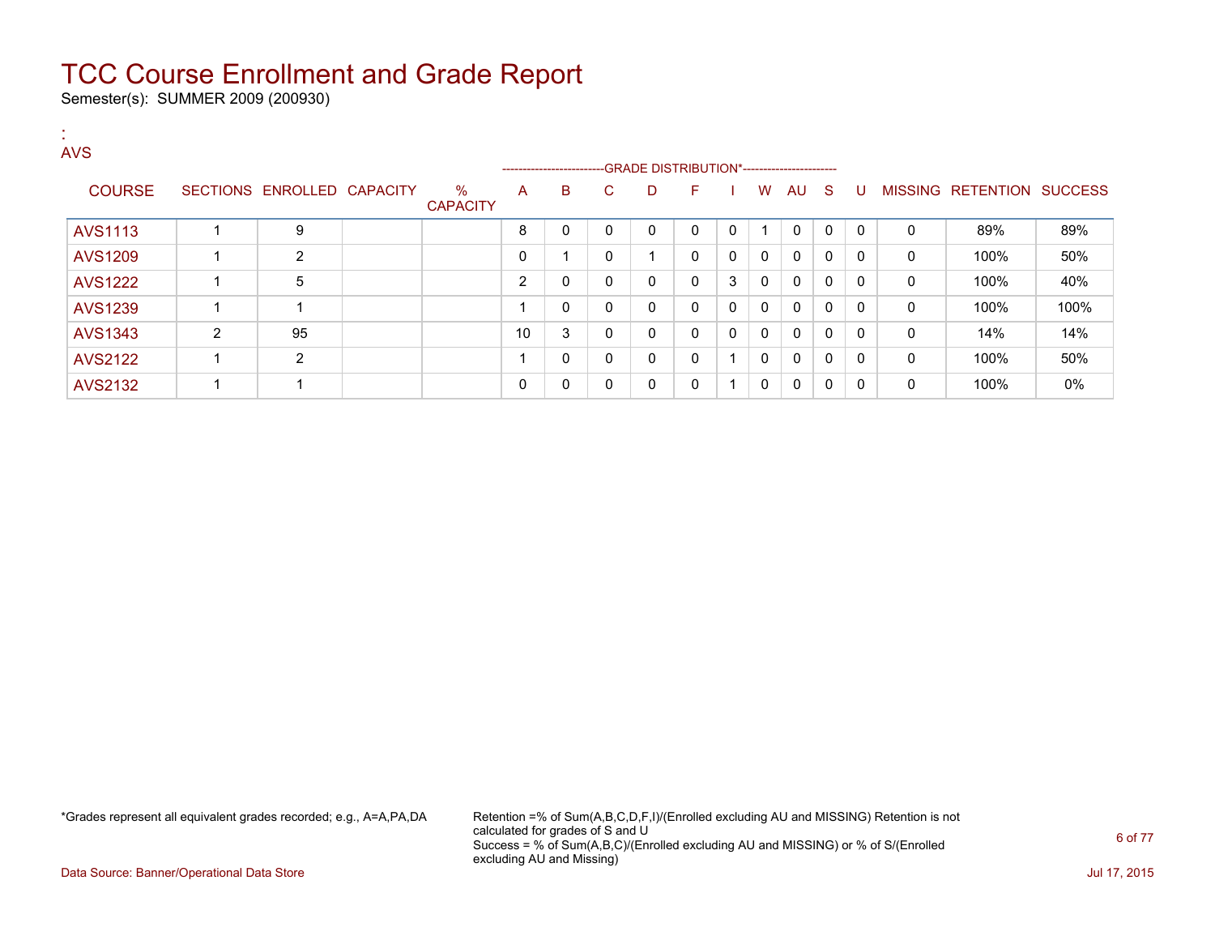# TCC Course Enrollment and Grade Report

Semester(s): SUMMER 2009 (200930)

:
AVS

| COURSE | SECTIONS | ENROLLED | CAPACITY | % CAPACITY | A | B | C | D | F | I | W | AU | S | U | MISSING | RETENTION | SUCCESS |
|---|---|---|---|---|---|---|---|---|---|---|---|---|---|---|---|---|---|
| | | | | | GRADE DISTRIBUTION* | | | | | | | | | | | | |
| AVS1113 | 1 | 9 | | | 8 | 0 | 0 | 0 | 0 | 0 | 1 | 0 | 0 | 0 | 0 | 89% | 89% |
| AVS1209 | 1 | 2 | | | 0 | 1 | 0 | 1 | 0 | 0 | 0 | 0 | 0 | 0 | 0 | 100% | 50% |
| AVS1222 | 1 | 5 | | | 2 | 0 | 0 | 0 | 0 | 3 | 0 | 0 | 0 | 0 | 0 | 100% | 40% |
| AVS1239 | 1 | 1 | | | 1 | 0 | 0 | 0 | 0 | 0 | 0 | 0 | 0 | 0 | 0 | 100% | 100% |
| AVS1343 | 2 | 95 | | | 10 | 3 | 0 | 0 | 0 | 0 | 0 | 0 | 0 | 0 | 0 | 14% | 14% |
| AVS2122 | 1 | 2 | | | 1 | 0 | 0 | 0 | 0 | 1 | 0 | 0 | 0 | 0 | 0 | 100% | 50% |
| AVS2132 | 1 | 1 | | | 0 | 0 | 0 | 0 | 0 | 1 | 0 | 0 | 0 | 0 | 0 | 100% | 0% |

*Grades represent all equivalent grades recorded; e.g., A=A,PA,DA

Retention =% of Sum(A,B,C,D,F,I)/(Enrolled excluding AU and MISSING) Retention is not calculated for grades of S and U
Success = % of Sum(A,B,C)/(Enrolled excluding AU and MISSING) or % of S/(Enrolled excluding AU and Missing)

Data Source: Banner/Operational Data Store

Jul 17, 2015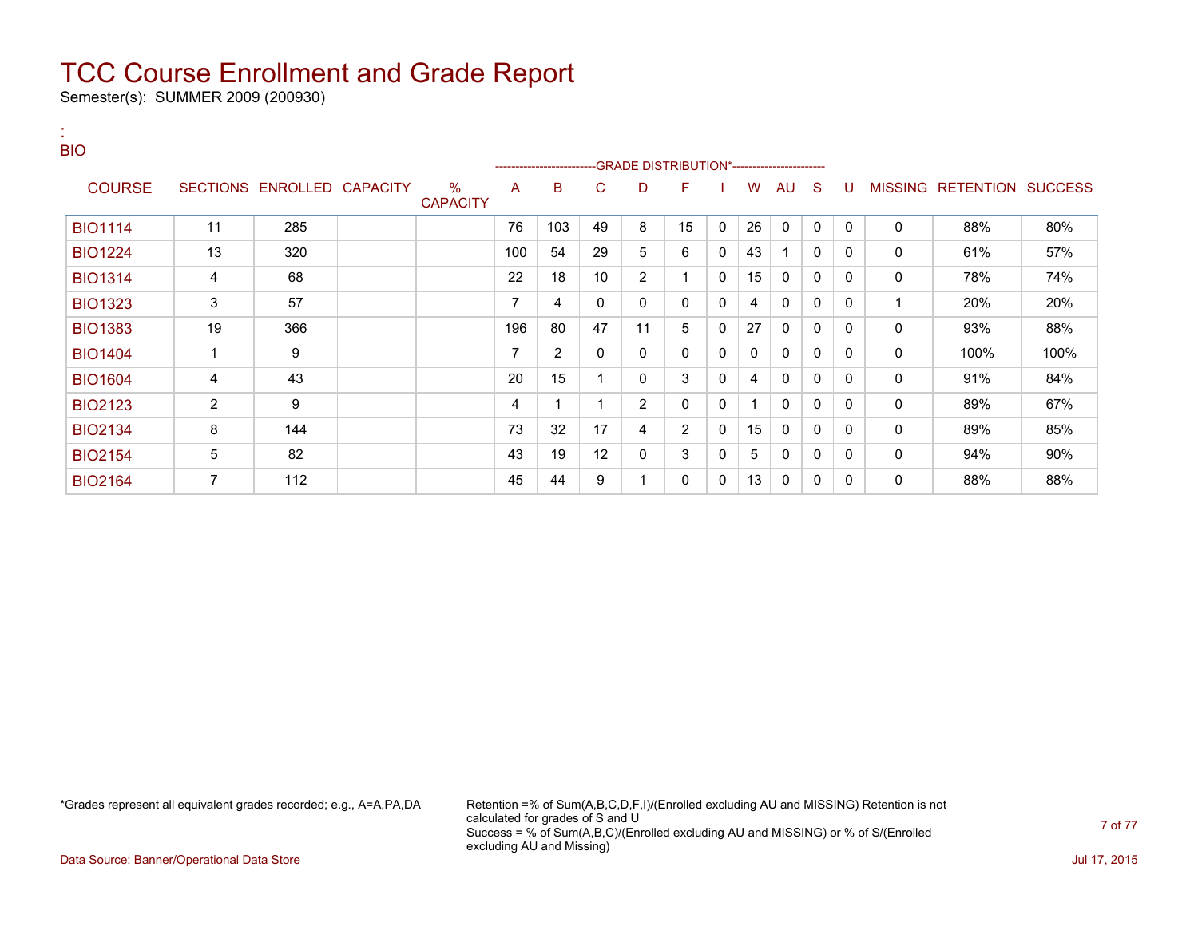# TCC Course Enrollment and Grade Report

Semester(s): SUMMER 2009 (200930)

:
BIO

| COURSE | SECTIONS | ENROLLED | CAPACITY | % CAPACITY | A | B | C | D | F | I | W | AU | S | U | MISSING | RETENTION | SUCCESS |
|---|---|---|---|---|---|---|---|---|---|---|---|---|---|---|---|---|---|
| | | | | | -------------------------GRADE DISTRIBUTION*---------------------- | | | | | | | | | | | | |
| BIO1114 | 11 | 285 | | | 76 | 103 | 49 | 8 | 15 | 0 | 26 | 0 | 0 | 0 | 0 | 88% | 80% |
| BIO1224 | 13 | 320 | | | 100 | 54 | 29 | 5 | 6 | 0 | 43 | 1 | 0 | 0 | 0 | 61% | 57% |
| BIO1314 | 4 | 68 | | | 22 | 18 | 10 | 2 | 1 | 0 | 15 | 0 | 0 | 0 | 0 | 78% | 74% |
| BIO1323 | 3 | 57 | | | 7 | 4 | 0 | 0 | 0 | 0 | 4 | 0 | 0 | 0 | 1 | 20% | 20% |
| BIO1383 | 19 | 366 | | | 196 | 80 | 47 | 11 | 5 | 0 | 27 | 0 | 0 | 0 | 0 | 93% | 88% |
| BIO1404 | 1 | 9 | | | 7 | 2 | 0 | 0 | 0 | 0 | 0 | 0 | 0 | 0 | 0 | 100% | 100% |
| BIO1604 | 4 | 43 | | | 20 | 15 | 1 | 0 | 3 | 0 | 4 | 0 | 0 | 0 | 0 | 91% | 84% |
| BIO2123 | 2 | 9 | | | 4 | 1 | 1 | 2 | 0 | 0 | 1 | 0 | 0 | 0 | 0 | 89% | 67% |
| BIO2134 | 8 | 144 | | | 73 | 32 | 17 | 4 | 2 | 0 | 15 | 0 | 0 | 0 | 0 | 89% | 85% |
| BIO2154 | 5 | 82 | | | 43 | 19 | 12 | 0 | 3 | 0 | 5 | 0 | 0 | 0 | 0 | 94% | 90% |
| BIO2164 | 7 | 112 | | | 45 | 44 | 9 | 1 | 0 | 0 | 13 | 0 | 0 | 0 | 0 | 88% | 88% |

*Grades represent all equivalent grades recorded; e.g., A=A,PA,DA

Retention =% of Sum(A,B,C,D,F,I)/(Enrolled excluding AU and MISSING) Retention is not calculated for grades of S and U
Success = % of Sum(A,B,C)/(Enrolled excluding AU and MISSING) or % of S/(Enrolled excluding AU and Missing)

Data Source: Banner/Operational Data Store

Jul 17, 2015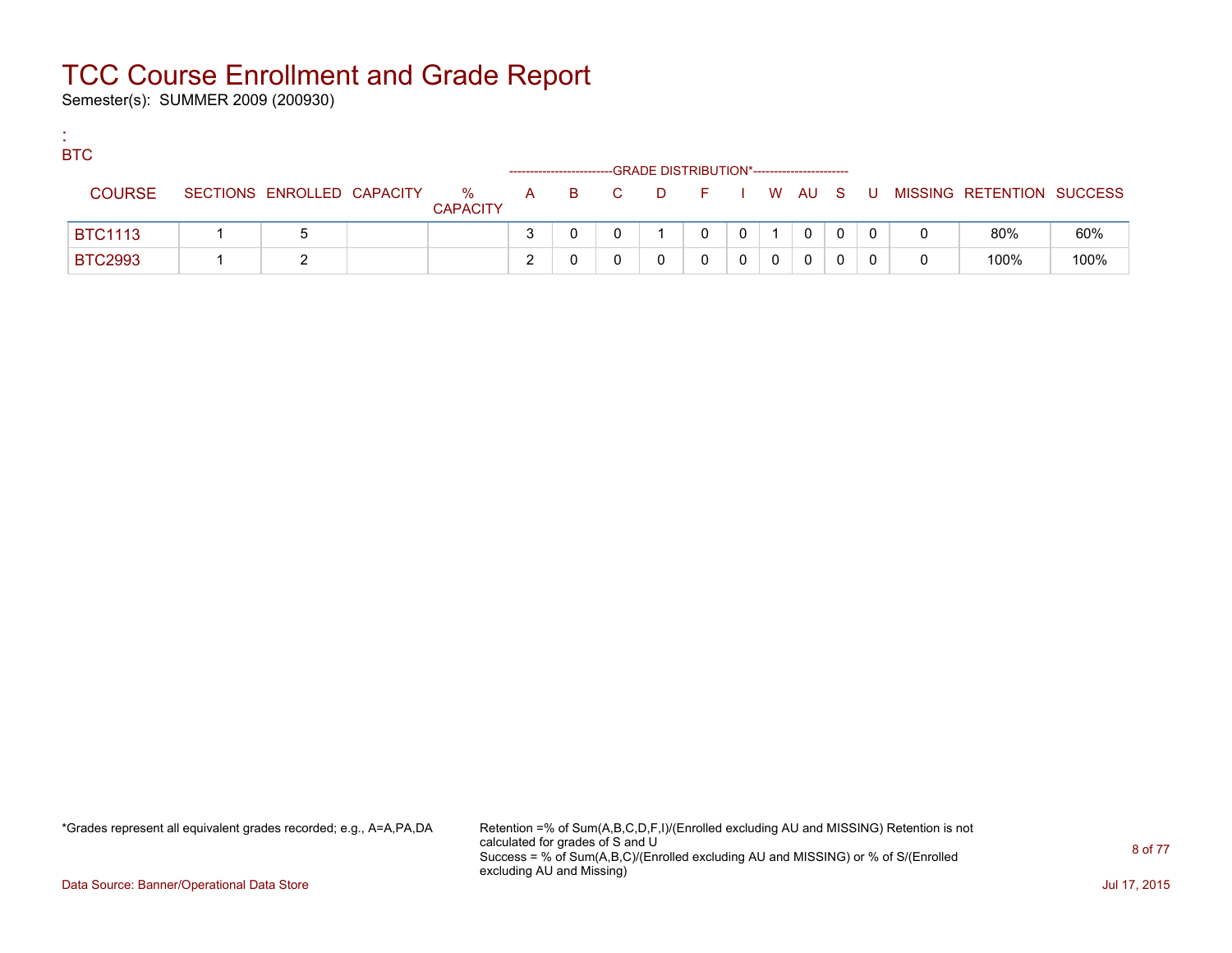# TCC Course Enrollment and Grade Report

Semester(s): SUMMER 2009 (200930)

:
BTC

| COURSE | SECTIONS | ENROLLED | CAPACITY | % CAPACITY | A | B | C | D | F | I | W | AU | S | U | MISSING | RETENTION | SUCCESS |
|---|---|---|---|---|---|---|---|---|---|---|---|---|---|---|---|---|---|
| | | | | | GRADE DISTRIBUTION* | | | | | | | | | | | | |
| BTC1113 | 1 | 5 | | | 3 | 0 | 0 | 1 | 0 | 0 | 1 | 0 | 0 | 0 | 0 | 80% | 60% |
| BTC2993 | 1 | 2 | | | 2 | 0 | 0 | 0 | 0 | 0 | 0 | 0 | 0 | 0 | 0 | 100% | 100% |

*Grades represent all equivalent grades recorded; e.g., A=A,PA,DA

Retention =% of Sum(A,B,C,D,F,I)/(Enrolled excluding AU and MISSING) Retention is not calculated for grades of S and U
Success = % of Sum(A,B,C)/(Enrolled excluding AU and MISSING) or % of S/(Enrolled excluding AU and Missing)

Data Source: Banner/Operational Data Store

Jul 17, 2015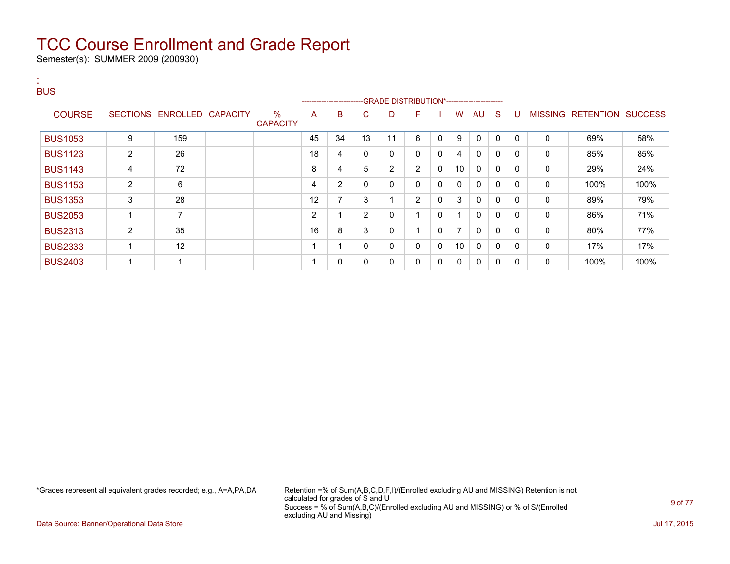# TCC Course Enrollment and Grade Report

Semester(s): SUMMER 2009 (200930)

:
BUS

| COURSE | SECTIONS | ENROLLED | CAPACITY | % CAPACITY | A | B | C | D | F | I | W | AU | S | U | MISSING | RETENTION | SUCCESS |
|---|---|---|---|---|---|---|---|---|---|---|---|---|---|---|---|---|---|
| | | | | | GRADE DISTRIBUTION* | | | | | | | | | | | | |
| BUS1053 | 9 | 159 | | | 45 | 34 | 13 | 11 | 6 | 0 | 9 | 0 | 0 | 0 | 0 | 69% | 58% |
| BUS1123 | 2 | 26 | | | 18 | 4 | 0 | 0 | 0 | 0 | 4 | 0 | 0 | 0 | 0 | 85% | 85% |
| BUS1143 | 4 | 72 | | | 8 | 4 | 5 | 2 | 2 | 0 | 10 | 0 | 0 | 0 | 0 | 29% | 24% |
| BUS1153 | 2 | 6 | | | 4 | 2 | 0 | 0 | 0 | 0 | 0 | 0 | 0 | 0 | 0 | 100% | 100% |
| BUS1353 | 3 | 28 | | | 12 | 7 | 3 | 1 | 2 | 0 | 3 | 0 | 0 | 0 | 0 | 89% | 79% |
| BUS2053 | 1 | 7 | | | 2 | 1 | 2 | 0 | 1 | 0 | 1 | 0 | 0 | 0 | 0 | 86% | 71% |
| BUS2313 | 2 | 35 | | | 16 | 8 | 3 | 0 | 1 | 0 | 7 | 0 | 0 | 0 | 0 | 80% | 77% |
| BUS2333 | 1 | 12 | | | 1 | 1 | 0 | 0 | 0 | 0 | 10 | 0 | 0 | 0 | 0 | 17% | 17% |
| BUS2403 | 1 | 1 | | | 1 | 0 | 0 | 0 | 0 | 0 | 0 | 0 | 0 | 0 | 0 | 100% | 100% |

*Grades represent all equivalent grades recorded; e.g., A=A,PA,DA

Retention =% of Sum(A,B,C,D,F,I)/(Enrolled excluding AU and MISSING) Retention is not calculated for grades of S and U
Success = % of Sum(A,B,C)/(Enrolled excluding AU and MISSING) or % of S/(Enrolled excluding AU and Missing)

Data Source: Banner/Operational Data Store

Jul 17, 2015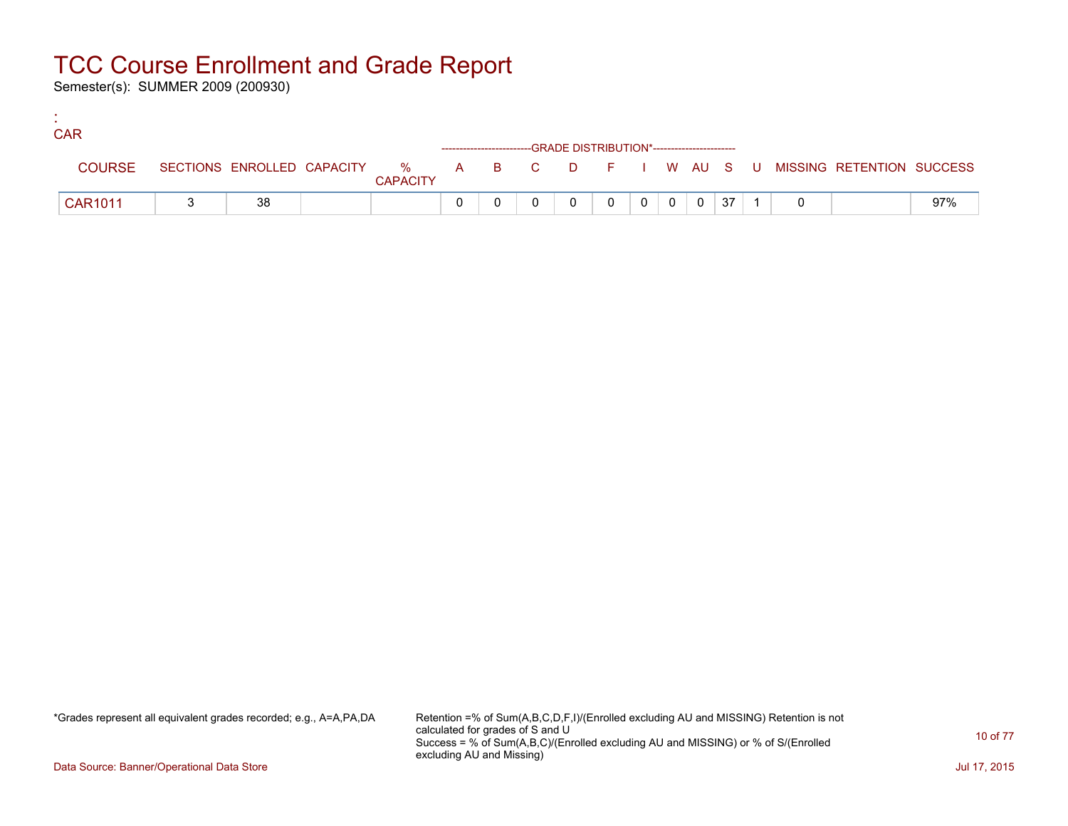# TCC Course Enrollment and Grade Report

Semester(s): SUMMER 2009 (200930)

:
CAR

| COURSE | SECTIONS | ENROLLED | CAPACITY | % CAPACITY | A | B | C | D | F | I | W | AU | S | U | MISSING | RETENTION | SUCCESS |
|---|---|---|---|---|---|---|---|---|---|---|---|---|---|---|---|---|---|
| | | | | | GRADE DISTRIBUTION* | | | | | | | | | | | | |
| CAR1011 | 3 | 38 | | | 0 | 0 | 0 | 0 | 0 | 0 | 0 | 0 | 37 | 1 | 0 | | 97% |

*Grades represent all equivalent grades recorded; e.g., A=A,PA,DA

Retention =% of Sum(A,B,C,D,F,I)/(Enrolled excluding AU and MISSING) Retention is not calculated for grades of S and U
Success = % of Sum(A,B,C)/(Enrolled excluding AU and MISSING) or % of S/(Enrolled excluding AU and Missing)

Data Source: Banner/Operational Data Store

Jul 17, 2015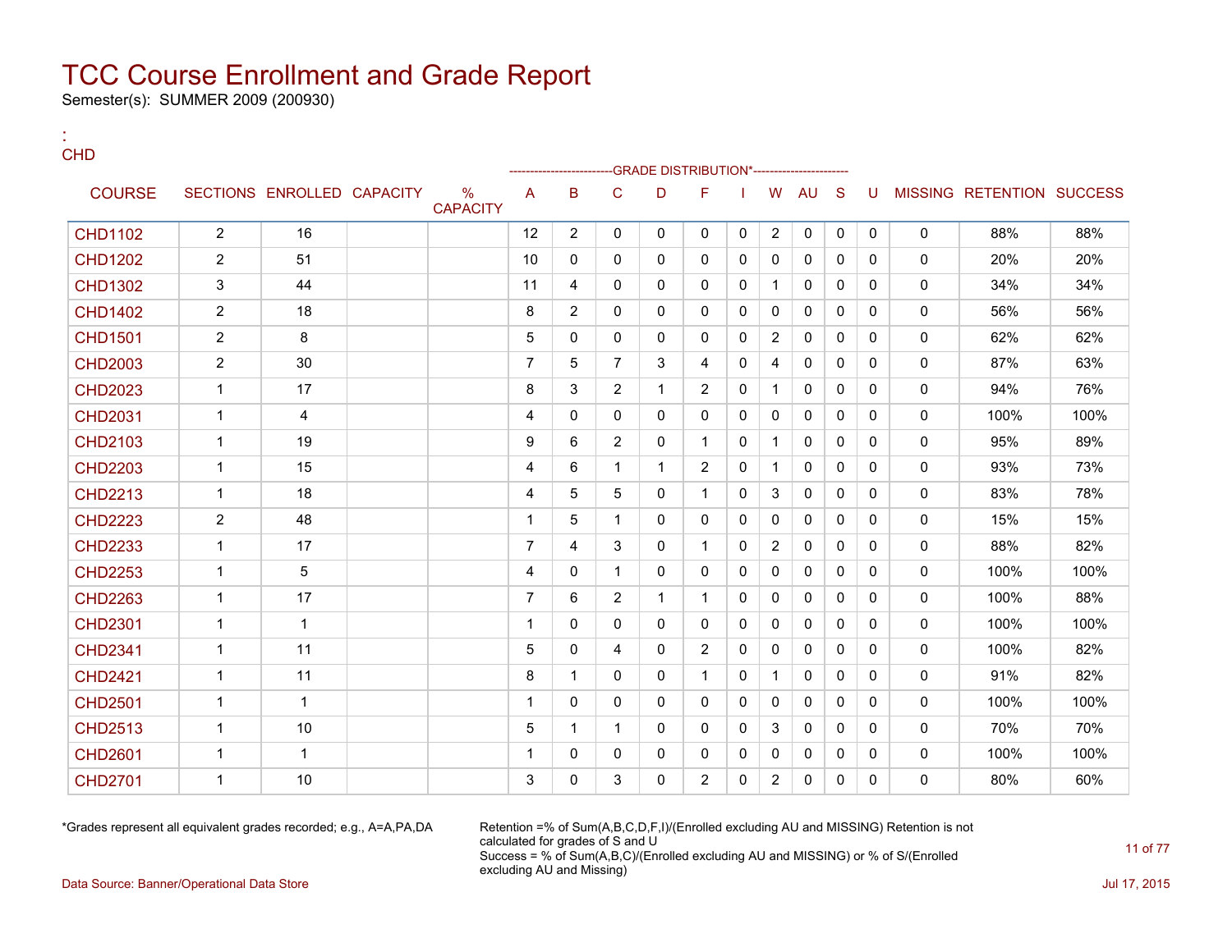# TCC Course Enrollment and Grade Report

Semester(s): SUMMER 2009 (200930)

:
CHD

| COURSE | SECTIONS | ENROLLED | CAPACITY | % CAPACITY | A | B | C | D | F | I | W | AU | S | U | MISSING | RETENTION | SUCCESS |
|---|---|---|---|---|---|---|---|---|---|---|---|---|---|---|---|---|---|
| | | | | | GRADE DISTRIBUTION* | | | | | | | | | | | | |
| CHD1102 | 2 | 16 | | | 12 | 2 | 0 | 0 | 0 | 0 | 2 | 0 | 0 | 0 | 0 | 88% | 88% |
| CHD1202 | 2 | 51 | | | 10 | 0 | 0 | 0 | 0 | 0 | 0 | 0 | 0 | 0 | 0 | 20% | 20% |
| CHD1302 | 3 | 44 | | | 11 | 4 | 0 | 0 | 0 | 0 | 1 | 0 | 0 | 0 | 0 | 34% | 34% |
| CHD1402 | 2 | 18 | | | 8 | 2 | 0 | 0 | 0 | 0 | 0 | 0 | 0 | 0 | 0 | 56% | 56% |
| CHD1501 | 2 | 8 | | | 5 | 0 | 0 | 0 | 0 | 0 | 2 | 0 | 0 | 0 | 0 | 62% | 62% |
| CHD2003 | 2 | 30 | | | 7 | 5 | 7 | 3 | 4 | 0 | 4 | 0 | 0 | 0 | 0 | 87% | 63% |
| CHD2023 | 1 | 17 | | | 8 | 3 | 2 | 1 | 2 | 0 | 1 | 0 | 0 | 0 | 0 | 94% | 76% |
| CHD2031 | 1 | 4 | | | 4 | 0 | 0 | 0 | 0 | 0 | 0 | 0 | 0 | 0 | 0 | 100% | 100% |
| CHD2103 | 1 | 19 | | | 9 | 6 | 2 | 0 | 1 | 0 | 1 | 0 | 0 | 0 | 0 | 95% | 89% |
| CHD2203 | 1 | 15 | | | 4 | 6 | 1 | 1 | 2 | 0 | 1 | 0 | 0 | 0 | 0 | 93% | 73% |
| CHD2213 | 1 | 18 | | | 4 | 5 | 5 | 0 | 1 | 0 | 3 | 0 | 0 | 0 | 0 | 83% | 78% |
| CHD2223 | 2 | 48 | | | 1 | 5 | 1 | 0 | 0 | 0 | 0 | 0 | 0 | 0 | 0 | 15% | 15% |
| CHD2233 | 1 | 17 | | | 7 | 4 | 3 | 0 | 1 | 0 | 2 | 0 | 0 | 0 | 0 | 88% | 82% |
| CHD2253 | 1 | 5 | | | 4 | 0 | 1 | 0 | 0 | 0 | 0 | 0 | 0 | 0 | 0 | 100% | 100% |
| CHD2263 | 1 | 17 | | | 7 | 6 | 2 | 1 | 1 | 0 | 0 | 0 | 0 | 0 | 0 | 100% | 88% |
| CHD2301 | 1 | 1 | | | 1 | 0 | 0 | 0 | 0 | 0 | 0 | 0 | 0 | 0 | 0 | 100% | 100% |
| CHD2341 | 1 | 11 | | | 5 | 0 | 4 | 0 | 2 | 0 | 0 | 0 | 0 | 0 | 0 | 100% | 82% |
| CHD2421 | 1 | 11 | | | 8 | 1 | 0 | 0 | 1 | 0 | 1 | 0 | 0 | 0 | 0 | 91% | 82% |
| CHD2501 | 1 | 1 | | | 1 | 0 | 0 | 0 | 0 | 0 | 0 | 0 | 0 | 0 | 0 | 100% | 100% |
| CHD2513 | 1 | 10 | | | 5 | 1 | 1 | 0 | 0 | 0 | 3 | 0 | 0 | 0 | 0 | 70% | 70% |
| CHD2601 | 1 | 1 | | | 1 | 0 | 0 | 0 | 0 | 0 | 0 | 0 | 0 | 0 | 0 | 100% | 100% |
| CHD2701 | 1 | 10 | | | 3 | 0 | 3 | 0 | 2 | 0 | 2 | 0 | 0 | 0 | 0 | 80% | 60% |

*Grades represent all equivalent grades recorded; e.g., A=A,PA,DA

Retention =% of Sum(A,B,C,D,F,I)/(Enrolled excluding AU and MISSING) Retention is not calculated for grades of S and U
Success = % of Sum(A,B,C)/(Enrolled excluding AU and MISSING) or % of S/(Enrolled excluding AU and Missing)

Data Source: Banner/Operational Data Store

Jul 17, 2015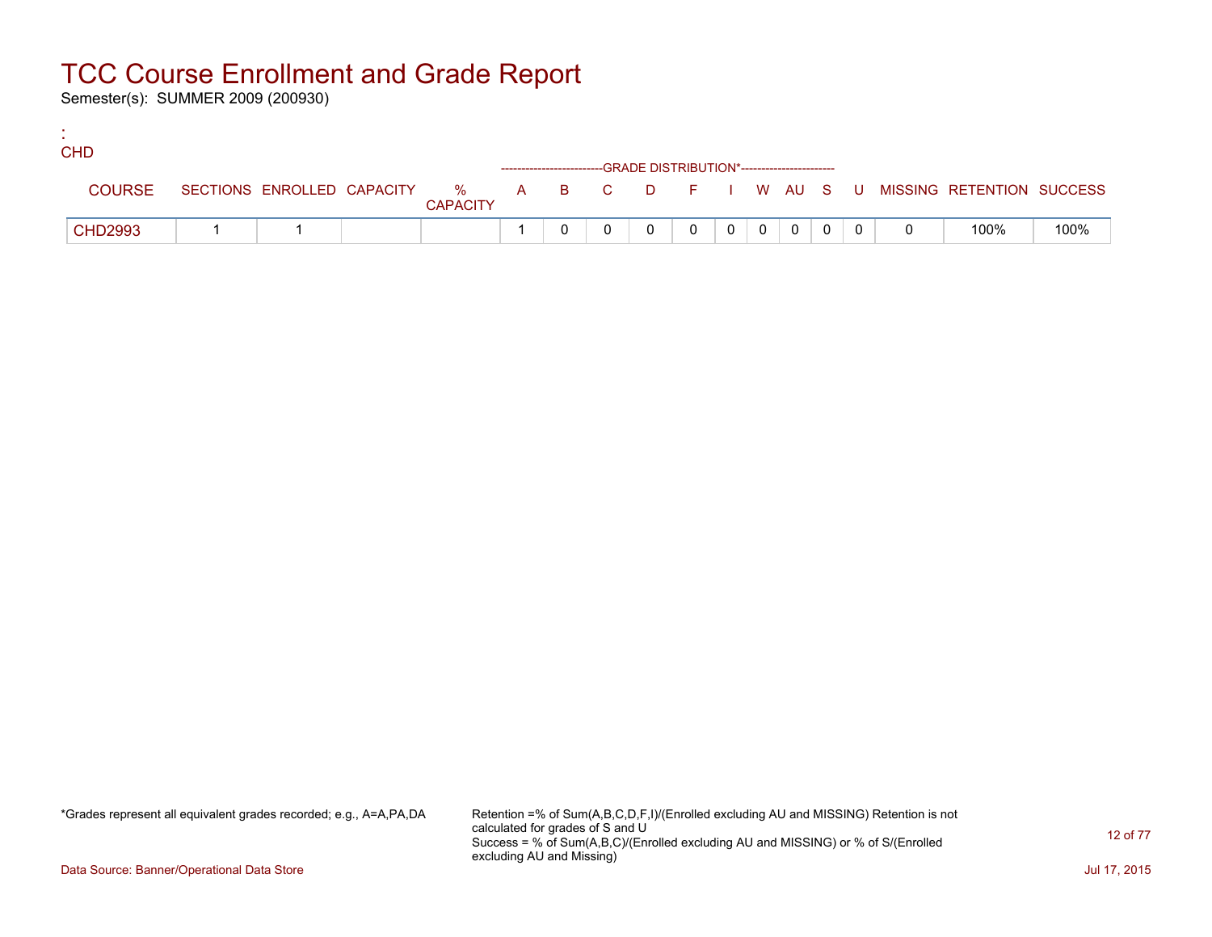# TCC Course Enrollment and Grade Report

Semester(s): SUMMER 2009 (200930)

:
CHD

| COURSE | SECTIONS | ENROLLED | CAPACITY | % CAPACITY | A | B | C | D | F | I | W | AU | S | U | MISSING | RETENTION | SUCCESS |
|---|---|---|---|---|---|---|---|---|---|---|---|---|---|---|---|---|---|
| | | | | | GRADE DISTRIBUTION* | | | | | | | | | | | | |
| CHD2993 | 1 | 1 | | | 1 | 0 | 0 | 0 | 0 | 0 | 0 | 0 | 0 | 0 | 0 | 100% | 100% |

*Grades represent all equivalent grades recorded; e.g., A=A,PA,DA

Retention =% of Sum(A,B,C,D,F,I)/(Enrolled excluding AU and MISSING) Retention is not calculated for grades of S and U
Success = % of Sum(A,B,C)/(Enrolled excluding AU and MISSING) or % of S/(Enrolled excluding AU and Missing)

Data Source: Banner/Operational Data Store

Jul 17, 2015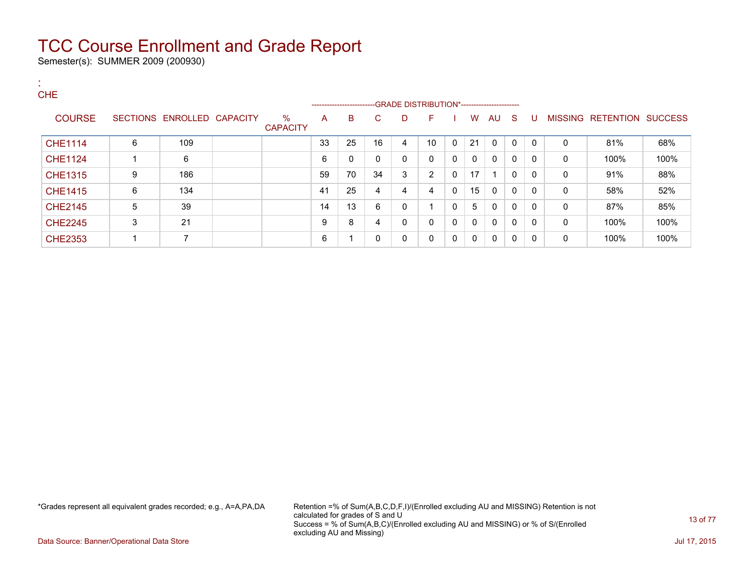# TCC Course Enrollment and Grade Report

Semester(s): SUMMER 2009 (200930)

:
CHE

| COURSE | SECTIONS | ENROLLED | CAPACITY | % CAPACITY | A | B | C | D | F | I | W | AU | S | U | MISSING | RETENTION | SUCCESS |
|---|---|---|---|---|---|---|---|---|---|---|---|---|---|---|---|---|---|
| | | | | | GRADE DISTRIBUTION* | | | | | | | | | | | | |
| CHE1114 | 6 | 109 | | | 33 | 25 | 16 | 4 | 10 | 0 | 21 | 0 | 0 | 0 | 0 | 81% | 68% |
| CHE1124 | 1 | 6 | | | 6 | 0 | 0 | 0 | 0 | 0 | 0 | 0 | 0 | 0 | 0 | 100% | 100% |
| CHE1315 | 9 | 186 | | | 59 | 70 | 34 | 3 | 2 | 0 | 17 | 1 | 0 | 0 | 0 | 91% | 88% |
| CHE1415 | 6 | 134 | | | 41 | 25 | 4 | 4 | 4 | 0 | 15 | 0 | 0 | 0 | 0 | 58% | 52% |
| CHE2145 | 5 | 39 | | | 14 | 13 | 6 | 0 | 1 | 0 | 5 | 0 | 0 | 0 | 0 | 87% | 85% |
| CHE2245 | 3 | 21 | | | 9 | 8 | 4 | 0 | 0 | 0 | 0 | 0 | 0 | 0 | 0 | 100% | 100% |
| CHE2353 | 1 | 7 | | | 6 | 1 | 0 | 0 | 0 | 0 | 0 | 0 | 0 | 0 | 0 | 100% | 100% |

*Grades represent all equivalent grades recorded; e.g., A=A,PA,DA

Retention =% of Sum(A,B,C,D,F,I)/(Enrolled excluding AU and MISSING) Retention is not calculated for grades of S and U
Success = % of Sum(A,B,C)/(Enrolled excluding AU and MISSING) or % of S/(Enrolled excluding AU and Missing)

Data Source: Banner/Operational Data Store

Jul 17, 2015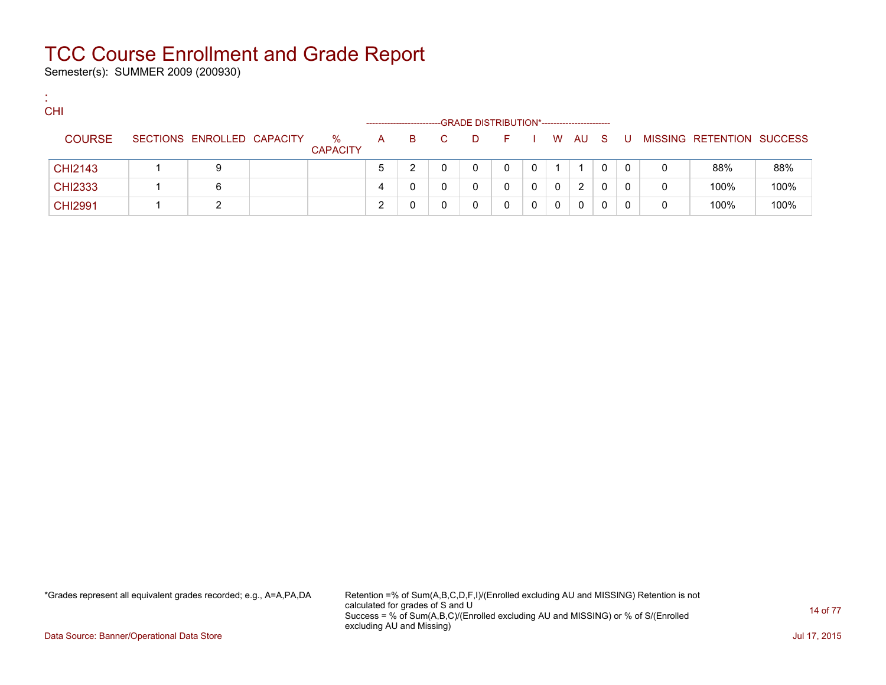# TCC Course Enrollment and Grade Report

Semester(s): SUMMER 2009 (200930)

:
CHI

| COURSE | SECTIONS | ENROLLED | CAPACITY | % CAPACITY | A | B | C | D | F | I | W | AU | S | U | MISSING | RETENTION | SUCCESS |
|---|---|---|---|---|---|---|---|---|---|---|---|---|---|---|---|---|---|
| | | | | | GRADE DISTRIBUTION* | | | | | | | | | | | | |
| CHI2143 | 1 | 9 | | | 5 | 2 | 0 | 0 | 0 | 0 | 1 | 1 | 0 | 0 | 0 | 88% | 88% |
| CHI2333 | 1 | 6 | | | 4 | 0 | 0 | 0 | 0 | 0 | 0 | 2 | 0 | 0 | 0 | 100% | 100% |
| CHI2991 | 1 | 2 | | | 2 | 0 | 0 | 0 | 0 | 0 | 0 | 0 | 0 | 0 | 0 | 100% | 100% |

*Grades represent all equivalent grades recorded; e.g., A=A,PA,DA

Retention =% of Sum(A,B,C,D,F,I)/(Enrolled excluding AU and MISSING) Retention is not calculated for grades of S and U
Success = % of Sum(A,B,C)/(Enrolled excluding AU and MISSING) or % of S/(Enrolled excluding AU and Missing)

Data Source: Banner/Operational Data Store

Jul 17, 2015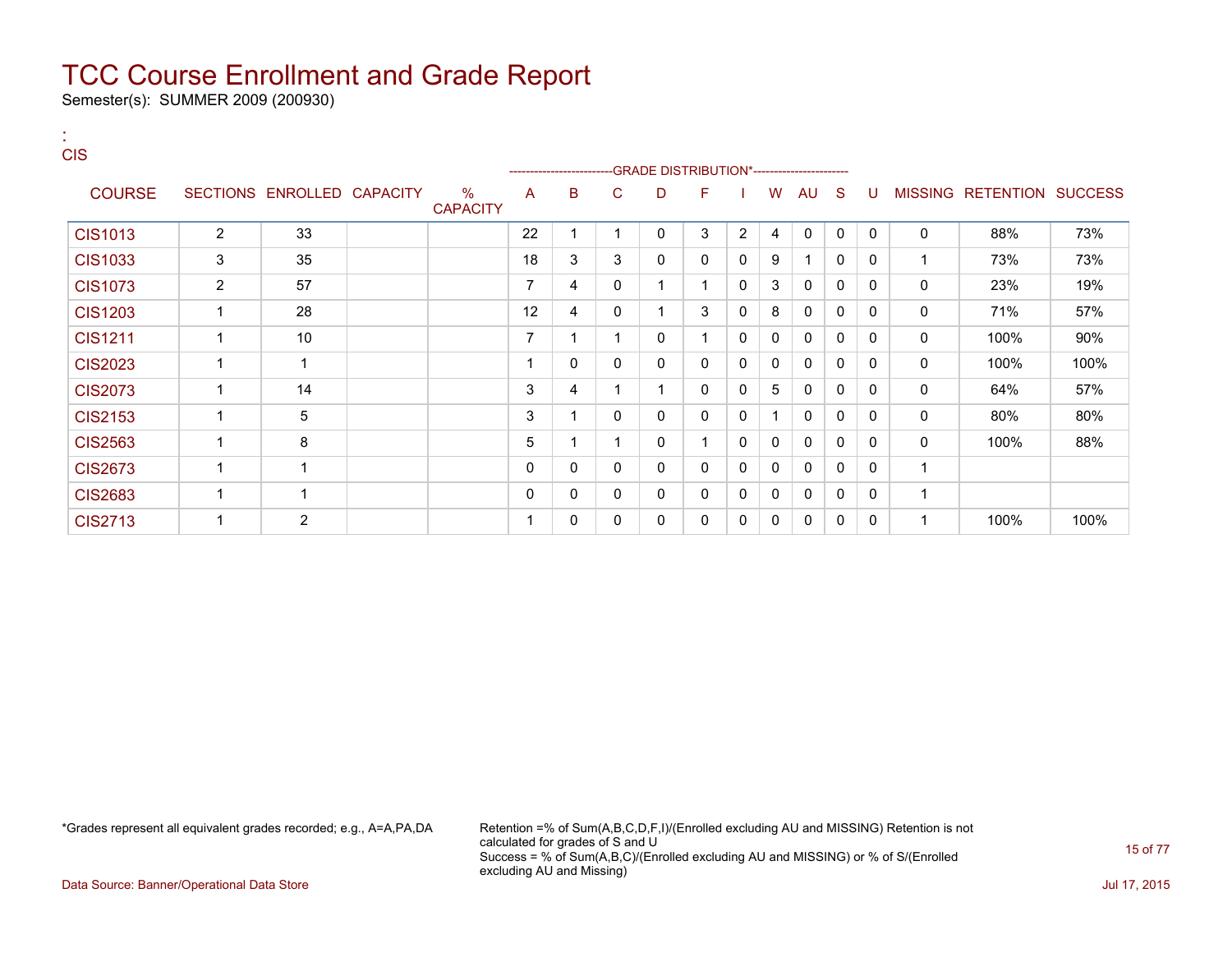# TCC Course Enrollment and Grade Report

Semester(s): SUMMER 2009 (200930)

:
CIS

| COURSE | SECTIONS | ENROLLED | CAPACITY | % CAPACITY | A | B | C | D | F | I | W | AU | S | U | MISSING | RETENTION | SUCCESS |
|---|---|---|---|---|---|---|---|---|---|---|---|---|---|---|---|---|---|
| | | | | | GRADE DISTRIBUTION* | | | | | | | | | | | | |
| CIS1013 | 2 | 33 | | | 22 | 1 | 1 | 0 | 3 | 2 | 4 | 0 | 0 | 0 | 0 | 88% | 73% |
| CIS1033 | 3 | 35 | | | 18 | 3 | 3 | 0 | 0 | 0 | 9 | 1 | 0 | 0 | 1 | 73% | 73% |
| CIS1073 | 2 | 57 | | | 7 | 4 | 0 | 1 | 1 | 0 | 3 | 0 | 0 | 0 | 0 | 23% | 19% |
| CIS1203 | 1 | 28 | | | 12 | 4 | 0 | 1 | 3 | 0 | 8 | 0 | 0 | 0 | 0 | 71% | 57% |
| CIS1211 | 1 | 10 | | | 7 | 1 | 1 | 0 | 1 | 0 | 0 | 0 | 0 | 0 | 0 | 100% | 90% |
| CIS2023 | 1 | 1 | | | 1 | 0 | 0 | 0 | 0 | 0 | 0 | 0 | 0 | 0 | 0 | 100% | 100% |
| CIS2073 | 1 | 14 | | | 3 | 4 | 1 | 1 | 0 | 0 | 5 | 0 | 0 | 0 | 0 | 64% | 57% |
| CIS2153 | 1 | 5 | | | 3 | 1 | 0 | 0 | 0 | 0 | 1 | 0 | 0 | 0 | 0 | 80% | 80% |
| CIS2563 | 1 | 8 | | | 5 | 1 | 1 | 0 | 1 | 0 | 0 | 0 | 0 | 0 | 0 | 100% | 88% |
| CIS2673 | 1 | 1 | | | 0 | 0 | 0 | 0 | 0 | 0 | 0 | 0 | 0 | 0 | 1 | | |
| CIS2683 | 1 | 1 | | | 0 | 0 | 0 | 0 | 0 | 0 | 0 | 0 | 0 | 0 | 1 | | |
| CIS2713 | 1 | 2 | | | 1 | 0 | 0 | 0 | 0 | 0 | 0 | 0 | 0 | 0 | 1 | 100% | 100% |

*Grades represent all equivalent grades recorded; e.g., A=A,PA,DA

Retention =% of Sum(A,B,C,D,F,I)/(Enrolled excluding AU and MISSING) Retention is not calculated for grades of S and U
Success = % of Sum(A,B,C)/(Enrolled excluding AU and MISSING) or % of S/(Enrolled excluding AU and Missing)

Data Source: Banner/Operational Data Store

Jul 17, 2015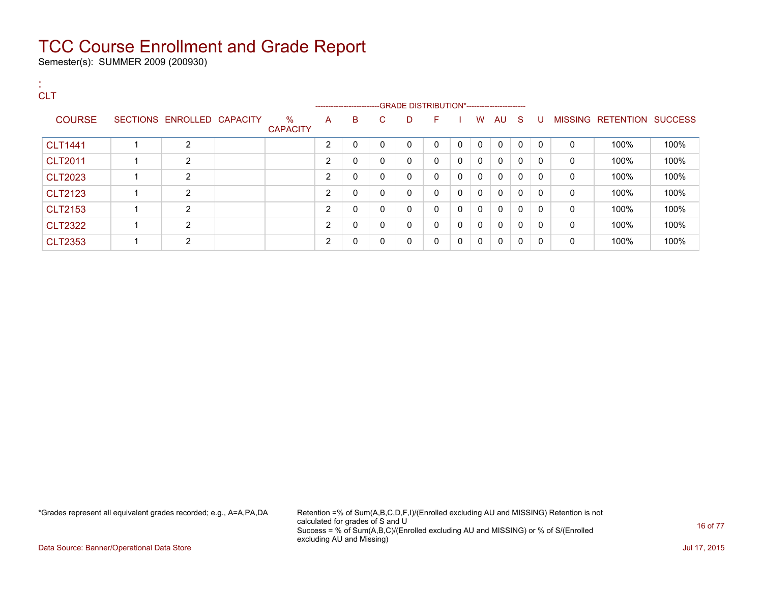# TCC Course Enrollment and Grade Report

Semester(s): SUMMER 2009 (200930)

:
CLT

| COURSE | SECTIONS | ENROLLED | CAPACITY | % CAPACITY | A | B | C | D | F | I | W | AU | S | U | MISSING | RETENTION | SUCCESS |
|---|---|---|---|---|---|---|---|---|---|---|---|---|---|---|---|---|---|
| | | | | | GRADE DISTRIBUTION* | | | | | | | | | | | | |
| CLT1441 | 1 | 2 | | | 2 | 0 | 0 | 0 | 0 | 0 | 0 | 0 | 0 | 0 | 0 | 100% | 100% |
| CLT2011 | 1 | 2 | | | 2 | 0 | 0 | 0 | 0 | 0 | 0 | 0 | 0 | 0 | 0 | 100% | 100% |
| CLT2023 | 1 | 2 | | | 2 | 0 | 0 | 0 | 0 | 0 | 0 | 0 | 0 | 0 | 0 | 100% | 100% |
| CLT2123 | 1 | 2 | | | 2 | 0 | 0 | 0 | 0 | 0 | 0 | 0 | 0 | 0 | 0 | 100% | 100% |
| CLT2153 | 1 | 2 | | | 2 | 0 | 0 | 0 | 0 | 0 | 0 | 0 | 0 | 0 | 0 | 100% | 100% |
| CLT2322 | 1 | 2 | | | 2 | 0 | 0 | 0 | 0 | 0 | 0 | 0 | 0 | 0 | 0 | 100% | 100% |
| CLT2353 | 1 | 2 | | | 2 | 0 | 0 | 0 | 0 | 0 | 0 | 0 | 0 | 0 | 0 | 100% | 100% |

*Grades represent all equivalent grades recorded; e.g., A=A,PA,DA

Retention =% of Sum(A,B,C,D,F,I)/(Enrolled excluding AU and MISSING) Retention is not calculated for grades of S and U
Success = % of Sum(A,B,C)/(Enrolled excluding AU and MISSING) or % of S/(Enrolled excluding AU and Missing)

Data Source: Banner/Operational Data Store

Jul 17, 2015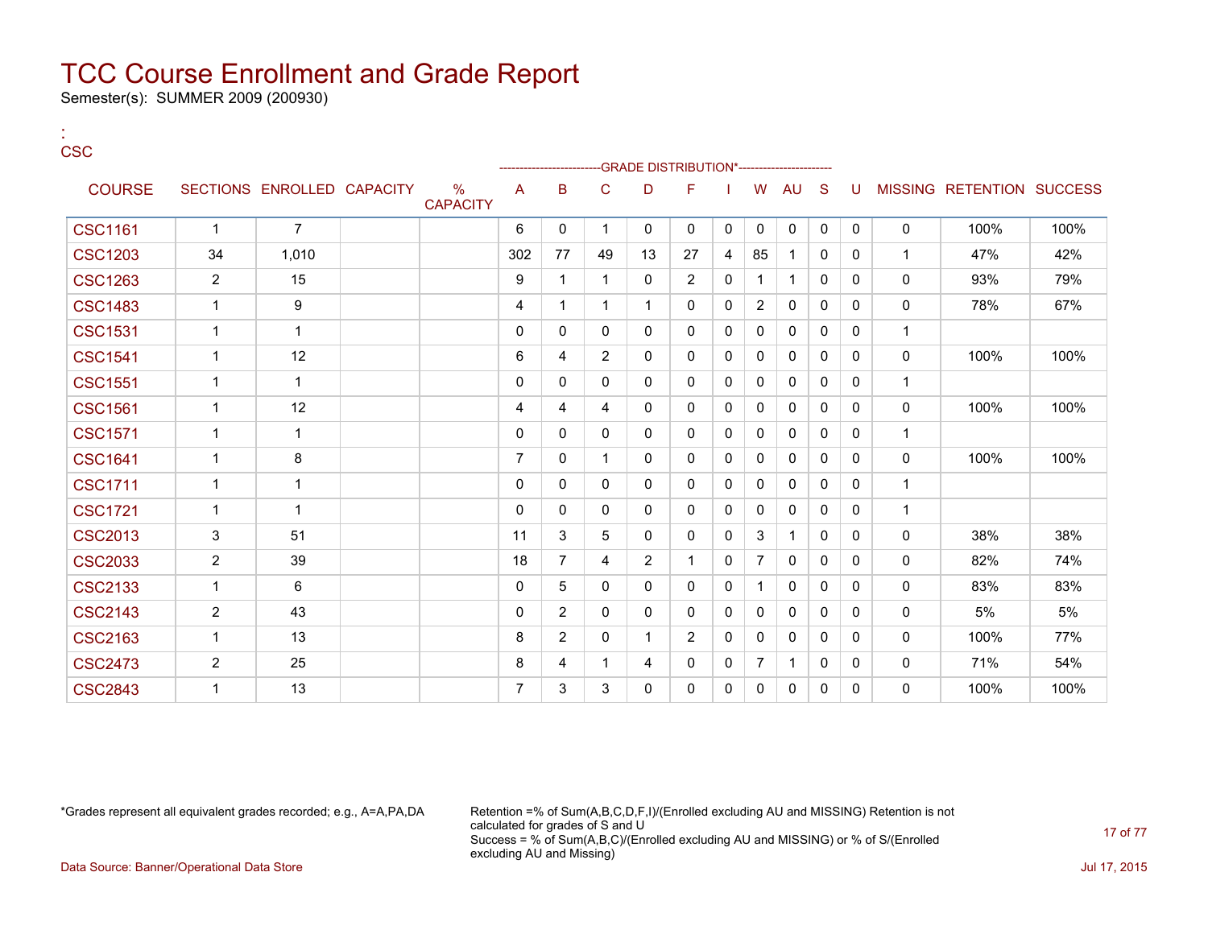# TCC Course Enrollment and Grade Report

Semester(s): SUMMER 2009 (200930)

:
CSC

| COURSE | SECTIONS | ENROLLED | CAPACITY | % CAPACITY | A | B | C | D | F | I | W | AU | S | U | MISSING | RETENTION | SUCCESS |
|---|---|---|---|---|---|---|---|---|---|---|---|---|---|---|---|---|---|
| | | | | | -------------------------GRADE DISTRIBUTION*---------------------- | | | | | | | | | | | | |
| CSC1161 | 1 | 7 | | | 6 | 0 | 1 | 0 | 0 | 0 | 0 | 0 | 0 | 0 | 0 | 100% | 100% |
| CSC1203 | 34 | 1,010 | | | 302 | 77 | 49 | 13 | 27 | 4 | 85 | 1 | 0 | 0 | 1 | 47% | 42% |
| CSC1263 | 2 | 15 | | | 9 | 1 | 1 | 0 | 2 | 0 | 1 | 1 | 0 | 0 | 0 | 93% | 79% |
| CSC1483 | 1 | 9 | | | 4 | 1 | 1 | 1 | 0 | 0 | 2 | 0 | 0 | 0 | 0 | 78% | 67% |
| CSC1531 | 1 | 1 | | | 0 | 0 | 0 | 0 | 0 | 0 | 0 | 0 | 0 | 0 | 1 | | |
| CSC1541 | 1 | 12 | | | 6 | 4 | 2 | 0 | 0 | 0 | 0 | 0 | 0 | 0 | 0 | 100% | 100% |
| CSC1551 | 1 | 1 | | | 0 | 0 | 0 | 0 | 0 | 0 | 0 | 0 | 0 | 0 | 1 | | |
| CSC1561 | 1 | 12 | | | 4 | 4 | 4 | 0 | 0 | 0 | 0 | 0 | 0 | 0 | 0 | 100% | 100% |
| CSC1571 | 1 | 1 | | | 0 | 0 | 0 | 0 | 0 | 0 | 0 | 0 | 0 | 0 | 1 | | |
| CSC1641 | 1 | 8 | | | 7 | 0 | 1 | 0 | 0 | 0 | 0 | 0 | 0 | 0 | 0 | 100% | 100% |
| CSC1711 | 1 | 1 | | | 0 | 0 | 0 | 0 | 0 | 0 | 0 | 0 | 0 | 0 | 1 | | |
| CSC1721 | 1 | 1 | | | 0 | 0 | 0 | 0 | 0 | 0 | 0 | 0 | 0 | 0 | 1 | | |
| CSC2013 | 3 | 51 | | | 11 | 3 | 5 | 0 | 0 | 0 | 3 | 1 | 0 | 0 | 0 | 38% | 38% |
| CSC2033 | 2 | 39 | | | 18 | 7 | 4 | 2 | 1 | 0 | 7 | 0 | 0 | 0 | 0 | 82% | 74% |
| CSC2133 | 1 | 6 | | | 0 | 5 | 0 | 0 | 0 | 0 | 1 | 0 | 0 | 0 | 0 | 83% | 83% |
| CSC2143 | 2 | 43 | | | 0 | 2 | 0 | 0 | 0 | 0 | 0 | 0 | 0 | 0 | 0 | 5% | 5% |
| CSC2163 | 1 | 13 | | | 8 | 2 | 0 | 1 | 2 | 0 | 0 | 0 | 0 | 0 | 0 | 100% | 77% |
| CSC2473 | 2 | 25 | | | 8 | 4 | 1 | 4 | 0 | 0 | 7 | 1 | 0 | 0 | 0 | 71% | 54% |
| CSC2843 | 1 | 13 | | | 7 | 3 | 3 | 0 | 0 | 0 | 0 | 0 | 0 | 0 | 0 | 100% | 100% |

*Grades represent all equivalent grades recorded; e.g., A=A,PA,DA

Retention =% of Sum(A,B,C,D,F,I)/(Enrolled excluding AU and MISSING) Retention is not calculated for grades of S and U
Success = % of Sum(A,B,C)/(Enrolled excluding AU and MISSING) or % of S/(Enrolled excluding AU and Missing)

Data Source: Banner/Operational Data Store

Jul 17, 2015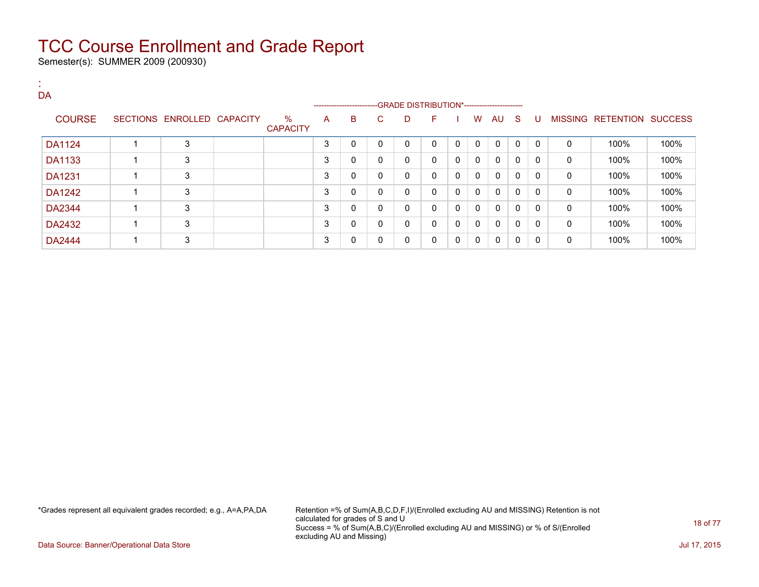# TCC Course Enrollment and Grade Report

Semester(s): SUMMER 2009 (200930)

:
DA

| COURSE | SECTIONS | ENROLLED | CAPACITY | % CAPACITY | A | B | C | D | F | I | W | AU | S | U | MISSING | RETENTION | SUCCESS |
|---|---|---|---|---|---|---|---|---|---|---|---|---|---|---|---|---|---|
| | | | | | GRADE DISTRIBUTION* | | | | | | | | | | | | |
| DA1124 | 1 | 3 | | | 3 | 0 | 0 | 0 | 0 | 0 | 0 | 0 | 0 | 0 | 0 | 100% | 100% |
| DA1133 | 1 | 3 | | | 3 | 0 | 0 | 0 | 0 | 0 | 0 | 0 | 0 | 0 | 0 | 100% | 100% |
| DA1231 | 1 | 3 | | | 3 | 0 | 0 | 0 | 0 | 0 | 0 | 0 | 0 | 0 | 0 | 100% | 100% |
| DA1242 | 1 | 3 | | | 3 | 0 | 0 | 0 | 0 | 0 | 0 | 0 | 0 | 0 | 0 | 100% | 100% |
| DA2344 | 1 | 3 | | | 3 | 0 | 0 | 0 | 0 | 0 | 0 | 0 | 0 | 0 | 0 | 100% | 100% |
| DA2432 | 1 | 3 | | | 3 | 0 | 0 | 0 | 0 | 0 | 0 | 0 | 0 | 0 | 0 | 100% | 100% |
| DA2444 | 1 | 3 | | | 3 | 0 | 0 | 0 | 0 | 0 | 0 | 0 | 0 | 0 | 0 | 100% | 100% |

*Grades represent all equivalent grades recorded; e.g., A=A,PA,DA

Retention =% of Sum(A,B,C,D,F,I)/(Enrolled excluding AU and MISSING) Retention is not calculated for grades of S and U
Success = % of Sum(A,B,C)/(Enrolled excluding AU and MISSING) or % of S/(Enrolled excluding AU and Missing)

Data Source: Banner/Operational Data Store

Jul 17, 2015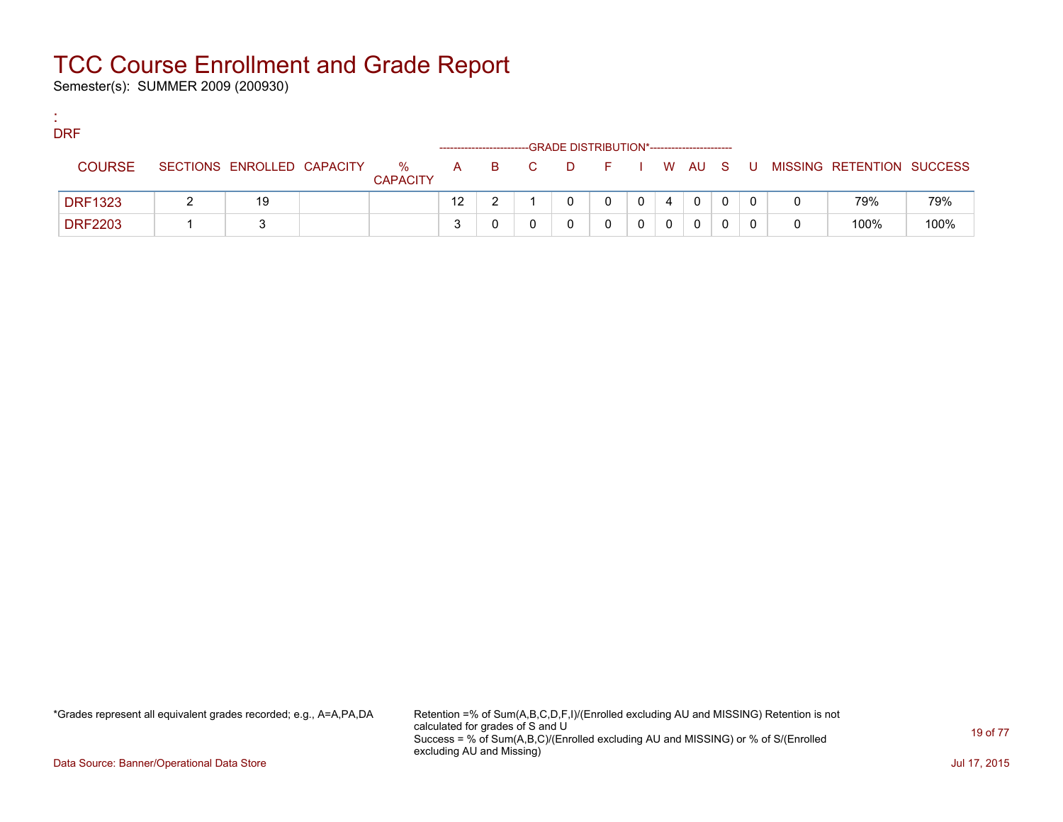# TCC Course Enrollment and Grade Report

Semester(s): SUMMER 2009 (200930)

:
DRF

| COURSE | SECTIONS | ENROLLED | CAPACITY | % CAPACITY | A | B | C | D | F | I | W | AU | S | U | MISSING | RETENTION | SUCCESS |
|---|---|---|---|---|---|---|---|---|---|---|---|---|---|---|---|---|---|
| | | | | | GRADE DISTRIBUTION* | | | | | | | | | | | | |
| DRF1323 | 2 | 19 | | | 12 | 2 | 1 | 0 | 0 | 0 | 4 | 0 | 0 | 0 | 0 | 79% | 79% |
| DRF2203 | 1 | 3 | | | 3 | 0 | 0 | 0 | 0 | 0 | 0 | 0 | 0 | 0 | 0 | 100% | 100% |

*Grades represent all equivalent grades recorded; e.g., A=A,PA,DA

Retention =% of Sum(A,B,C,D,F,I)/(Enrolled excluding AU and MISSING) Retention is not calculated for grades of S and U
Success = % of Sum(A,B,C)/(Enrolled excluding AU and MISSING) or % of S/(Enrolled excluding AU and Missing)

Data Source: Banner/Operational Data Store

Jul 17, 2015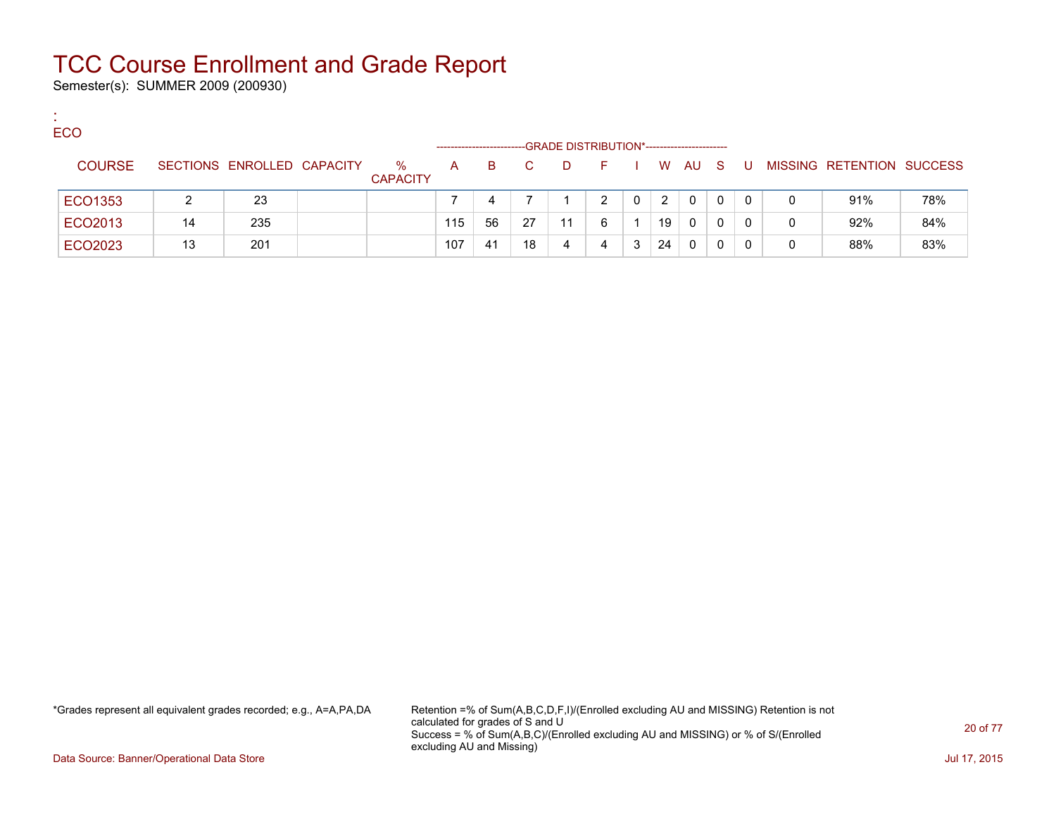# TCC Course Enrollment and Grade Report

Semester(s): SUMMER 2009 (200930)

:
ECO

| COURSE | SECTIONS | ENROLLED | CAPACITY | % CAPACITY | A | B | C | D | F | I | W | AU | S | U | MISSING | RETENTION | SUCCESS |
|---|---|---|---|---|---|---|---|---|---|---|---|---|---|---|---|---|---|
| | | | | | GRADE DISTRIBUTION* | | | | | | | | | | | | |
| ECO1353 | 2 | 23 | | | 7 | 4 | 7 | 1 | 2 | 0 | 2 | 0 | 0 | 0 | 0 | 91% | 78% |
| ECO2013 | 14 | 235 | | | 115 | 56 | 27 | 11 | 6 | 1 | 19 | 0 | 0 | 0 | 0 | 92% | 84% |
| ECO2023 | 13 | 201 | | | 107 | 41 | 18 | 4 | 4 | 3 | 24 | 0 | 0 | 0 | 0 | 88% | 83% |

*Grades represent all equivalent grades recorded; e.g., A=A,PA,DA

Retention =% of Sum(A,B,C,D,F,I)/(Enrolled excluding AU and MISSING) Retention is not calculated for grades of S and U
Success = % of Sum(A,B,C)/(Enrolled excluding AU and MISSING) or % of S/(Enrolled excluding AU and Missing)

Data Source: Banner/Operational Data Store

Jul 17, 2015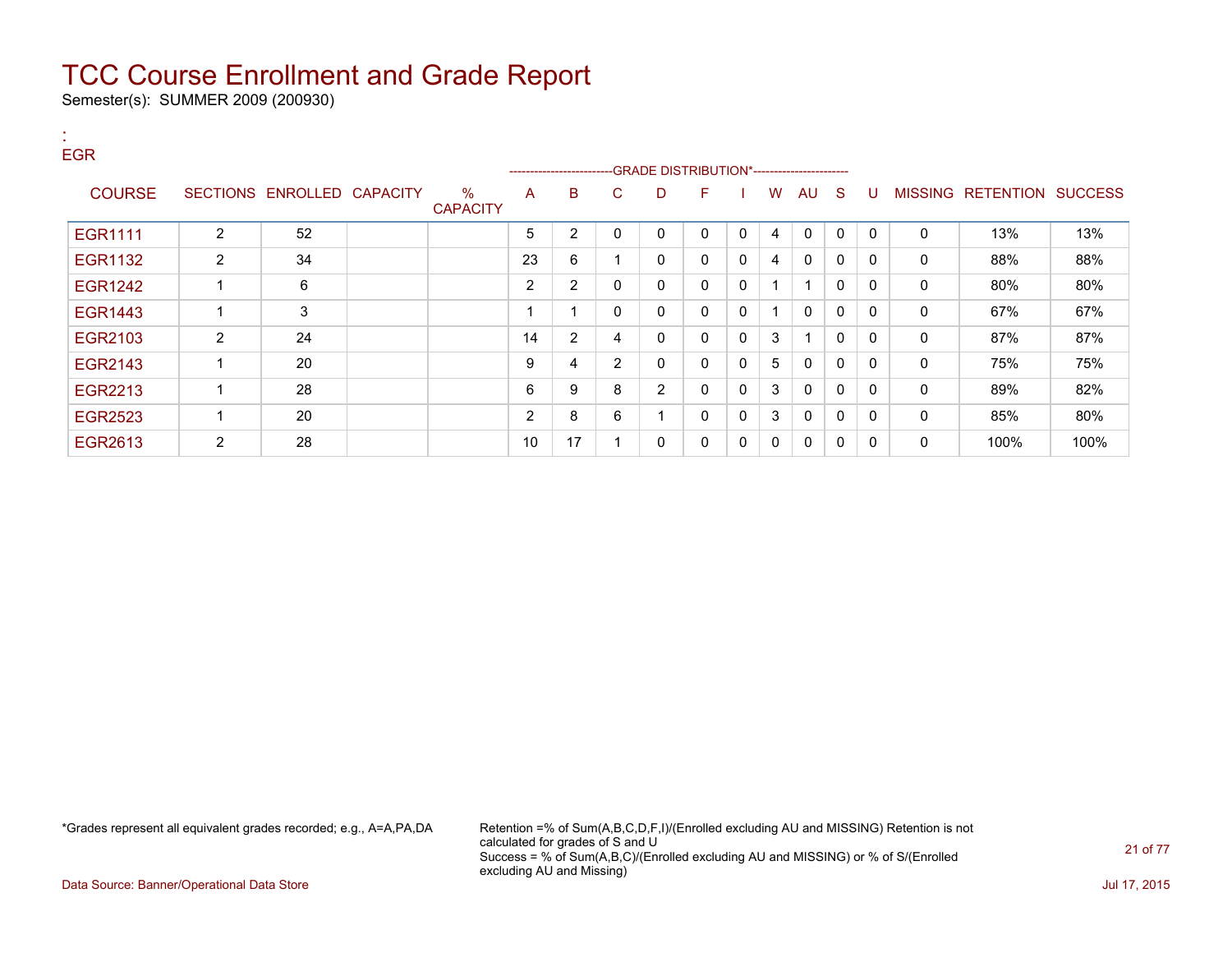# TCC Course Enrollment and Grade Report

Semester(s): SUMMER 2009 (200930)

:
EGR

| COURSE | SECTIONS | ENROLLED | CAPACITY | % CAPACITY | A | B | C | D | F | I | W | AU | S | U | MISSING | RETENTION | SUCCESS |
|---|---|---|---|---|---|---|---|---|---|---|---|---|---|---|---|---|---|
| | | | | | GRADE DISTRIBUTION* | | | | | | | | | | | | |
| EGR1111 | 2 | 52 | | | 5 | 2 | 0 | 0 | 0 | 0 | 4 | 0 | 0 | 0 | 0 | 13% | 13% |
| EGR1132 | 2 | 34 | | | 23 | 6 | 1 | 0 | 0 | 0 | 4 | 0 | 0 | 0 | 0 | 88% | 88% |
| EGR1242 | 1 | 6 | | | 2 | 2 | 0 | 0 | 0 | 0 | 1 | 1 | 0 | 0 | 0 | 80% | 80% |
| EGR1443 | 1 | 3 | | | 1 | 1 | 0 | 0 | 0 | 0 | 1 | 0 | 0 | 0 | 0 | 67% | 67% |
| EGR2103 | 2 | 24 | | | 14 | 2 | 4 | 0 | 0 | 0 | 3 | 1 | 0 | 0 | 0 | 87% | 87% |
| EGR2143 | 1 | 20 | | | 9 | 4 | 2 | 0 | 0 | 0 | 5 | 0 | 0 | 0 | 0 | 75% | 75% |
| EGR2213 | 1 | 28 | | | 6 | 9 | 8 | 2 | 0 | 0 | 3 | 0 | 0 | 0 | 0 | 89% | 82% |
| EGR2523 | 1 | 20 | | | 2 | 8 | 6 | 1 | 0 | 0 | 3 | 0 | 0 | 0 | 0 | 85% | 80% |
| EGR2613 | 2 | 28 | | | 10 | 17 | 1 | 0 | 0 | 0 | 0 | 0 | 0 | 0 | 0 | 100% | 100% |

*Grades represent all equivalent grades recorded; e.g., A=A,PA,DA

Retention =% of Sum(A,B,C,D,F,I)/(Enrolled excluding AU and MISSING) Retention is not calculated for grades of S and U
Success = % of Sum(A,B,C)/(Enrolled excluding AU and MISSING) or % of S/(Enrolled excluding AU and Missing)

Data Source: Banner/Operational Data Store

Jul 17, 2015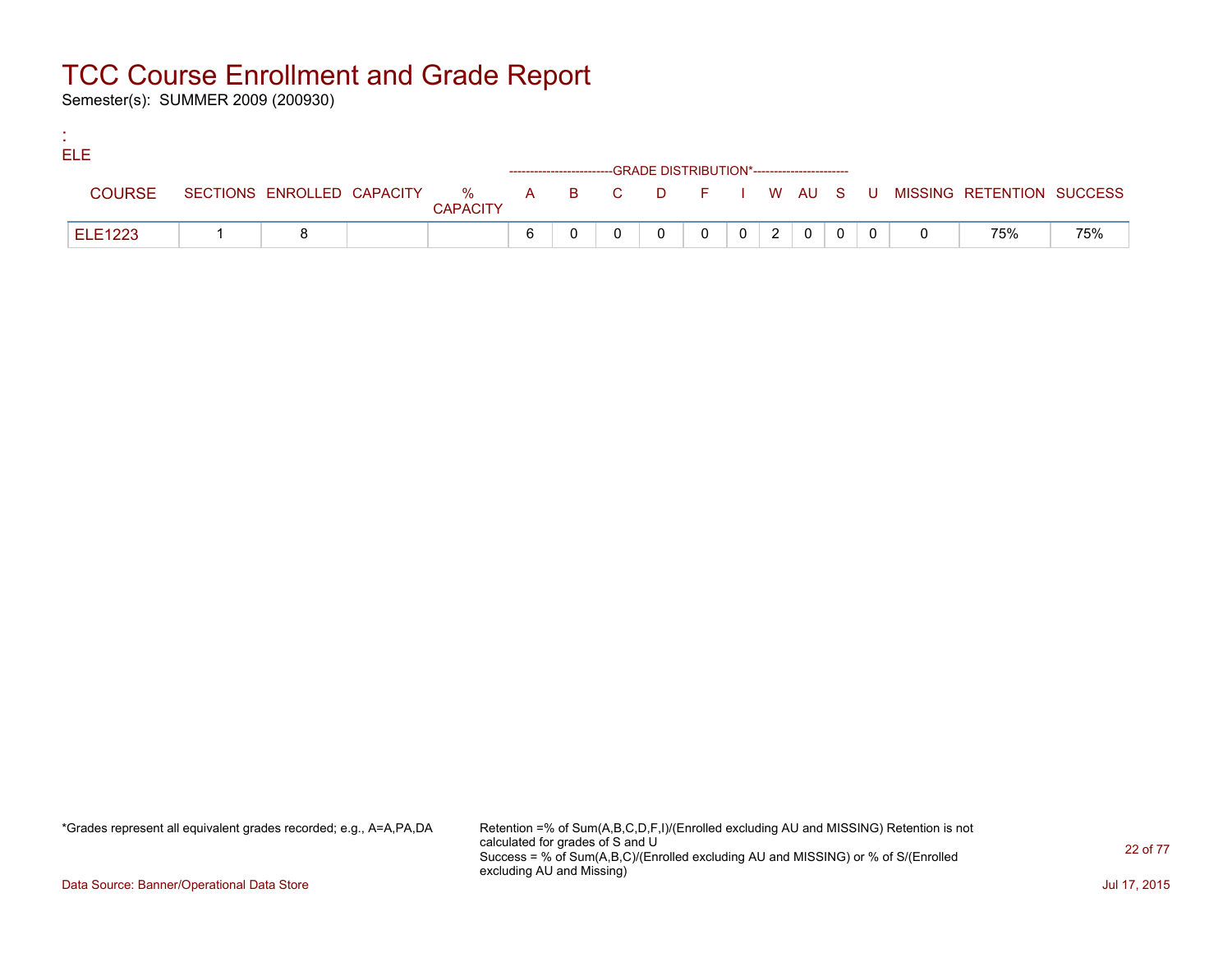# TCC Course Enrollment and Grade Report

Semester(s): SUMMER 2009 (200930)

:
ELE

| COURSE | SECTIONS | ENROLLED | CAPACITY | % CAPACITY | A | B | C | D | F | I | W | AU | S | U | MISSING | RETENTION | SUCCESS |
|---|---|---|---|---|---|---|---|---|---|---|---|---|---|---|---|---|---|
| | | | | | GRADE DISTRIBUTION* | | | | | | | | | | | | |
| ELE1223 | 1 | 8 | | | 6 | 0 | 0 | 0 | 0 | 0 | 2 | 0 | 0 | 0 | 0 | 75% | 75% |

*Grades represent all equivalent grades recorded; e.g., A=A,PA,DA

Retention =% of Sum(A,B,C,D,F,I)/(Enrolled excluding AU and MISSING) Retention is not calculated for grades of S and U
Success = % of Sum(A,B,C)/(Enrolled excluding AU and MISSING) or % of S/(Enrolled excluding AU and Missing)

Data Source: Banner/Operational Data Store

Jul 17, 2015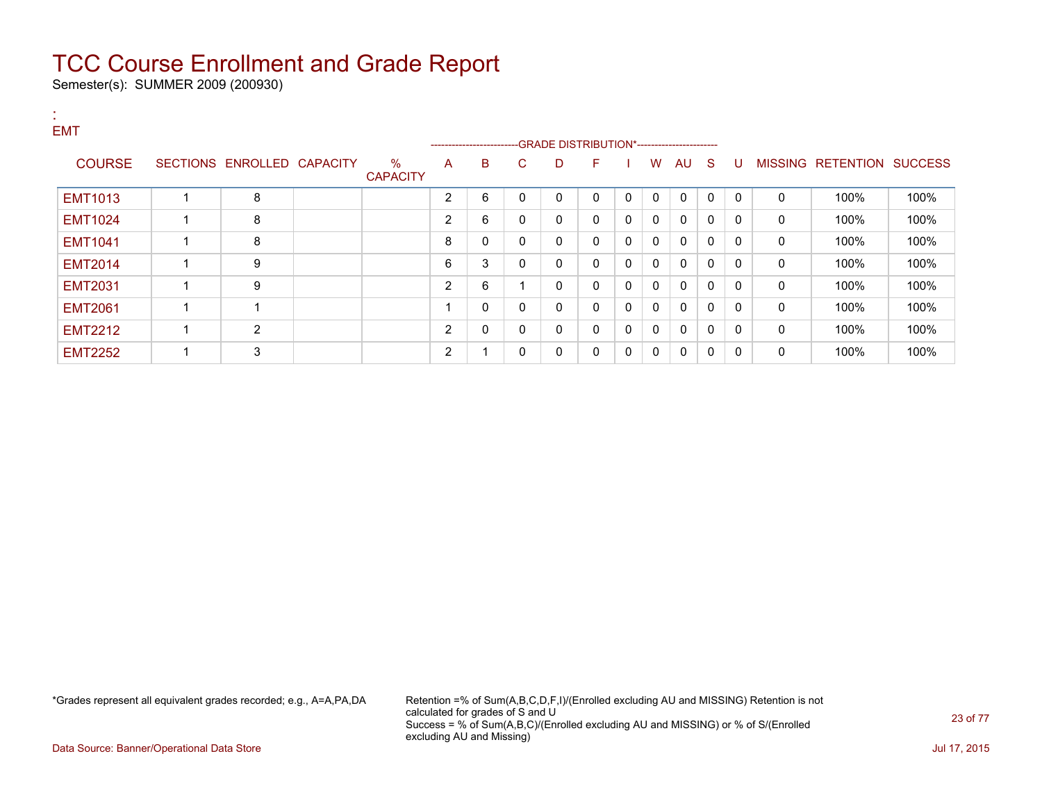# TCC Course Enrollment and Grade Report

Semester(s): SUMMER 2009 (200930)

:
EMT

| COURSE | SECTIONS | ENROLLED | CAPACITY | % CAPACITY | A | B | C | D | F | I | W | AU | S | U | MISSING | RETENTION | SUCCESS |
|---|---|---|---|---|---|---|---|---|---|---|---|---|---|---|---|---|---|
| | | | | | GRADE DISTRIBUTION* | | | | | | | | | | | | |
| EMT1013 | 1 | 8 | | | 2 | 6 | 0 | 0 | 0 | 0 | 0 | 0 | 0 | 0 | 0 | 100% | 100% |
| EMT1024 | 1 | 8 | | | 2 | 6 | 0 | 0 | 0 | 0 | 0 | 0 | 0 | 0 | 0 | 100% | 100% |
| EMT1041 | 1 | 8 | | | 8 | 0 | 0 | 0 | 0 | 0 | 0 | 0 | 0 | 0 | 0 | 100% | 100% |
| EMT2014 | 1 | 9 | | | 6 | 3 | 0 | 0 | 0 | 0 | 0 | 0 | 0 | 0 | 0 | 100% | 100% |
| EMT2031 | 1 | 9 | | | 2 | 6 | 1 | 0 | 0 | 0 | 0 | 0 | 0 | 0 | 0 | 100% | 100% |
| EMT2061 | 1 | 1 | | | 1 | 0 | 0 | 0 | 0 | 0 | 0 | 0 | 0 | 0 | 0 | 100% | 100% |
| EMT2212 | 1 | 2 | | | 2 | 0 | 0 | 0 | 0 | 0 | 0 | 0 | 0 | 0 | 0 | 100% | 100% |
| EMT2252 | 1 | 3 | | | 2 | 1 | 0 | 0 | 0 | 0 | 0 | 0 | 0 | 0 | 0 | 100% | 100% |

*Grades represent all equivalent grades recorded; e.g., A=A,PA,DA

Retention =% of Sum(A,B,C,D,F,I)/(Enrolled excluding AU and MISSING) Retention is not calculated for grades of S and U
Success = % of Sum(A,B,C)/(Enrolled excluding AU and MISSING) or % of S/(Enrolled excluding AU and Missing)

Data Source: Banner/Operational Data Store

Jul 17, 2015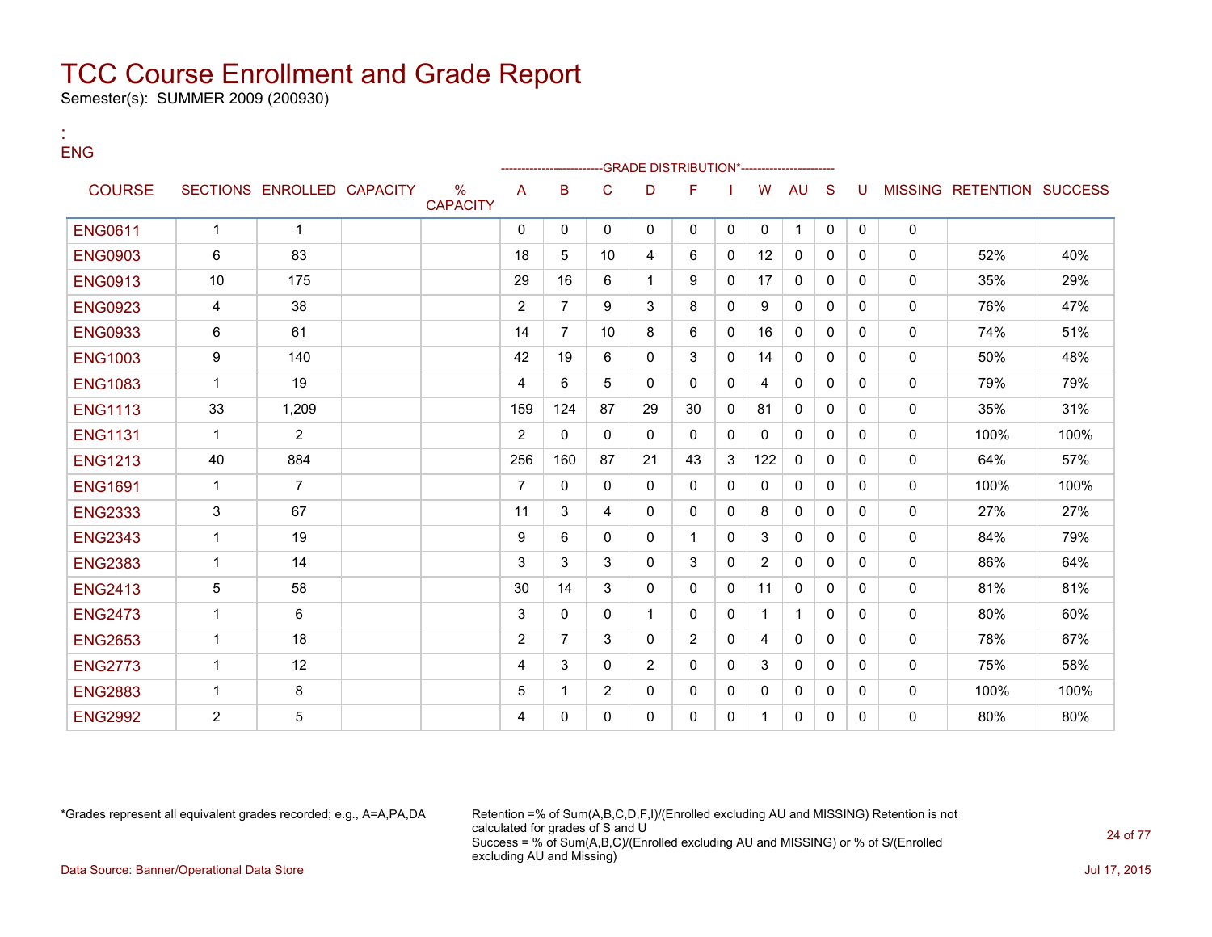# TCC Course Enrollment and Grade Report

Semester(s): SUMMER 2009 (200930)

:
ENG

| COURSE | SECTIONS | ENROLLED | CAPACITY | % CAPACITY | A | B | C | D | F | I | W | AU | S | U | MISSING | RETENTION | SUCCESS |
|---|---|---|---|---|---|---|---|---|---|---|---|---|---|---|---|---|---|
| | | | | | -------------------------GRADE DISTRIBUTION*---------------------- | | | | | | | | | | | | |
| ENG0611 | 1 | 1 | | | 0 | 0 | 0 | 0 | 0 | 0 | 0 | 1 | 0 | 0 | 0 | | |
| ENG0903 | 6 | 83 | | | 18 | 5 | 10 | 4 | 6 | 0 | 12 | 0 | 0 | 0 | 0 | 52% | 40% |
| ENG0913 | 10 | 175 | | | 29 | 16 | 6 | 1 | 9 | 0 | 17 | 0 | 0 | 0 | 0 | 35% | 29% |
| ENG0923 | 4 | 38 | | | 2 | 7 | 9 | 3 | 8 | 0 | 9 | 0 | 0 | 0 | 0 | 76% | 47% |
| ENG0933 | 6 | 61 | | | 14 | 7 | 10 | 8 | 6 | 0 | 16 | 0 | 0 | 0 | 0 | 74% | 51% |
| ENG1003 | 9 | 140 | | | 42 | 19 | 6 | 0 | 3 | 0 | 14 | 0 | 0 | 0 | 0 | 50% | 48% |
| ENG1083 | 1 | 19 | | | 4 | 6 | 5 | 0 | 0 | 0 | 4 | 0 | 0 | 0 | 0 | 79% | 79% |
| ENG1113 | 33 | 1,209 | | | 159 | 124 | 87 | 29 | 30 | 0 | 81 | 0 | 0 | 0 | 0 | 35% | 31% |
| ENG1131 | 1 | 2 | | | 2 | 0 | 0 | 0 | 0 | 0 | 0 | 0 | 0 | 0 | 0 | 100% | 100% |
| ENG1213 | 40 | 884 | | | 256 | 160 | 87 | 21 | 43 | 3 | 122 | 0 | 0 | 0 | 0 | 64% | 57% |
| ENG1691 | 1 | 7 | | | 7 | 0 | 0 | 0 | 0 | 0 | 0 | 0 | 0 | 0 | 0 | 100% | 100% |
| ENG2333 | 3 | 67 | | | 11 | 3 | 4 | 0 | 0 | 0 | 8 | 0 | 0 | 0 | 0 | 27% | 27% |
| ENG2343 | 1 | 19 | | | 9 | 6 | 0 | 0 | 1 | 0 | 3 | 0 | 0 | 0 | 0 | 84% | 79% |
| ENG2383 | 1 | 14 | | | 3 | 3 | 3 | 0 | 3 | 0 | 2 | 0 | 0 | 0 | 0 | 86% | 64% |
| ENG2413 | 5 | 58 | | | 30 | 14 | 3 | 0 | 0 | 0 | 11 | 0 | 0 | 0 | 0 | 81% | 81% |
| ENG2473 | 1 | 6 | | | 3 | 0 | 0 | 1 | 0 | 0 | 1 | 1 | 0 | 0 | 0 | 80% | 60% |
| ENG2653 | 1 | 18 | | | 2 | 7 | 3 | 0 | 2 | 0 | 4 | 0 | 0 | 0 | 0 | 78% | 67% |
| ENG2773 | 1 | 12 | | | 4 | 3 | 0 | 2 | 0 | 0 | 3 | 0 | 0 | 0 | 0 | 75% | 58% |
| ENG2883 | 1 | 8 | | | 5 | 1 | 2 | 0 | 0 | 0 | 0 | 0 | 0 | 0 | 0 | 100% | 100% |
| ENG2992 | 2 | 5 | | | 4 | 0 | 0 | 0 | 0 | 0 | 1 | 0 | 0 | 0 | 0 | 80% | 80% |

*Grades represent all equivalent grades recorded; e.g., A=A,PA,DA

Retention =% of Sum(A,B,C,D,F,I)/(Enrolled excluding AU and MISSING) Retention is not calculated for grades of S and U
Success = % of Sum(A,B,C)/(Enrolled excluding AU and MISSING) or % of S/(Enrolled excluding AU and Missing)

Data Source: Banner/Operational Data Store

Jul 17, 2015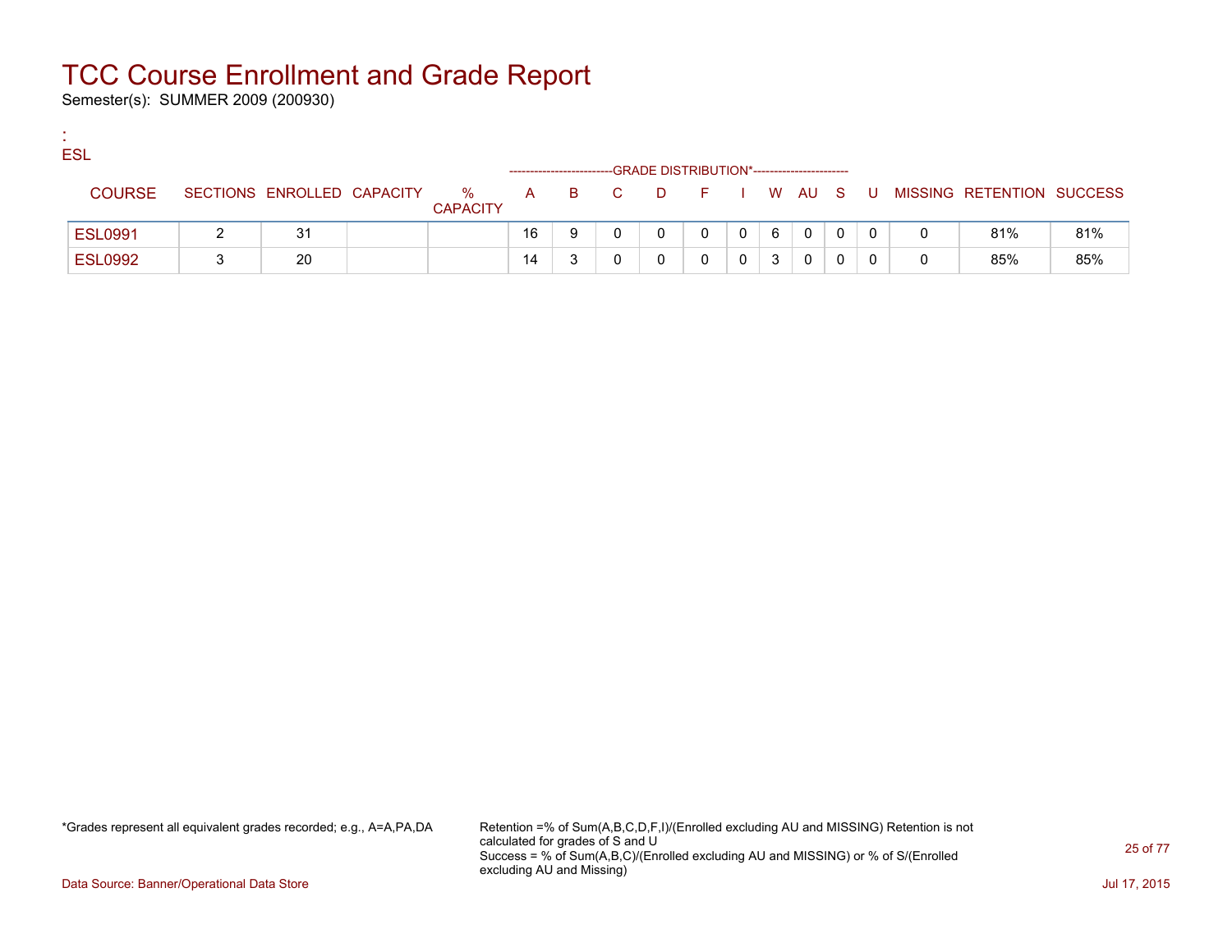# TCC Course Enrollment and Grade Report

Semester(s): SUMMER 2009 (200930)

:
ESL

| COURSE | SECTIONS | ENROLLED | CAPACITY | % CAPACITY | A | B | C | D | F | I | W | AU | S | U | MISSING | RETENTION | SUCCESS |
|---|---|---|---|---|---|---|---|---|---|---|---|---|---|---|---|---|---|
| | | | | | GRADE DISTRIBUTION* | | | | | | | | | | | | |
| ESL0991 | 2 | 31 | | | 16 | 9 | 0 | 0 | 0 | 0 | 6 | 0 | 0 | 0 | 0 | 81% | 81% |
| ESL0992 | 3 | 20 | | | 14 | 3 | 0 | 0 | 0 | 0 | 3 | 0 | 0 | 0 | 0 | 85% | 85% |

*Grades represent all equivalent grades recorded; e.g., A=A,PA,DA

Retention =% of Sum(A,B,C,D,F,I)/(Enrolled excluding AU and MISSING) Retention is not calculated for grades of S and U
Success = % of Sum(A,B,C)/(Enrolled excluding AU and MISSING) or % of S/(Enrolled excluding AU and Missing)

Data Source: Banner/Operational Data Store

Jul 17, 2015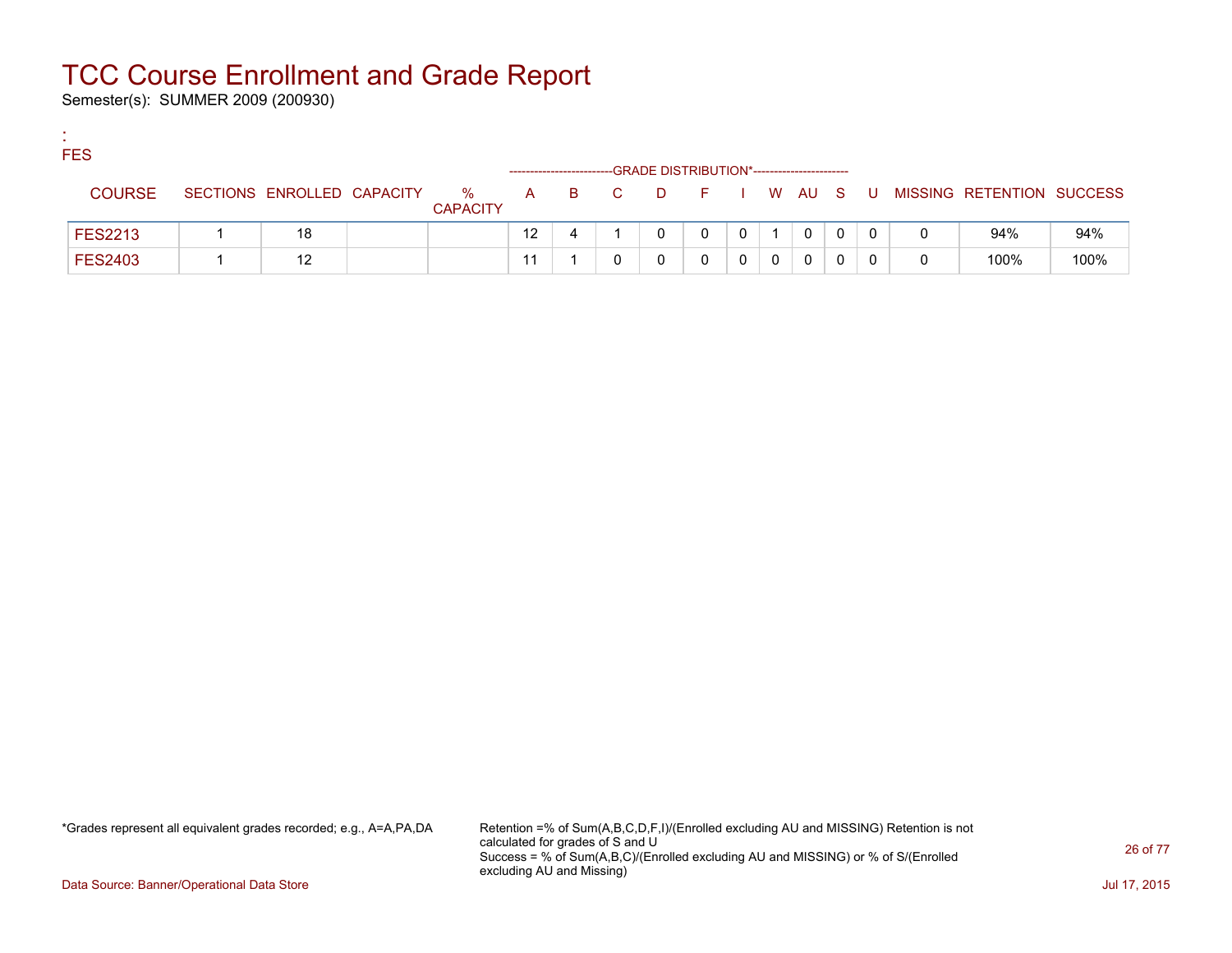# TCC Course Enrollment and Grade Report

Semester(s): SUMMER 2009 (200930)

:
FES

| COURSE | SECTIONS | ENROLLED | CAPACITY | % CAPACITY | A | B | C | D | F | I | W | AU | S | U | MISSING | RETENTION | SUCCESS |
|---|---|---|---|---|---|---|---|---|---|---|---|---|---|---|---|---|---|
| | | | | | GRADE DISTRIBUTION* | | | | | | | | | | | | |
| FES2213 | 1 | 18 | | | 12 | 4 | 1 | 0 | 0 | 0 | 1 | 0 | 0 | 0 | 0 | 94% | 94% |
| FES2403 | 1 | 12 | | | 11 | 1 | 0 | 0 | 0 | 0 | 0 | 0 | 0 | 0 | 0 | 100% | 100% |

*Grades represent all equivalent grades recorded; e.g., A=A,PA,DA

Retention =% of Sum(A,B,C,D,F,I)/(Enrolled excluding AU and MISSING) Retention is not calculated for grades of S and U
Success = % of Sum(A,B,C)/(Enrolled excluding AU and MISSING) or % of S/(Enrolled excluding AU and Missing)

Data Source: Banner/Operational Data Store

Jul 17, 2015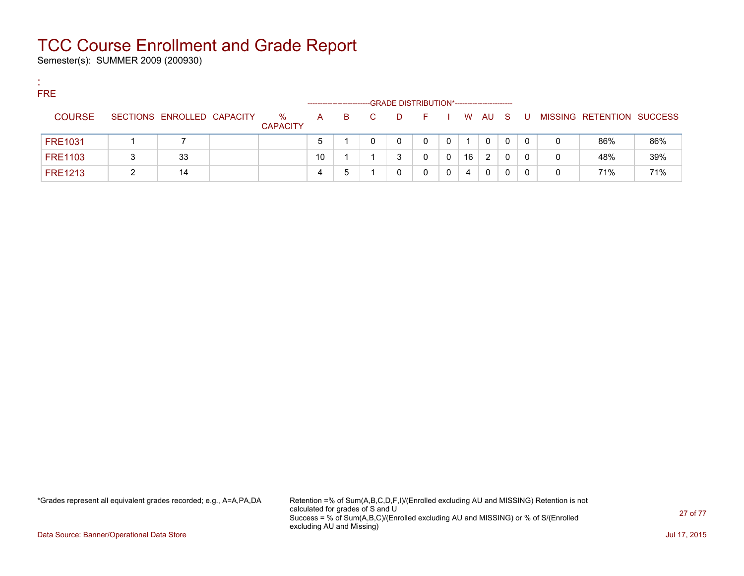# TCC Course Enrollment and Grade Report

Semester(s): SUMMER 2009 (200930)

:
FRE

| COURSE | SECTIONS | ENROLLED | CAPACITY | % CAPACITY | A | B | C | D | F | I | W | AU | S | U | MISSING | RETENTION | SUCCESS |
|---|---|---|---|---|---|---|---|---|---|---|---|---|---|---|---|---|---|
| | | | | | GRADE DISTRIBUTION* | | | | | | | | | | | | |
| FRE1031 | 1 | 7 | | | 5 | 1 | 0 | 0 | 0 | 0 | 1 | 0 | 0 | 0 | 0 | 86% | 86% |
| FRE1103 | 3 | 33 | | | 10 | 1 | 1 | 3 | 0 | 0 | 16 | 2 | 0 | 0 | 0 | 48% | 39% |
| FRE1213 | 2 | 14 | | | 4 | 5 | 1 | 0 | 0 | 0 | 4 | 0 | 0 | 0 | 0 | 71% | 71% |

*Grades represent all equivalent grades recorded; e.g., A=A,PA,DA

Retention =% of Sum(A,B,C,D,F,I)/(Enrolled excluding AU and MISSING) Retention is not calculated for grades of S and U
Success = % of Sum(A,B,C)/(Enrolled excluding AU and MISSING) or % of S/(Enrolled excluding AU and Missing)

Data Source: Banner/Operational Data Store

Jul 17, 2015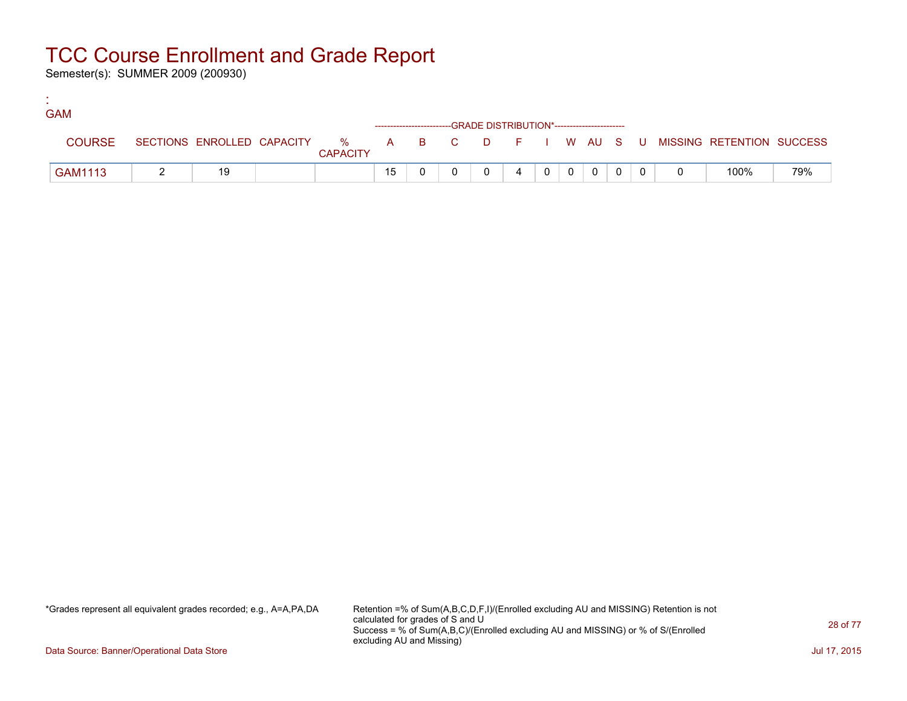# TCC Course Enrollment and Grade Report

Semester(s): SUMMER 2009 (200930)

:
GAM

| COURSE | SECTIONS | ENROLLED | CAPACITY | % CAPACITY | A | B | C | D | F | I | W | AU | S | U | MISSING | RETENTION | SUCCESS |
|---|---|---|---|---|---|---|---|---|---|---|---|---|---|---|---|---|---|
| | | | | | GRADE DISTRIBUTION* | | | | | | | | | | | | |
| GAM1113 | 2 | 19 | | | 15 | 0 | 0 | 0 | 4 | 0 | 0 | 0 | 0 | 0 | 0 | 100% | 79% |

*Grades represent all equivalent grades recorded; e.g., A=A,PA,DA

Retention =% of Sum(A,B,C,D,F,I)/(Enrolled excluding AU and MISSING) Retention is not calculated for grades of S and U
Success = % of Sum(A,B,C)/(Enrolled excluding AU and MISSING) or % of S/(Enrolled excluding AU and Missing)

Data Source: Banner/Operational Data Store

Jul 17, 2015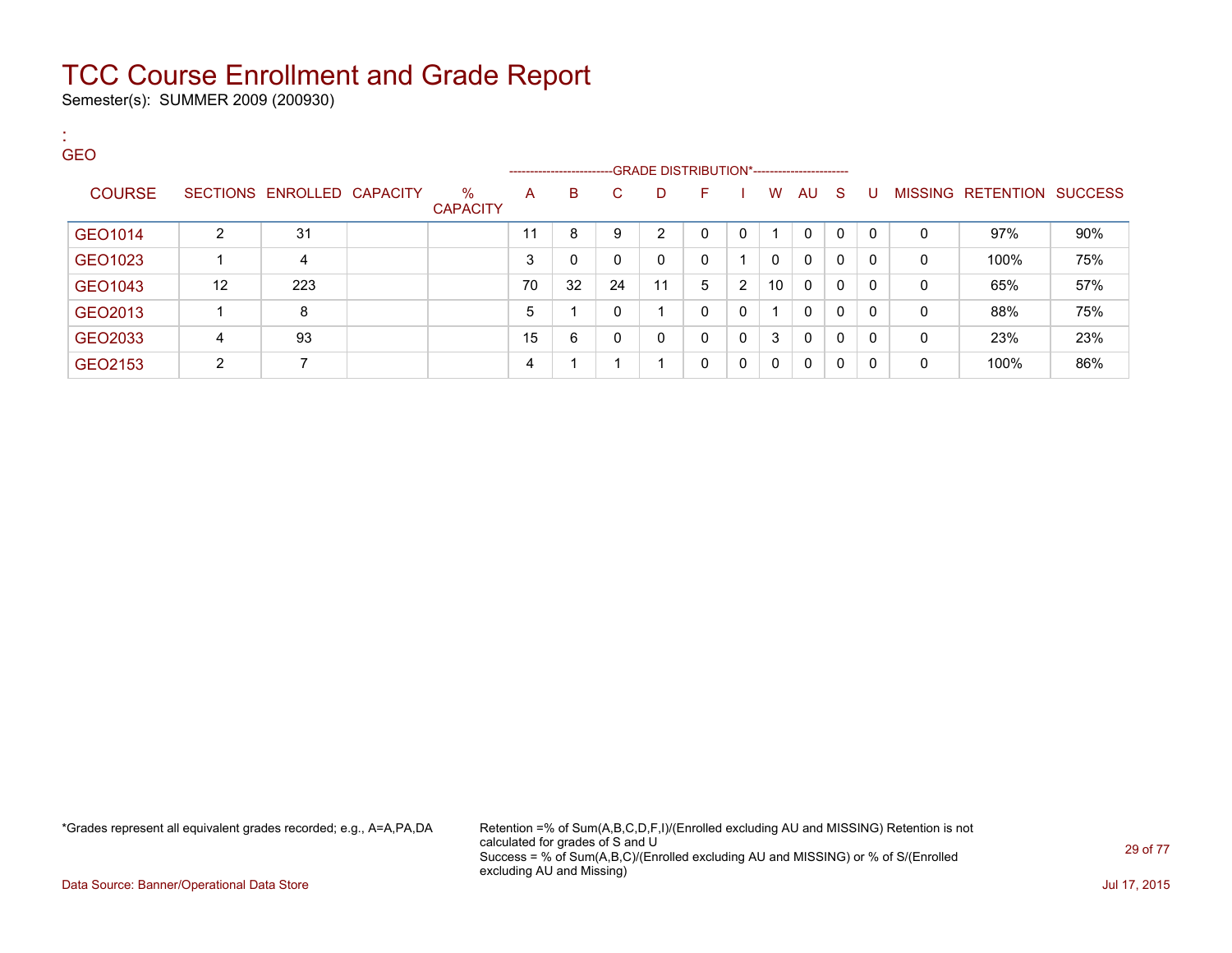# TCC Course Enrollment and Grade Report

Semester(s): SUMMER 2009 (200930)

:
GEO

| COURSE | SECTIONS | ENROLLED | CAPACITY | % CAPACITY | A | B | C | D | F | I | W | AU | S | U | MISSING | RETENTION | SUCCESS |
|---|---|---|---|---|---|---|---|---|---|---|---|---|---|---|---|---|---|
| | | | | | GRADE DISTRIBUTION* | | | | | | | | | | | | |
| GEO1014 | 2 | 31 | | | 11 | 8 | 9 | 2 | 0 | 0 | 1 | 0 | 0 | 0 | 0 | 97% | 90% |
| GEO1023 | 1 | 4 | | | 3 | 0 | 0 | 0 | 0 | 1 | 0 | 0 | 0 | 0 | 0 | 100% | 75% |
| GEO1043 | 12 | 223 | | | 70 | 32 | 24 | 11 | 5 | 2 | 10 | 0 | 0 | 0 | 0 | 65% | 57% |
| GEO2013 | 1 | 8 | | | 5 | 1 | 0 | 1 | 0 | 0 | 1 | 0 | 0 | 0 | 0 | 88% | 75% |
| GEO2033 | 4 | 93 | | | 15 | 6 | 0 | 0 | 0 | 0 | 3 | 0 | 0 | 0 | 0 | 23% | 23% |
| GEO2153 | 2 | 7 | | | 4 | 1 | 1 | 1 | 0 | 0 | 0 | 0 | 0 | 0 | 0 | 100% | 86% |

*Grades represent all equivalent grades recorded; e.g., A=A,PA,DA

Retention =% of Sum(A,B,C,D,F,I)/(Enrolled excluding AU and MISSING) Retention is not calculated for grades of S and U
Success = % of Sum(A,B,C)/(Enrolled excluding AU and MISSING) or % of S/(Enrolled excluding AU and Missing)

Data Source: Banner/Operational Data Store

Jul 17, 2015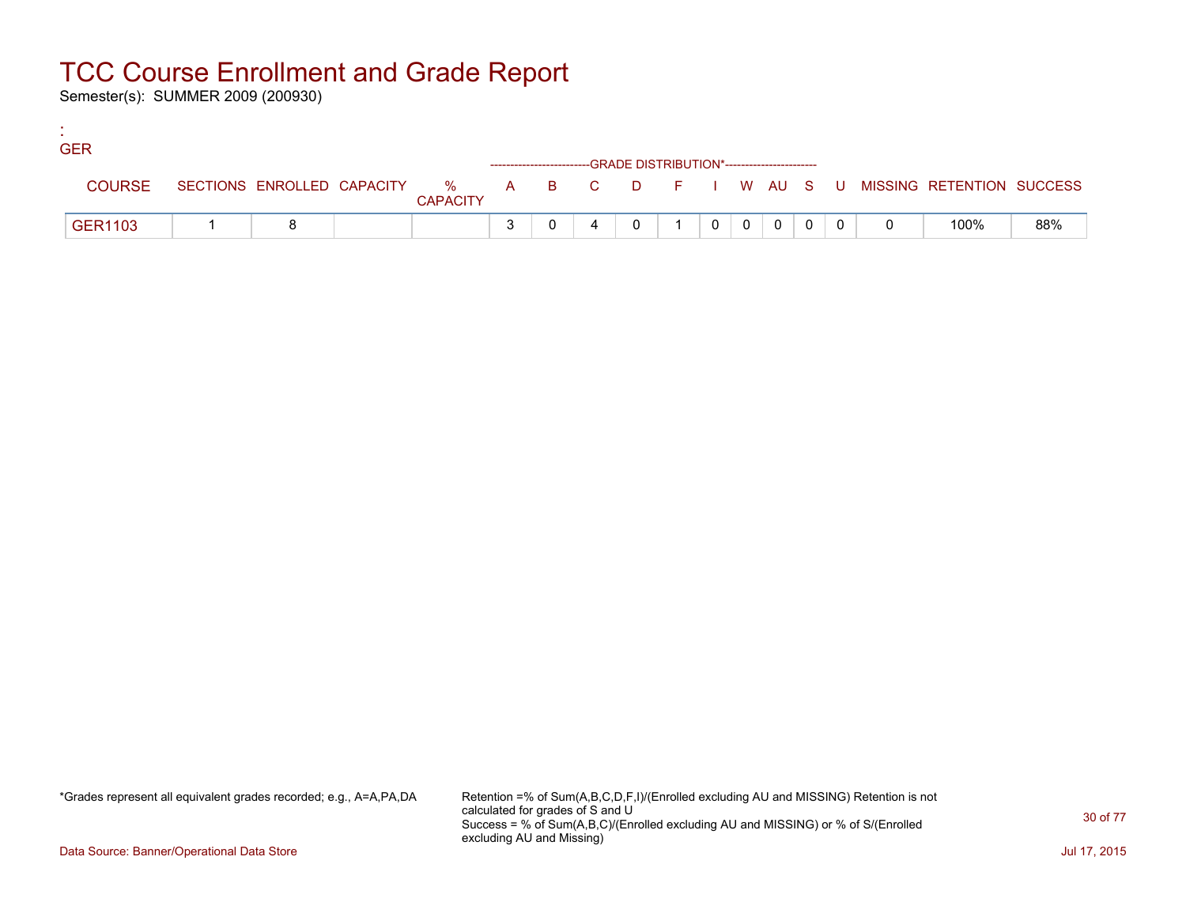# TCC Course Enrollment and Grade Report

Semester(s): SUMMER 2009 (200930)

:
GER

| COURSE | SECTIONS | ENROLLED | CAPACITY | % CAPACITY | A | B | C | D | F | I | W | AU | S | U | MISSING | RETENTION | SUCCESS |
|---|---|---|---|---|---|---|---|---|---|---|---|---|---|---|---|---|---|
| | | | | | GRADE DISTRIBUTION* | | | | | | | | | | | | |
| GER1103 | 1 | 8 | | | 3 | 0 | 4 | 0 | 1 | 0 | 0 | 0 | 0 | 0 | 0 | 100% | 88% |

*Grades represent all equivalent grades recorded; e.g., A=A,PA,DA

Retention =% of Sum(A,B,C,D,F,I)/(Enrolled excluding AU and MISSING) Retention is not calculated for grades of S and U
Success = % of Sum(A,B,C)/(Enrolled excluding AU and MISSING) or % of S/(Enrolled excluding AU and Missing)

Data Source: Banner/Operational Data Store

Jul 17, 2015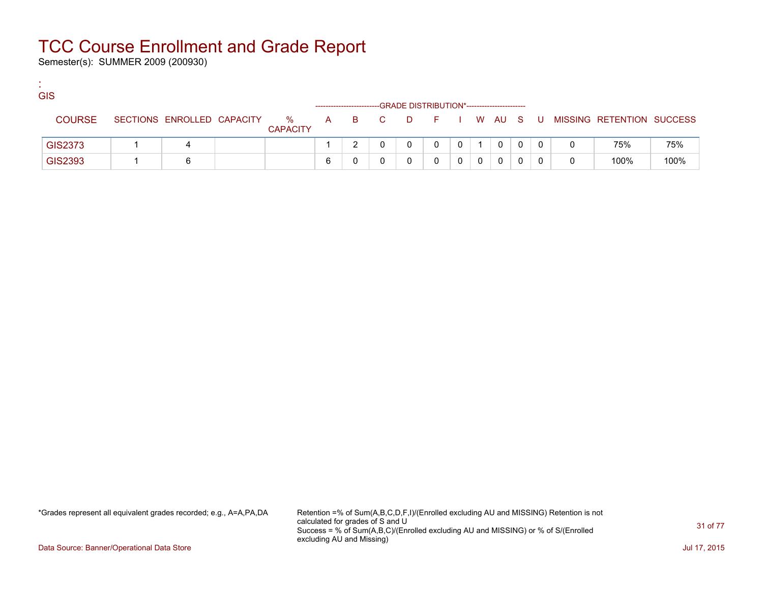# TCC Course Enrollment and Grade Report

Semester(s): SUMMER 2009 (200930)

:
GIS

| COURSE | SECTIONS | ENROLLED | CAPACITY | % CAPACITY | A | B | C | D | F | I | W | AU | S | U | MISSING | RETENTION | SUCCESS |
|---|---|---|---|---|---|---|---|---|---|---|---|---|---|---|---|---|---|
| | | | | | GRADE DISTRIBUTION* | | | | | | | | | | | | |
| GIS2373 | 1 | 4 | | | 1 | 2 | 0 | 0 | 0 | 0 | 1 | 0 | 0 | 0 | 0 | 75% | 75% |
| GIS2393 | 1 | 6 | | | 6 | 0 | 0 | 0 | 0 | 0 | 0 | 0 | 0 | 0 | 0 | 100% | 100% |

*Grades represent all equivalent grades recorded; e.g., A=A,PA,DA

Retention =% of Sum(A,B,C,D,F,I)/(Enrolled excluding AU and MISSING) Retention is not calculated for grades of S and U
Success = % of Sum(A,B,C)/(Enrolled excluding AU and MISSING) or % of S/(Enrolled excluding AU and Missing)

Data Source: Banner/Operational Data Store

Jul 17, 2015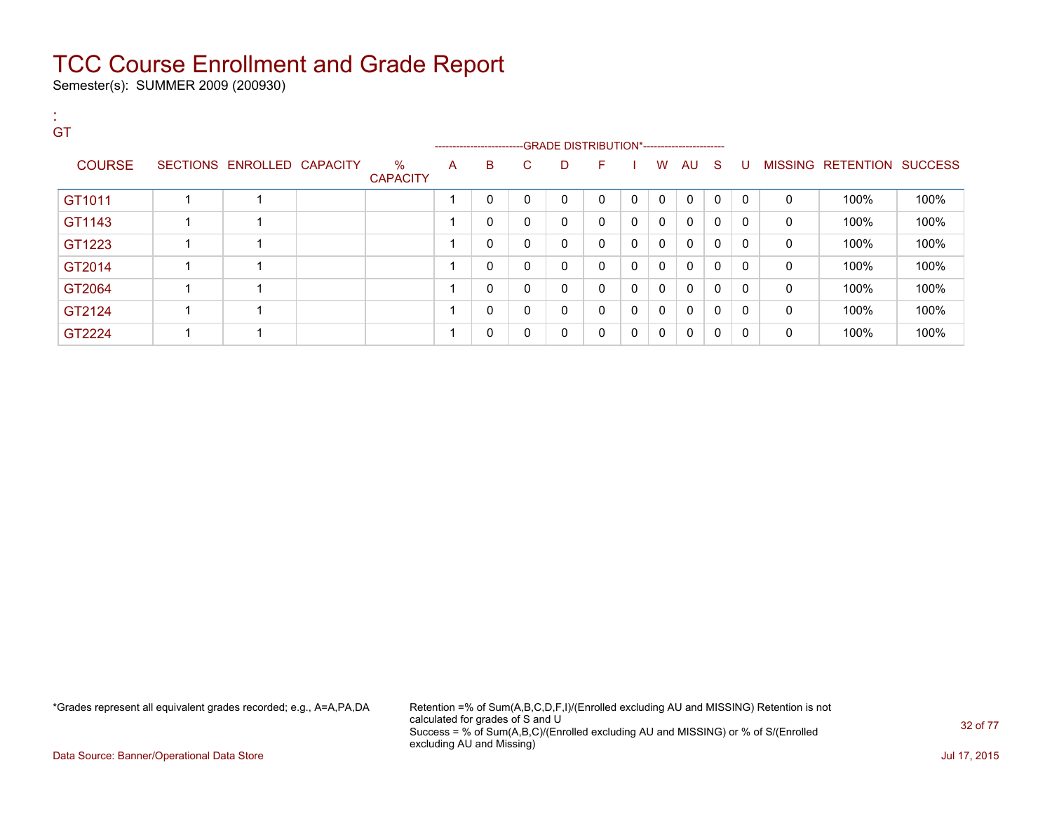# TCC Course Enrollment and Grade Report

Semester(s): SUMMER 2009 (200930)

:
GT

| COURSE | SECTIONS | ENROLLED | CAPACITY | % CAPACITY | A | B | C | D | F | I | W | AU | S | U | MISSING | RETENTION | SUCCESS |
|---|---|---|---|---|---|---|---|---|---|---|---|---|---|---|---|---|---|
| | | | | | GRADE DISTRIBUTION* | | | | | | | | | | | | |
| GT1011 | 1 | 1 | | | 1 | 0 | 0 | 0 | 0 | 0 | 0 | 0 | 0 | 0 | 0 | 100% | 100% |
| GT1143 | 1 | 1 | | | 1 | 0 | 0 | 0 | 0 | 0 | 0 | 0 | 0 | 0 | 0 | 100% | 100% |
| GT1223 | 1 | 1 | | | 1 | 0 | 0 | 0 | 0 | 0 | 0 | 0 | 0 | 0 | 0 | 100% | 100% |
| GT2014 | 1 | 1 | | | 1 | 0 | 0 | 0 | 0 | 0 | 0 | 0 | 0 | 0 | 0 | 100% | 100% |
| GT2064 | 1 | 1 | | | 1 | 0 | 0 | 0 | 0 | 0 | 0 | 0 | 0 | 0 | 0 | 100% | 100% |
| GT2124 | 1 | 1 | | | 1 | 0 | 0 | 0 | 0 | 0 | 0 | 0 | 0 | 0 | 0 | 100% | 100% |
| GT2224 | 1 | 1 | | | 1 | 0 | 0 | 0 | 0 | 0 | 0 | 0 | 0 | 0 | 0 | 100% | 100% |

*Grades represent all equivalent grades recorded; e.g., A=A,PA,DA

Retention =% of Sum(A,B,C,D,F,I)/(Enrolled excluding AU and MISSING) Retention is not calculated for grades of S and U
Success = % of Sum(A,B,C)/(Enrolled excluding AU and MISSING) or % of S/(Enrolled excluding AU and Missing)

Data Source: Banner/Operational Data Store

Jul 17, 2015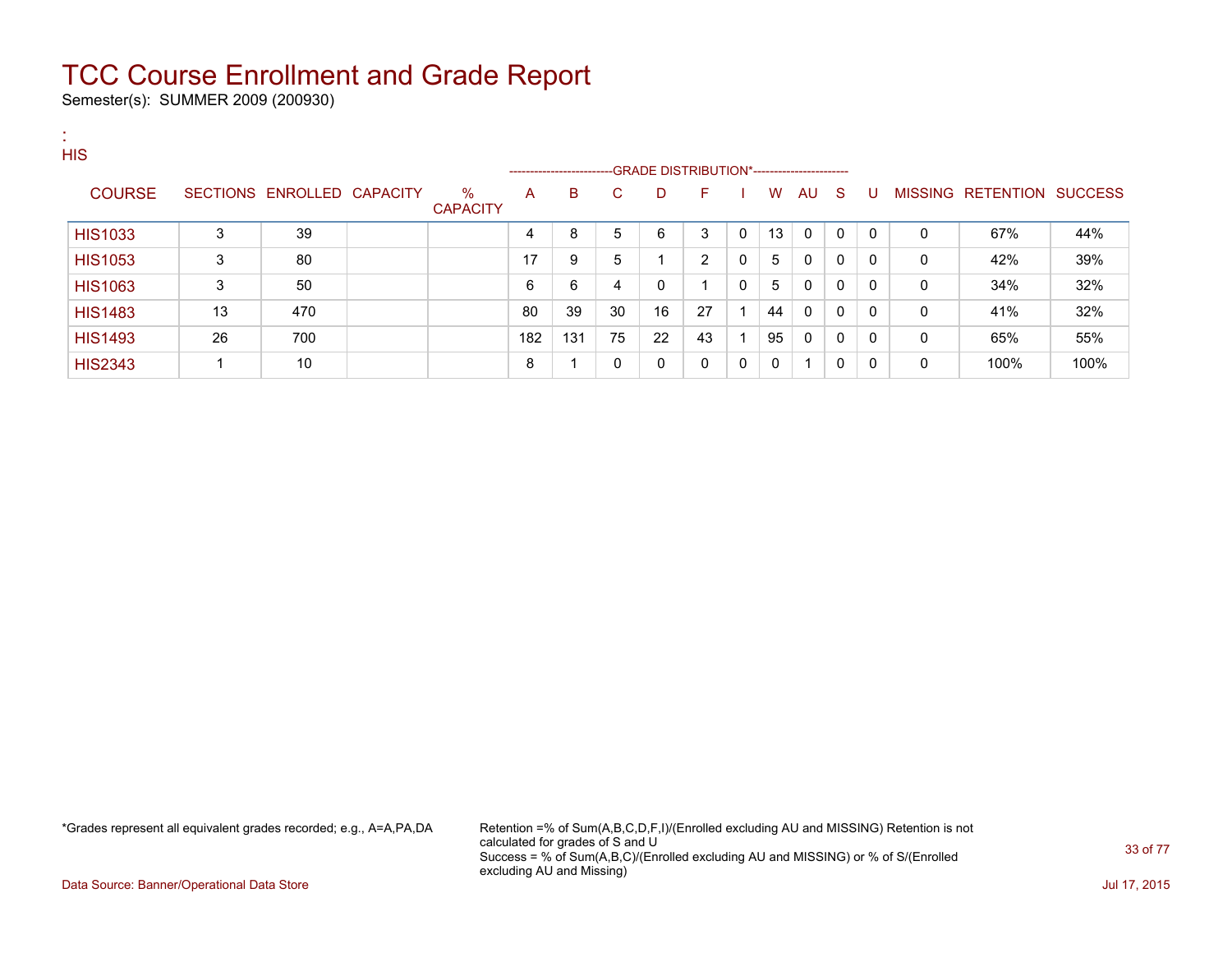# TCC Course Enrollment and Grade Report

Semester(s): SUMMER 2009 (200930)

:
HIS

| COURSE | SECTIONS | ENROLLED | CAPACITY | % CAPACITY | A | B | C | D | F | I | W | AU | S | U | MISSING | RETENTION | SUCCESS |
|---|---|---|---|---|---|---|---|---|---|---|---|---|---|---|---|---|---|
| | | | | | GRADE DISTRIBUTION* | | | | | | | | | | | | |
| HIS1033 | 3 | 39 | | | 4 | 8 | 5 | 6 | 3 | 0 | 13 | 0 | 0 | 0 | 0 | 67% | 44% |
| HIS1053 | 3 | 80 | | | 17 | 9 | 5 | 1 | 2 | 0 | 5 | 0 | 0 | 0 | 0 | 42% | 39% |
| HIS1063 | 3 | 50 | | | 6 | 6 | 4 | 0 | 1 | 0 | 5 | 0 | 0 | 0 | 0 | 34% | 32% |
| HIS1483 | 13 | 470 | | | 80 | 39 | 30 | 16 | 27 | 1 | 44 | 0 | 0 | 0 | 0 | 41% | 32% |
| HIS1493 | 26 | 700 | | | 182 | 131 | 75 | 22 | 43 | 1 | 95 | 0 | 0 | 0 | 0 | 65% | 55% |
| HIS2343 | 1 | 10 | | | 8 | 1 | 0 | 0 | 0 | 0 | 0 | 1 | 0 | 0 | 0 | 100% | 100% |

*Grades represent all equivalent grades recorded; e.g., A=A,PA,DA

Retention =% of Sum(A,B,C,D,F,I)/(Enrolled excluding AU and MISSING) Retention is not calculated for grades of S and U
Success = % of Sum(A,B,C)/(Enrolled excluding AU and MISSING) or % of S/(Enrolled excluding AU and Missing)

Data Source: Banner/Operational Data Store

Jul 17, 2015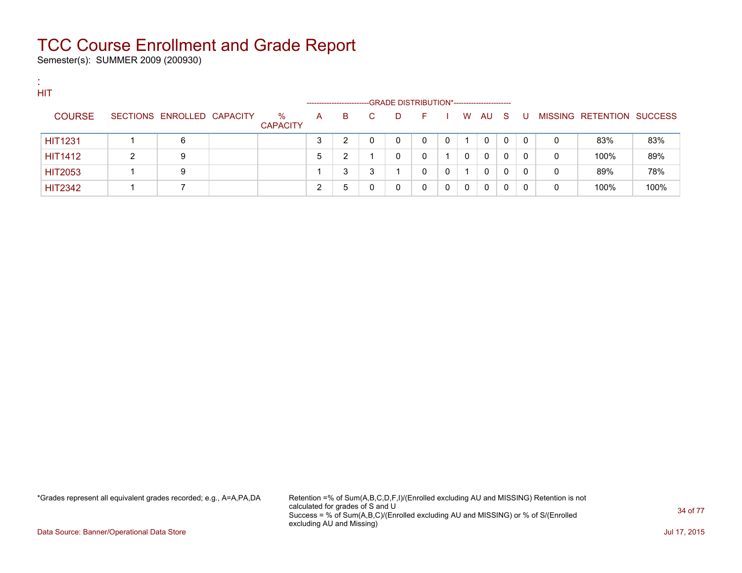# TCC Course Enrollment and Grade Report

Semester(s): SUMMER 2009 (200930)

:
HIT

| COURSE | SECTIONS | ENROLLED | CAPACITY | % CAPACITY | A | B | C | D | F | I | W | AU | S | U | MISSING | RETENTION | SUCCESS |
|---|---|---|---|---|---|---|---|---|---|---|---|---|---|---|---|---|---|
| | | | | | GRADE DISTRIBUTION* | | | | | | | | | | | | |
| HIT1231 | 1 | 6 | | | 3 | 2 | 0 | 0 | 0 | 0 | 1 | 0 | 0 | 0 | 0 | 83% | 83% |
| HIT1412 | 2 | 9 | | | 5 | 2 | 1 | 0 | 0 | 1 | 0 | 0 | 0 | 0 | 0 | 100% | 89% |
| HIT2053 | 1 | 9 | | | 1 | 3 | 3 | 1 | 0 | 0 | 1 | 0 | 0 | 0 | 0 | 89% | 78% |
| HIT2342 | 1 | 7 | | | 2 | 5 | 0 | 0 | 0 | 0 | 0 | 0 | 0 | 0 | 0 | 100% | 100% |

*Grades represent all equivalent grades recorded; e.g., A=A,PA,DA

Retention =% of Sum(A,B,C,D,F,I)/(Enrolled excluding AU and MISSING) Retention is not calculated for grades of S and U
Success = % of Sum(A,B,C)/(Enrolled excluding AU and MISSING) or % of S/(Enrolled excluding AU and Missing)

Data Source: Banner/Operational Data Store

Jul 17, 2015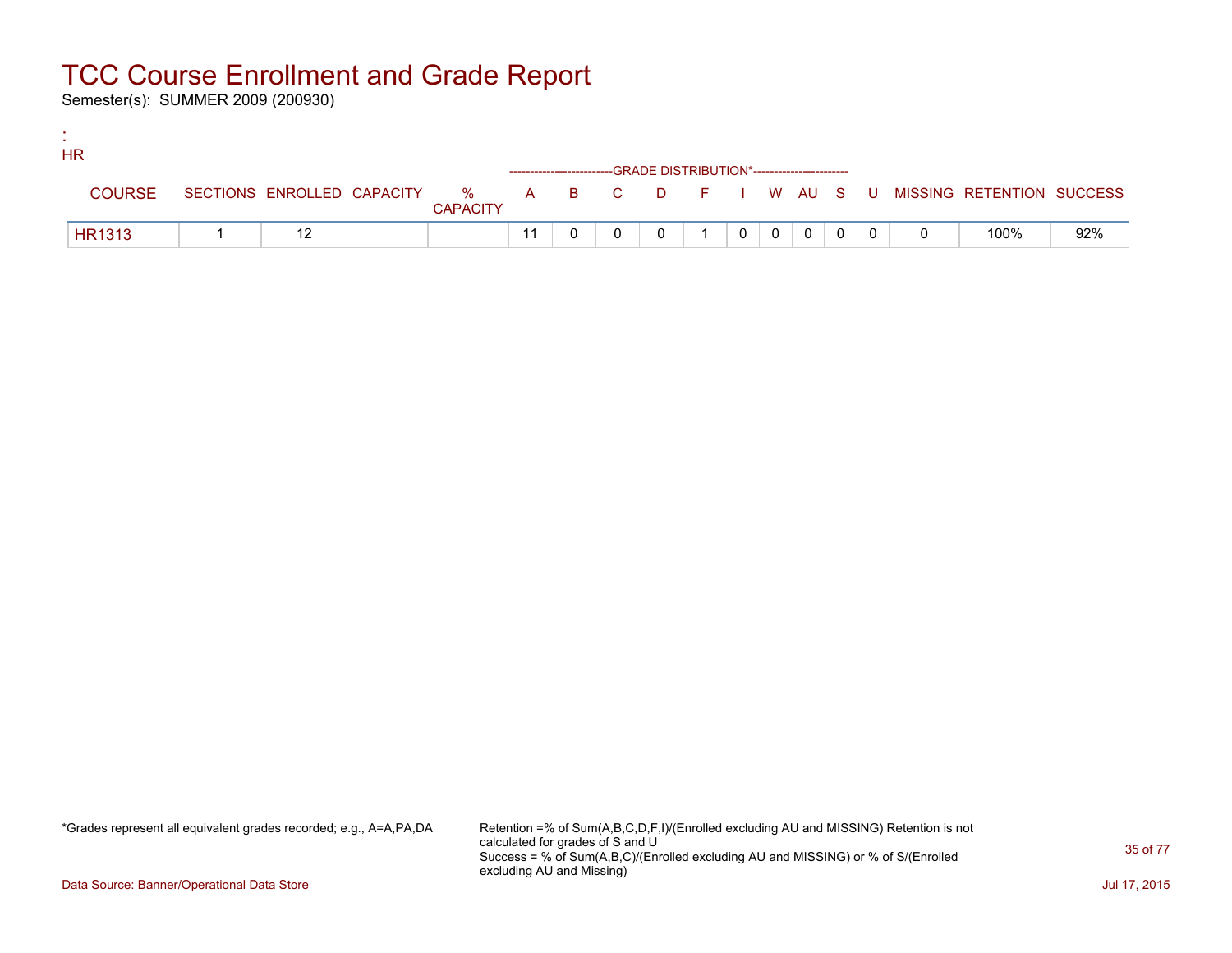# TCC Course Enrollment and Grade Report

Semester(s): SUMMER 2009 (200930)

:
HR

| COURSE | SECTIONS | ENROLLED | CAPACITY | % CAPACITY | A | B | C | D | F | I | W | AU | S | U | MISSING | RETENTION | SUCCESS |
|---|---|---|---|---|---|---|---|---|---|---|---|---|---|---|---|---|---|
| | | | | | GRADE DISTRIBUTION* | | | | | | | | | | | | |
| HR1313 | 1 | 12 | | | 11 | 0 | 0 | 0 | 1 | 0 | 0 | 0 | 0 | 0 | 0 | 100% | 92% |

*Grades represent all equivalent grades recorded; e.g., A=A,PA,DA

Retention =% of Sum(A,B,C,D,F,I)/(Enrolled excluding AU and MISSING) Retention is not calculated for grades of S and U
Success = % of Sum(A,B,C)/(Enrolled excluding AU and MISSING) or % of S/(Enrolled excluding AU and Missing)

Data Source: Banner/Operational Data Store

Jul 17, 2015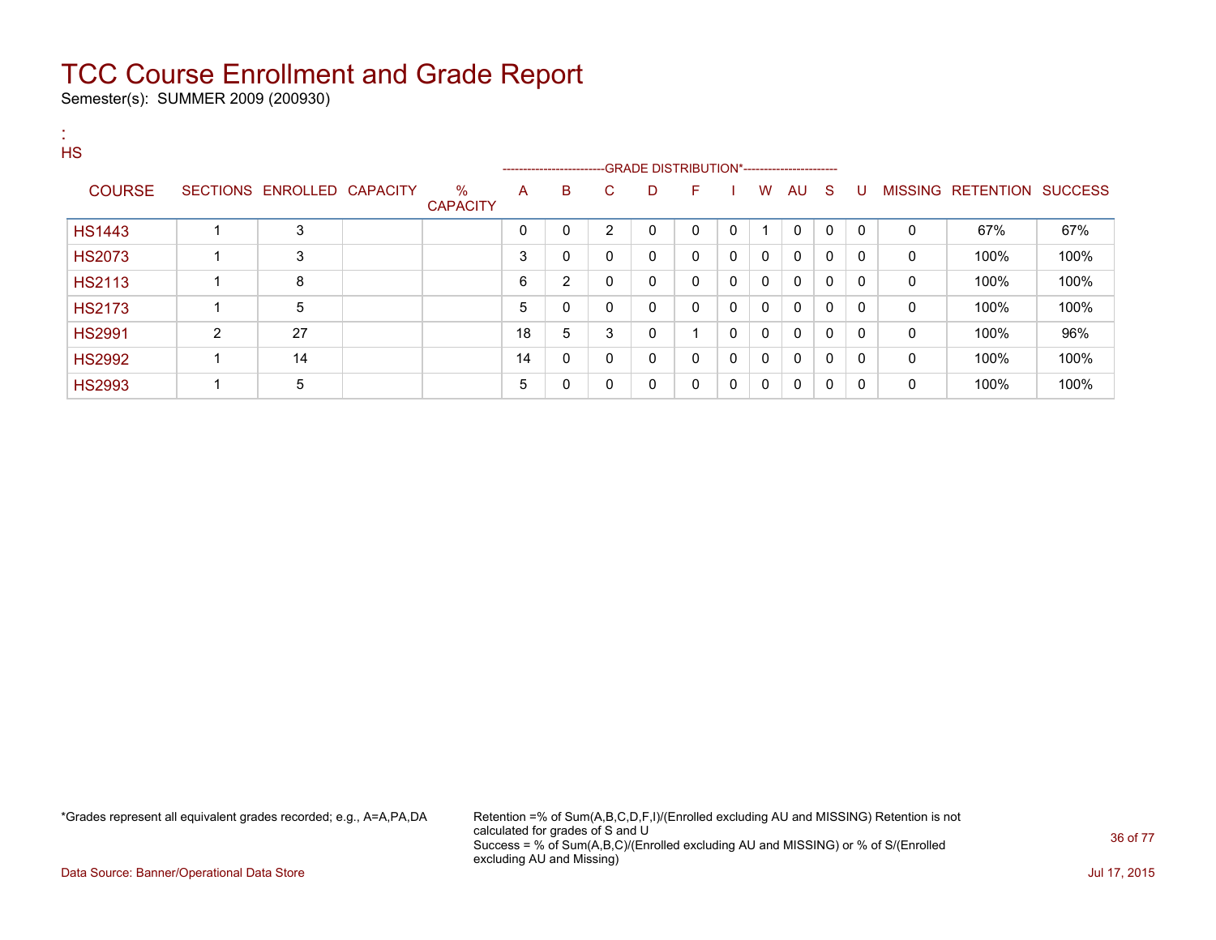# TCC Course Enrollment and Grade Report

Semester(s): SUMMER 2009 (200930)

:
HS

| COURSE | SECTIONS | ENROLLED | CAPACITY | % CAPACITY | A | B | C | D | F | I | W | AU | S | U | MISSING | RETENTION | SUCCESS |
|---|---|---|---|---|---|---|---|---|---|---|---|---|---|---|---|---|---|
| | | | | | GRADE DISTRIBUTION* | | | | | | | | | | | | |
| HS1443 | 1 | 3 | | | 0 | 0 | 2 | 0 | 0 | 0 | 1 | 0 | 0 | 0 | 0 | 67% | 67% |
| HS2073 | 1 | 3 | | | 3 | 0 | 0 | 0 | 0 | 0 | 0 | 0 | 0 | 0 | 0 | 100% | 100% |
| HS2113 | 1 | 8 | | | 6 | 2 | 0 | 0 | 0 | 0 | 0 | 0 | 0 | 0 | 0 | 100% | 100% |
| HS2173 | 1 | 5 | | | 5 | 0 | 0 | 0 | 0 | 0 | 0 | 0 | 0 | 0 | 0 | 100% | 100% |
| HS2991 | 2 | 27 | | | 18 | 5 | 3 | 0 | 1 | 0 | 0 | 0 | 0 | 0 | 0 | 100% | 96% |
| HS2992 | 1 | 14 | | | 14 | 0 | 0 | 0 | 0 | 0 | 0 | 0 | 0 | 0 | 0 | 100% | 100% |
| HS2993 | 1 | 5 | | | 5 | 0 | 0 | 0 | 0 | 0 | 0 | 0 | 0 | 0 | 0 | 100% | 100% |

*Grades represent all equivalent grades recorded; e.g., A=A,PA,DA

Retention =% of Sum(A,B,C,D,F,I)/(Enrolled excluding AU and MISSING) Retention is not calculated for grades of S and U
Success = % of Sum(A,B,C)/(Enrolled excluding AU and MISSING) or % of S/(Enrolled excluding AU and Missing)

Data Source: Banner/Operational Data Store

Jul 17, 2015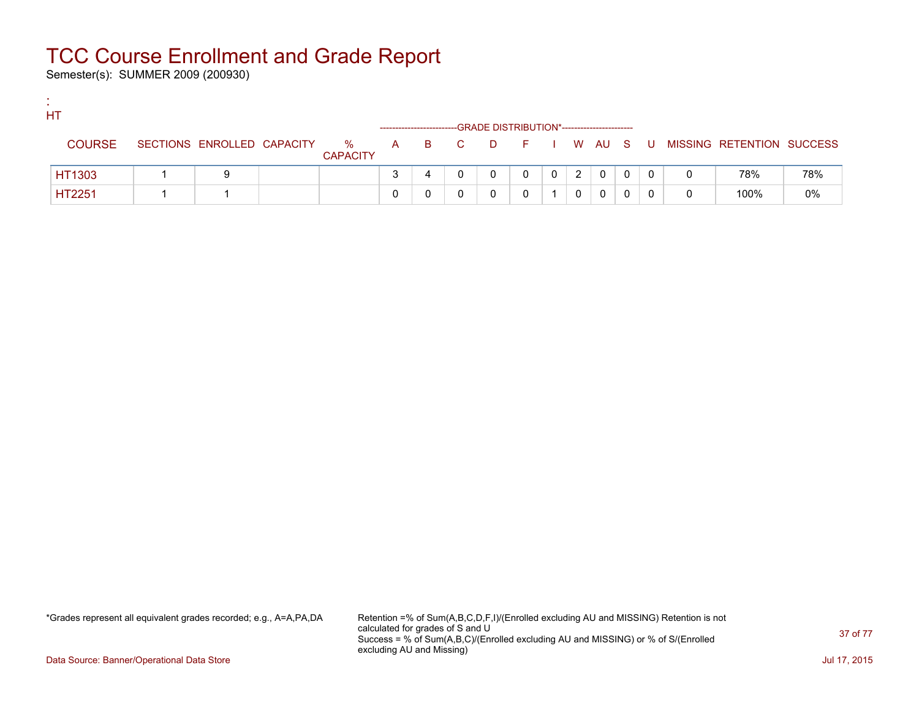# TCC Course Enrollment and Grade Report

Semester(s): SUMMER 2009 (200930)

:
HT

| COURSE | SECTIONS | ENROLLED | CAPACITY | % CAPACITY | A | B | C | D | F | I | W | AU | S | U | MISSING | RETENTION | SUCCESS |
|---|---|---|---|---|---|---|---|---|---|---|---|---|---|---|---|---|---|
| | | | | | GRADE DISTRIBUTION* | | | | | | | | | | | | |
| HT1303 | 1 | 9 | | | 3 | 4 | 0 | 0 | 0 | 0 | 2 | 0 | 0 | 0 | 0 | 78% | 78% |
| HT2251 | 1 | 1 | | | 0 | 0 | 0 | 0 | 0 | 1 | 0 | 0 | 0 | 0 | 0 | 100% | 0% |

*Grades represent all equivalent grades recorded; e.g., A=A,PA,DA

Retention =% of Sum(A,B,C,D,F,I)/(Enrolled excluding AU and MISSING) Retention is not calculated for grades of S and U
Success = % of Sum(A,B,C)/(Enrolled excluding AU and MISSING) or % of S/(Enrolled excluding AU and Missing)

Data Source: Banner/Operational Data Store

Jul 17, 2015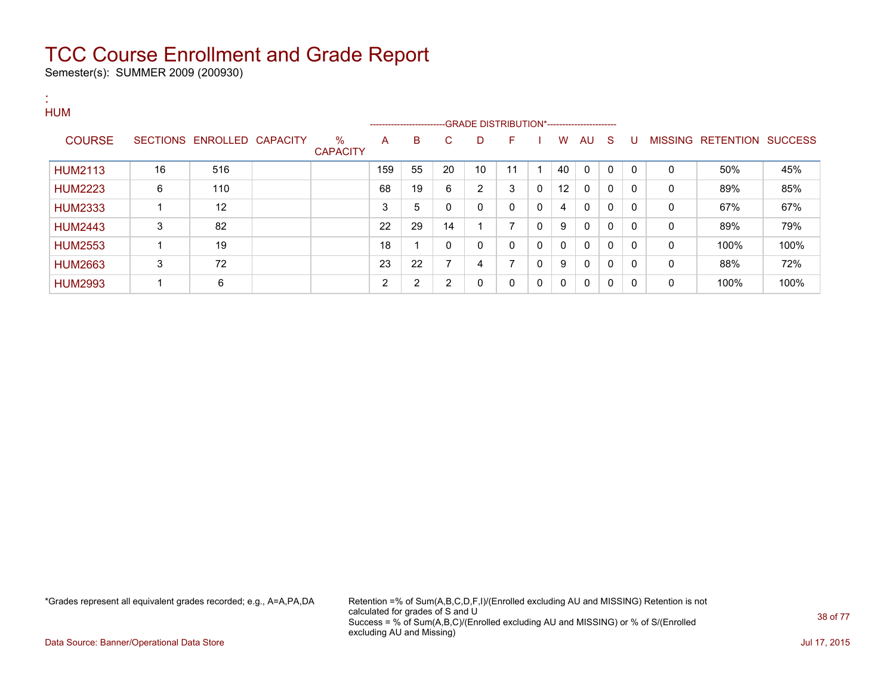# TCC Course Enrollment and Grade Report

Semester(s): SUMMER 2009 (200930)

:
HUM

| COURSE | SECTIONS | ENROLLED | CAPACITY | % CAPACITY | A | B | C | D | F | I | W | AU | S | U | MISSING | RETENTION | SUCCESS |
|---|---|---|---|---|---|---|---|---|---|---|---|---|---|---|---|---|---|
| | | | | | GRADE DISTRIBUTION* | | | | | | | | | | | | |
| HUM2113 | 16 | 516 | | | 159 | 55 | 20 | 10 | 11 | 1 | 40 | 0 | 0 | 0 | 0 | 50% | 45% |
| HUM2223 | 6 | 110 | | | 68 | 19 | 6 | 2 | 3 | 0 | 12 | 0 | 0 | 0 | 0 | 89% | 85% |
| HUM2333 | 1 | 12 | | | 3 | 5 | 0 | 0 | 0 | 0 | 4 | 0 | 0 | 0 | 0 | 67% | 67% |
| HUM2443 | 3 | 82 | | | 22 | 29 | 14 | 1 | 7 | 0 | 9 | 0 | 0 | 0 | 0 | 89% | 79% |
| HUM2553 | 1 | 19 | | | 18 | 1 | 0 | 0 | 0 | 0 | 0 | 0 | 0 | 0 | 0 | 100% | 100% |
| HUM2663 | 3 | 72 | | | 23 | 22 | 7 | 4 | 7 | 0 | 9 | 0 | 0 | 0 | 0 | 88% | 72% |
| HUM2993 | 1 | 6 | | | 2 | 2 | 2 | 0 | 0 | 0 | 0 | 0 | 0 | 0 | 0 | 100% | 100% |

*Grades represent all equivalent grades recorded; e.g., A=A,PA,DA

Retention =% of Sum(A,B,C,D,F,I)/(Enrolled excluding AU and MISSING) Retention is not calculated for grades of S and U
Success = % of Sum(A,B,C)/(Enrolled excluding AU and MISSING) or % of S/(Enrolled excluding AU and Missing)

Data Source: Banner/Operational Data Store

Jul 17, 2015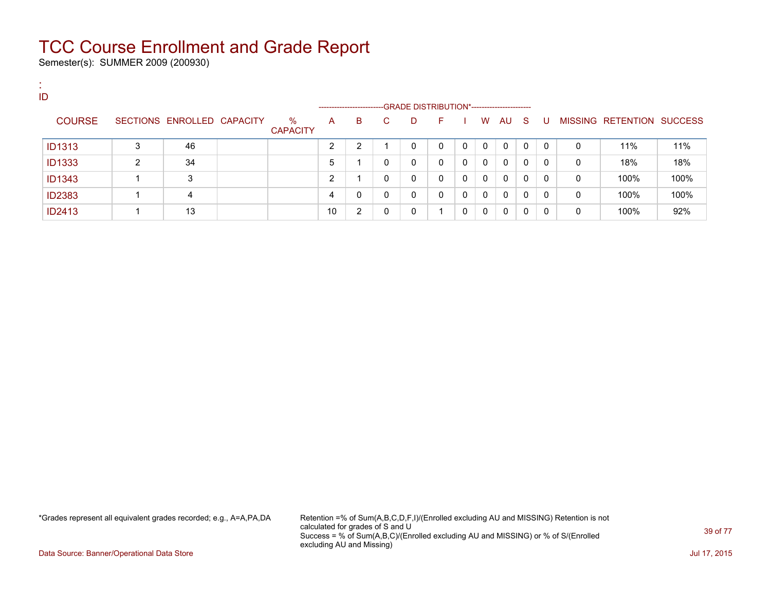# TCC Course Enrollment and Grade Report

Semester(s): SUMMER 2009 (200930)

:
ID

| COURSE | SECTIONS | ENROLLED | CAPACITY | % CAPACITY | A | B | C | D | F | I | W | AU | S | U | MISSING | RETENTION | SUCCESS |
|---|---|---|---|---|---|---|---|---|---|---|---|---|---|---|---|---|---|
| | | | | | GRADE DISTRIBUTION* | | | | | | | | | | | | |
| ID1313 | 3 | 46 | | | 2 | 2 | 1 | 0 | 0 | 0 | 0 | 0 | 0 | 0 | 0 | 11% | 11% |
| ID1333 | 2 | 34 | | | 5 | 1 | 0 | 0 | 0 | 0 | 0 | 0 | 0 | 0 | 0 | 18% | 18% |
| ID1343 | 1 | 3 | | | 2 | 1 | 0 | 0 | 0 | 0 | 0 | 0 | 0 | 0 | 0 | 100% | 100% |
| ID2383 | 1 | 4 | | | 4 | 0 | 0 | 0 | 0 | 0 | 0 | 0 | 0 | 0 | 0 | 100% | 100% |
| ID2413 | 1 | 13 | | | 10 | 2 | 0 | 0 | 1 | 0 | 0 | 0 | 0 | 0 | 0 | 100% | 92% |

*Grades represent all equivalent grades recorded; e.g., A=A,PA,DA

Retention =% of Sum(A,B,C,D,F,I)/(Enrolled excluding AU and MISSING) Retention is not calculated for grades of S and U
Success = % of Sum(A,B,C)/(Enrolled excluding AU and MISSING) or % of S/(Enrolled excluding AU and Missing)

Data Source: Banner/Operational Data Store

Jul 17, 2015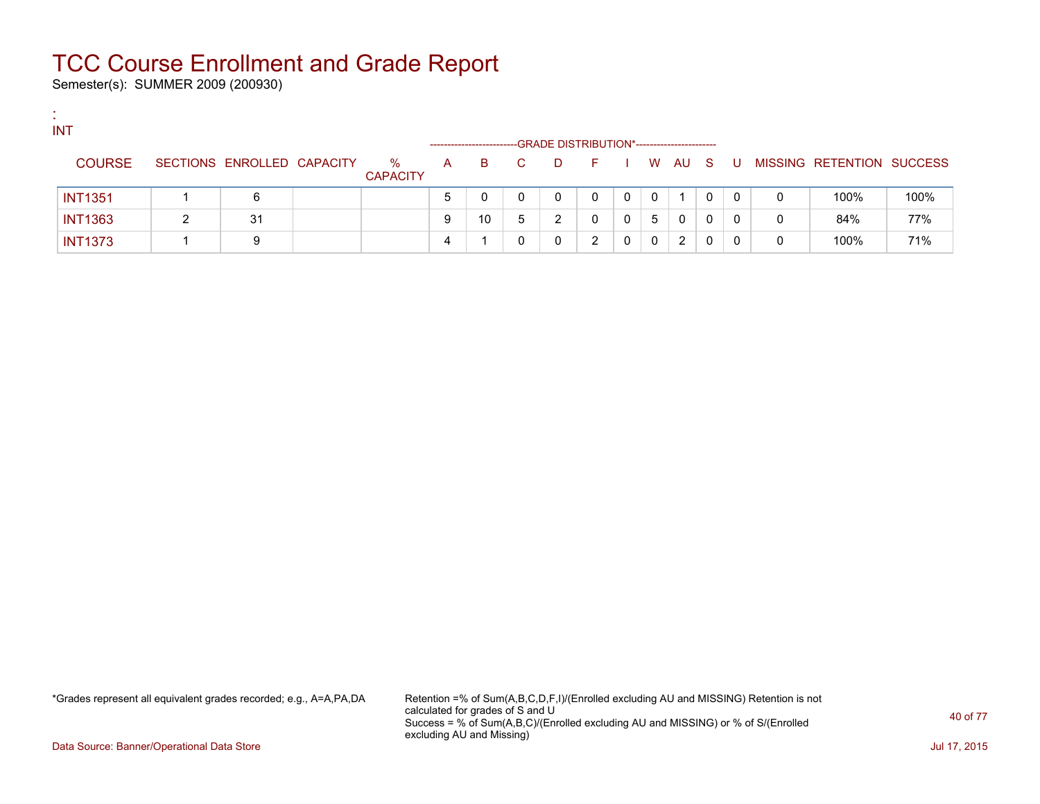# TCC Course Enrollment and Grade Report

Semester(s): SUMMER 2009 (200930)

:
INT

| COURSE | SECTIONS | ENROLLED | CAPACITY | % CAPACITY | A | B | C | D | F | I | W | AU | S | U | MISSING | RETENTION | SUCCESS |
|---|---|---|---|---|---|---|---|---|---|---|---|---|---|---|---|---|---|
| | | | | | GRADE DISTRIBUTION* | | | | | | | | | | | | |
| INT1351 | 1 | 6 | | | 5 | 0 | 0 | 0 | 0 | 0 | 0 | 1 | 0 | 0 | 0 | 100% | 100% |
| INT1363 | 2 | 31 | | | 9 | 10 | 5 | 2 | 0 | 0 | 5 | 0 | 0 | 0 | 0 | 84% | 77% |
| INT1373 | 1 | 9 | | | 4 | 1 | 0 | 0 | 2 | 0 | 0 | 2 | 0 | 0 | 0 | 100% | 71% |

*Grades represent all equivalent grades recorded; e.g., A=A,PA,DA

Retention =% of Sum(A,B,C,D,F,I)/(Enrolled excluding AU and MISSING) Retention is not calculated for grades of S and U
Success = % of Sum(A,B,C)/(Enrolled excluding AU and MISSING) or % of S/(Enrolled excluding AU and Missing)

Data Source: Banner/Operational Data Store

Jul 17, 2015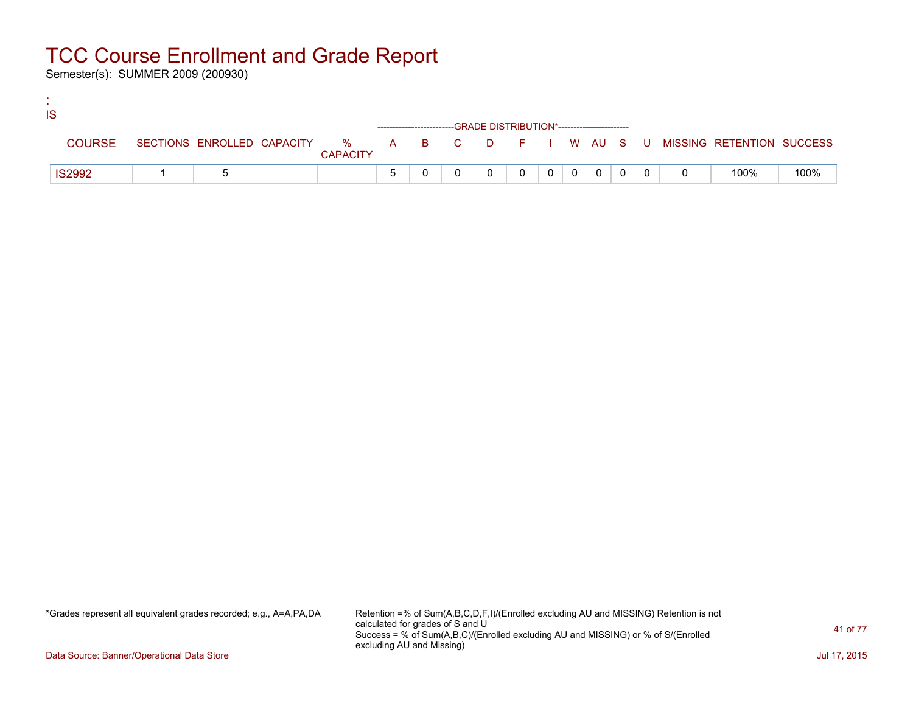# TCC Course Enrollment and Grade Report

Semester(s): SUMMER 2009 (200930)

:
IS

| COURSE | SECTIONS | ENROLLED | CAPACITY | % CAPACITY | A | B | C | D | F | I | W | AU | S | U | MISSING | RETENTION | SUCCESS |
|---|---|---|---|---|---|---|---|---|---|---|---|---|---|---|---|---|---|
| | | | | | GRADE DISTRIBUTION* | | | | | | | | | | | | |
| IS2992 | 1 | 5 | | | 5 | 0 | 0 | 0 | 0 | 0 | 0 | 0 | 0 | 0 | 0 | 100% | 100% |

*Grades represent all equivalent grades recorded; e.g., A=A,PA,DA

Retention =% of Sum(A,B,C,D,F,I)/(Enrolled excluding AU and MISSING) Retention is not calculated for grades of S and U
Success = % of Sum(A,B,C)/(Enrolled excluding AU and MISSING) or % of S/(Enrolled excluding AU and Missing)

Data Source: Banner/Operational Data Store

Jul 17, 2015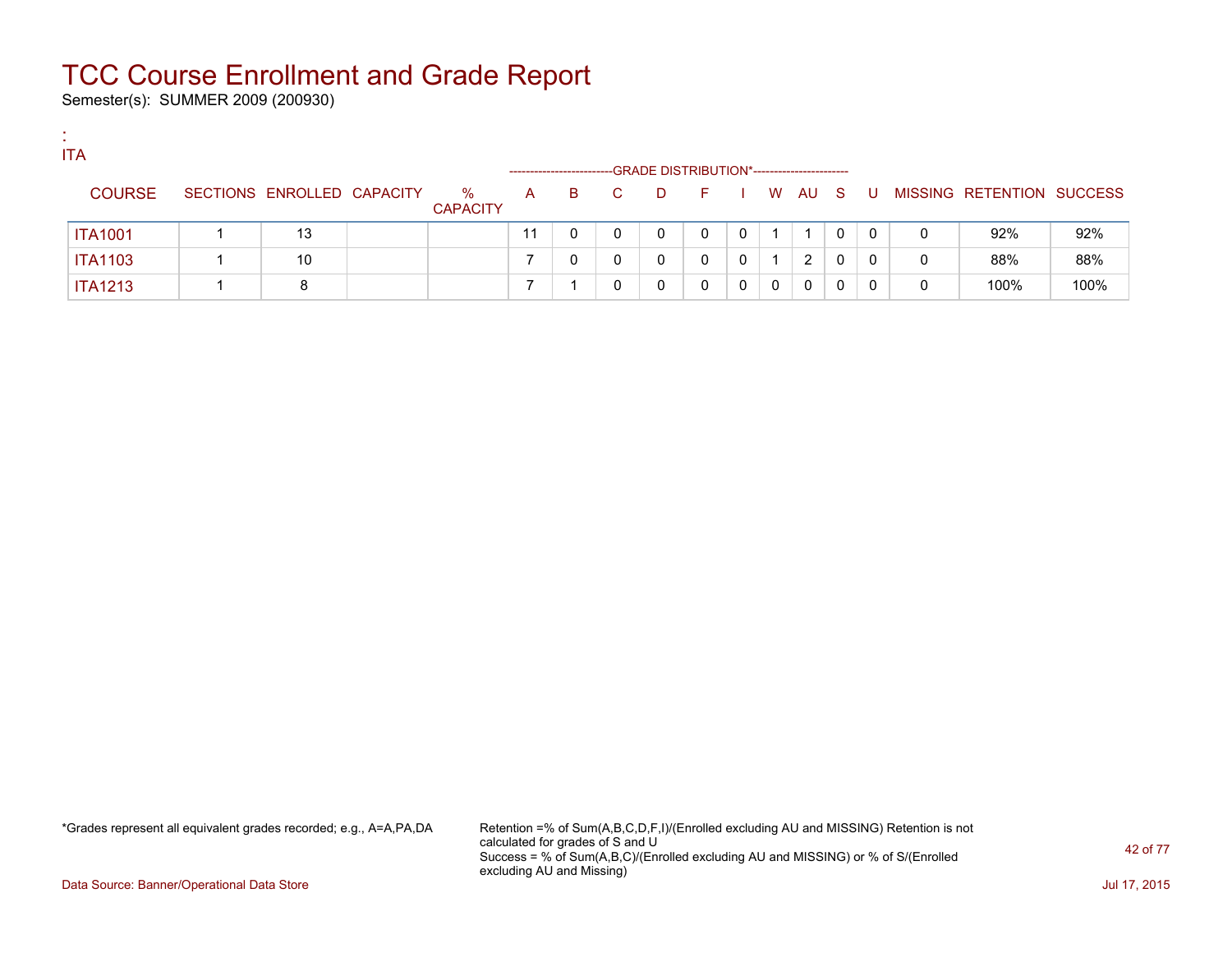# TCC Course Enrollment and Grade Report

Semester(s): SUMMER 2009 (200930)

:
ITA

| COURSE | SECTIONS | ENROLLED | CAPACITY | % CAPACITY | A | B | C | D | F | I | W | AU | S | U | MISSING | RETENTION | SUCCESS |
|---|---|---|---|---|---|---|---|---|---|---|---|---|---|---|---|---|---|
| | | | | | GRADE DISTRIBUTION* | | | | | | | | | | | | |
| ITA1001 | 1 | 13 | | | 11 | 0 | 0 | 0 | 0 | 0 | 1 | 1 | 0 | 0 | 0 | 92% | 92% |
| ITA1103 | 1 | 10 | | | 7 | 0 | 0 | 0 | 0 | 0 | 1 | 2 | 0 | 0 | 0 | 88% | 88% |
| ITA1213 | 1 | 8 | | | 7 | 1 | 0 | 0 | 0 | 0 | 0 | 0 | 0 | 0 | 0 | 100% | 100% |

*Grades represent all equivalent grades recorded; e.g., A=A,PA,DA

Retention =% of Sum(A,B,C,D,F,I)/(Enrolled excluding AU and MISSING) Retention is not calculated for grades of S and U
Success = % of Sum(A,B,C)/(Enrolled excluding AU and MISSING) or % of S/(Enrolled excluding AU and Missing)

Data Source: Banner/Operational Data Store

Jul 17, 2015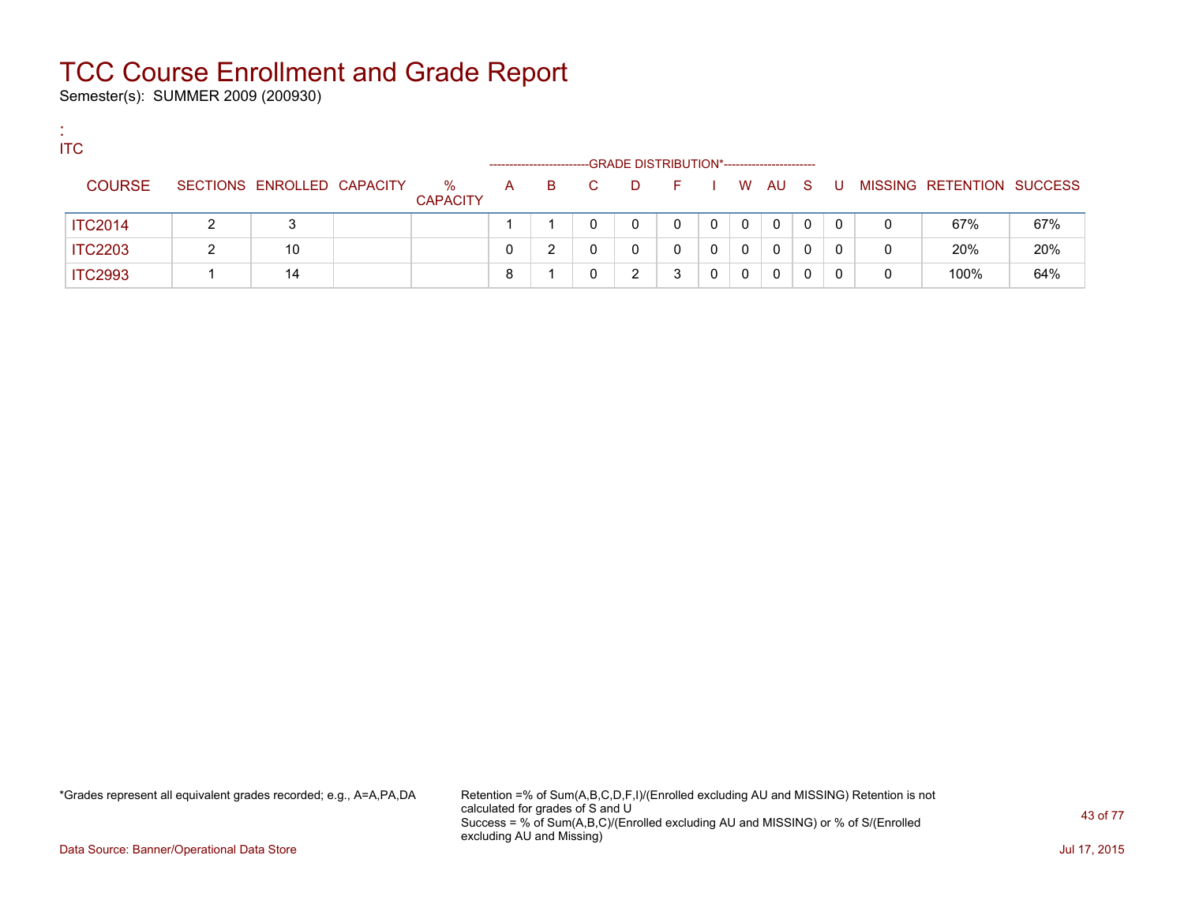# TCC Course Enrollment and Grade Report

Semester(s): SUMMER 2009 (200930)

:
ITC

| COURSE | SECTIONS | ENROLLED | CAPACITY | % CAPACITY | A | B | C | D | F | I | W | AU | S | U | MISSING | RETENTION | SUCCESS |
|---|---|---|---|---|---|---|---|---|---|---|---|---|---|---|---|---|---|
| | | | | | GRADE DISTRIBUTION* | | | | | | | | | | | | |
| ITC2014 | 2 | 3 | | | 1 | 1 | 0 | 0 | 0 | 0 | 0 | 0 | 0 | 0 | 0 | 67% | 67% |
| ITC2203 | 2 | 10 | | | 0 | 2 | 0 | 0 | 0 | 0 | 0 | 0 | 0 | 0 | 0 | 20% | 20% |
| ITC2993 | 1 | 14 | | | 8 | 1 | 0 | 2 | 3 | 0 | 0 | 0 | 0 | 0 | 0 | 100% | 64% |

*Grades represent all equivalent grades recorded; e.g., A=A,PA,DA

Retention =% of Sum(A,B,C,D,F,I)/(Enrolled excluding AU and MISSING) Retention is not calculated for grades of S and U
Success = % of Sum(A,B,C)/(Enrolled excluding AU and MISSING) or % of S/(Enrolled excluding AU and Missing)

Data Source: Banner/Operational Data Store

Jul 17, 2015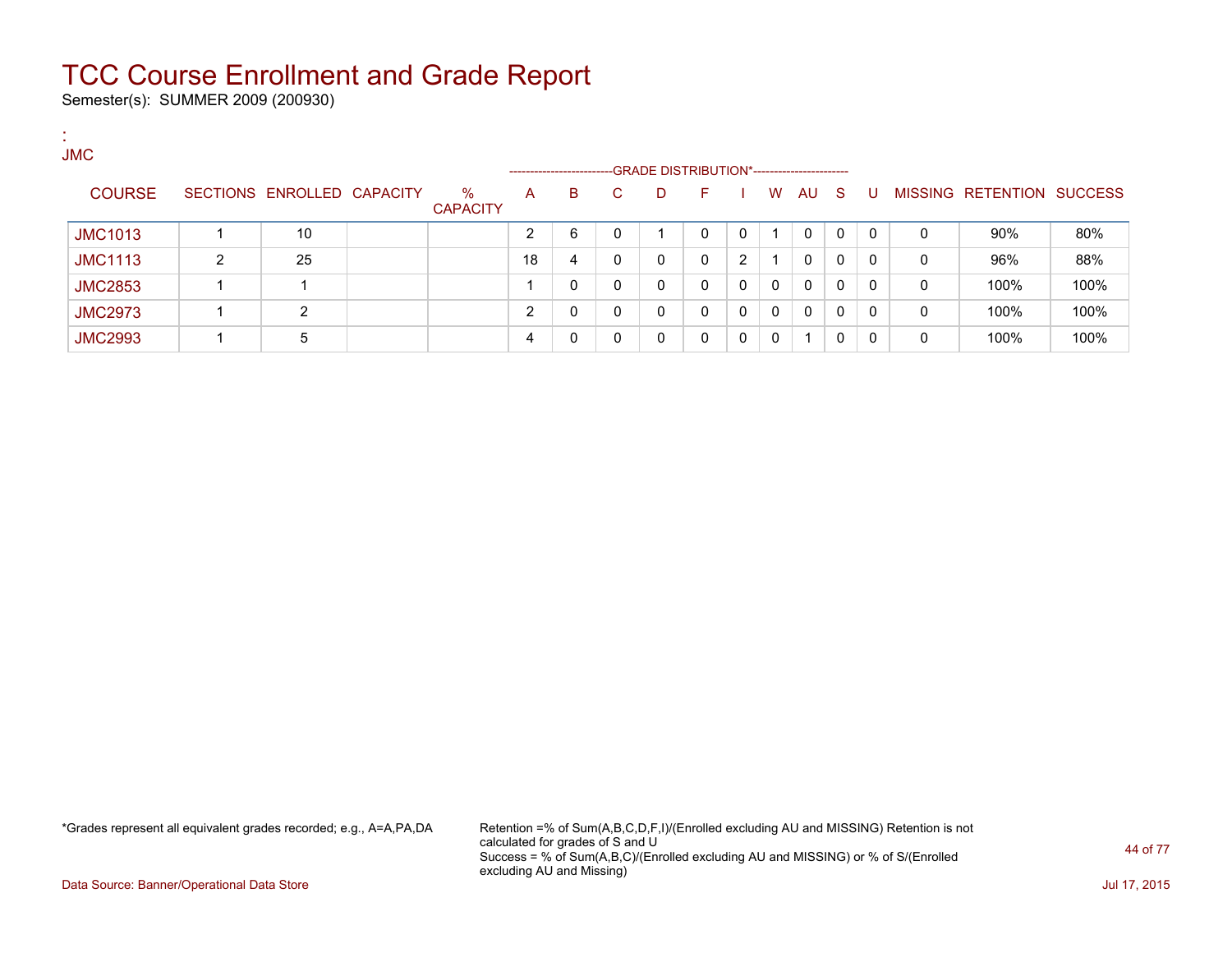# TCC Course Enrollment and Grade Report

Semester(s): SUMMER 2009 (200930)

:
JMC

| COURSE | SECTIONS | ENROLLED | CAPACITY | % CAPACITY | A | B | C | D | F | I | W | AU | S | U | MISSING | RETENTION | SUCCESS |
|---|---|---|---|---|---|---|---|---|---|---|---|---|---|---|---|---|---|
| | | | | | GRADE DISTRIBUTION* | | | | | | | | | | | | |
| JMC1013 | 1 | 10 | | | 2 | 6 | 0 | 1 | 0 | 0 | 1 | 0 | 0 | 0 | 0 | 90% | 80% |
| JMC1113 | 2 | 25 | | | 18 | 4 | 0 | 0 | 0 | 2 | 1 | 0 | 0 | 0 | 0 | 96% | 88% |
| JMC2853 | 1 | 1 | | | 1 | 0 | 0 | 0 | 0 | 0 | 0 | 0 | 0 | 0 | 0 | 100% | 100% |
| JMC2973 | 1 | 2 | | | 2 | 0 | 0 | 0 | 0 | 0 | 0 | 0 | 0 | 0 | 0 | 100% | 100% |
| JMC2993 | 1 | 5 | | | 4 | 0 | 0 | 0 | 0 | 0 | 0 | 1 | 0 | 0 | 0 | 100% | 100% |

*Grades represent all equivalent grades recorded; e.g., A=A,PA,DA

Retention =% of Sum(A,B,C,D,F,I)/(Enrolled excluding AU and MISSING) Retention is not calculated for grades of S and U
Success = % of Sum(A,B,C)/(Enrolled excluding AU and MISSING) or % of S/(Enrolled excluding AU and Missing)

Data Source: Banner/Operational Data Store

Jul 17, 2015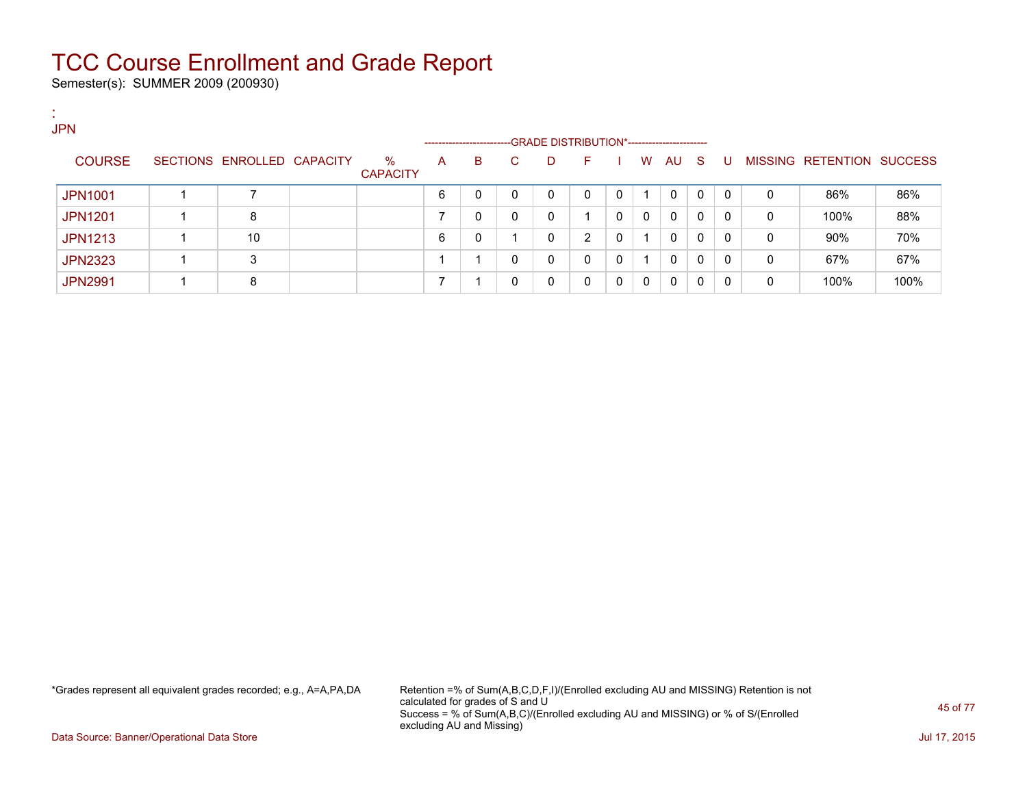# TCC Course Enrollment and Grade Report

Semester(s): SUMMER 2009 (200930)

:
JPN

| COURSE | SECTIONS | ENROLLED | CAPACITY | % CAPACITY | A | B | C | D | F | I | W | AU | S | U | MISSING | RETENTION | SUCCESS |
|---|---|---|---|---|---|---|---|---|---|---|---|---|---|---|---|---|---|
| | | | | | GRADE DISTRIBUTION* | | | | | | | | | | | | |
| JPN1001 | 1 | 7 | | | 6 | 0 | 0 | 0 | 0 | 0 | 1 | 0 | 0 | 0 | 0 | 86% | 86% |
| JPN1201 | 1 | 8 | | | 7 | 0 | 0 | 0 | 1 | 0 | 0 | 0 | 0 | 0 | 0 | 100% | 88% |
| JPN1213 | 1 | 10 | | | 6 | 0 | 1 | 0 | 2 | 0 | 1 | 0 | 0 | 0 | 0 | 90% | 70% |
| JPN2323 | 1 | 3 | | | 1 | 1 | 0 | 0 | 0 | 0 | 1 | 0 | 0 | 0 | 0 | 67% | 67% |
| JPN2991 | 1 | 8 | | | 7 | 1 | 0 | 0 | 0 | 0 | 0 | 0 | 0 | 0 | 0 | 100% | 100% |

*Grades represent all equivalent grades recorded; e.g., A=A,PA,DA

Retention =% of Sum(A,B,C,D,F,I)/(Enrolled excluding AU and MISSING) Retention is not calculated for grades of S and U
Success = % of Sum(A,B,C)/(Enrolled excluding AU and MISSING) or % of S/(Enrolled excluding AU and Missing)

Data Source: Banner/Operational Data Store

Jul 17, 2015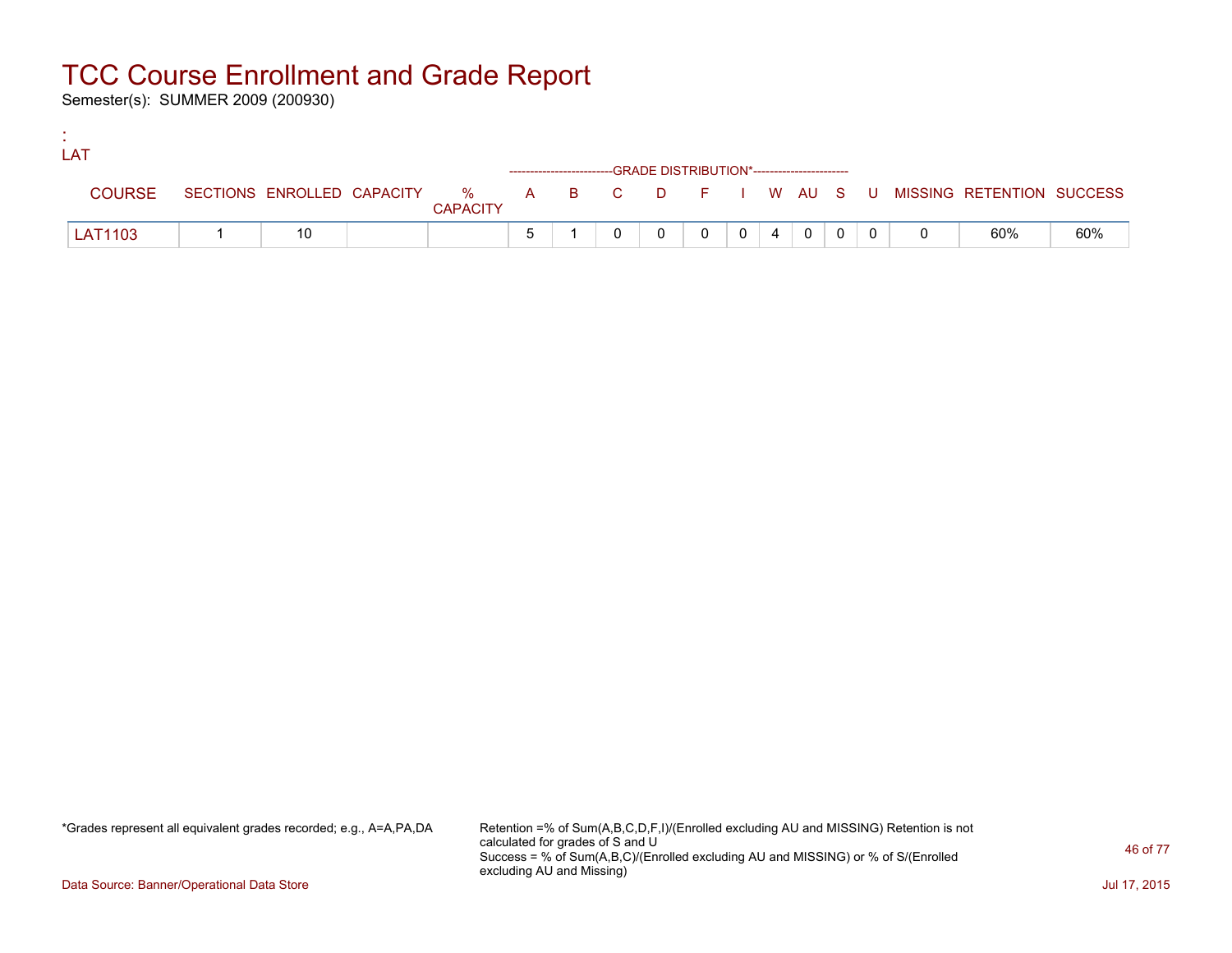# TCC Course Enrollment and Grade Report

Semester(s): SUMMER 2009 (200930)

:
LAT

| COURSE | SECTIONS | ENROLLED | CAPACITY | % CAPACITY | A | B | C | D | F | I | W | AU | S | U | MISSING | RETENTION | SUCCESS |
|---|---|---|---|---|---|---|---|---|---|---|---|---|---|---|---|---|---|
| | | | | | GRADE DISTRIBUTION* | | | | | | | | | | | | |
| LAT1103 | 1 | 10 | | | 5 | 1 | 0 | 0 | 0 | 0 | 4 | 0 | 0 | 0 | 0 | 60% | 60% |

*Grades represent all equivalent grades recorded; e.g., A=A,PA,DA

Retention =% of Sum(A,B,C,D,F,I)/(Enrolled excluding AU and MISSING) Retention is not calculated for grades of S and U
Success = % of Sum(A,B,C)/(Enrolled excluding AU and MISSING) or % of S/(Enrolled excluding AU and Missing)

Data Source: Banner/Operational Data Store

Jul 17, 2015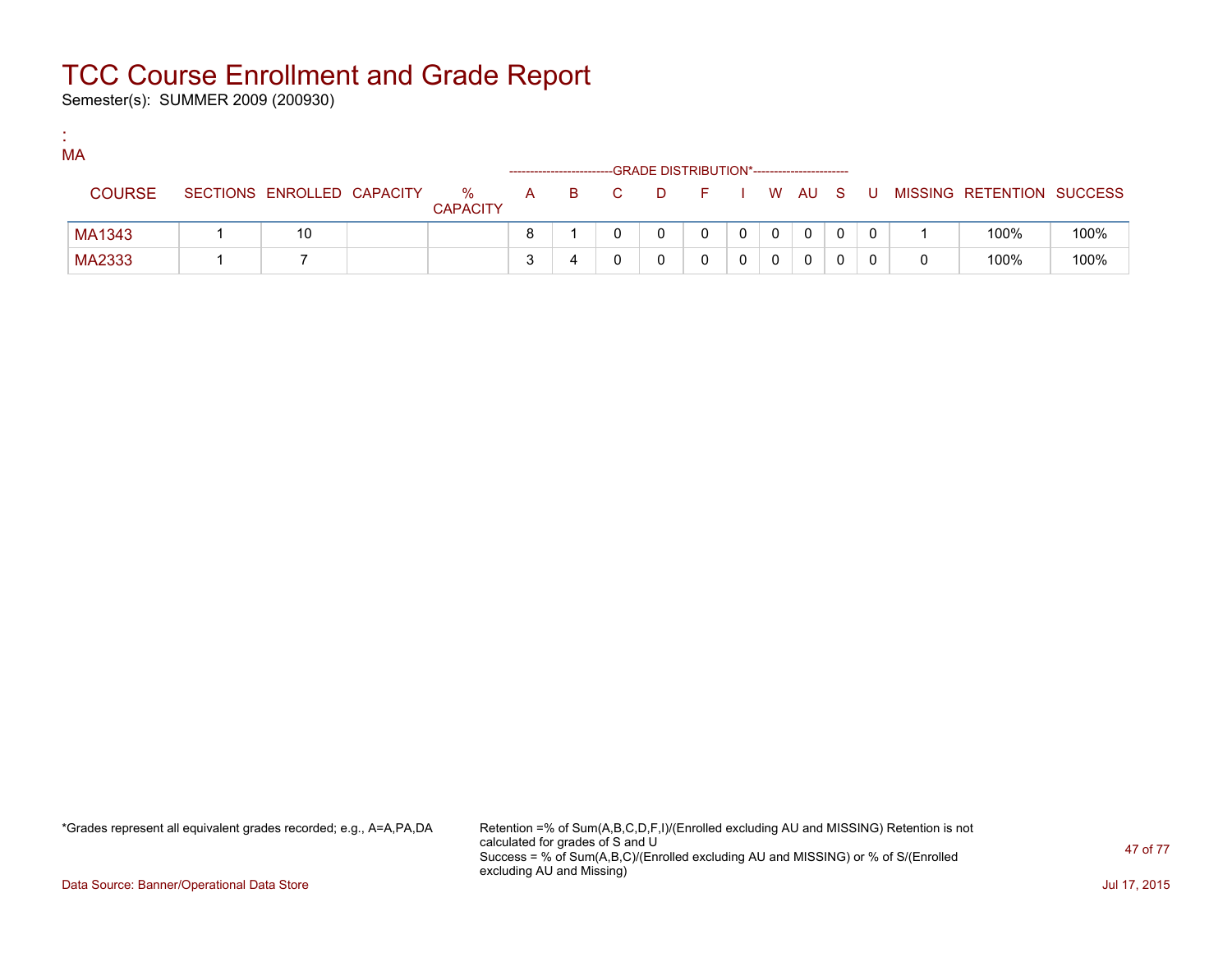# TCC Course Enrollment and Grade Report

Semester(s): SUMMER 2009 (200930)

:
MA

| COURSE | SECTIONS | ENROLLED | CAPACITY | % CAPACITY | A | B | C | D | F | I | W | AU | S | U | MISSING | RETENTION | SUCCESS |
|---|---|---|---|---|---|---|---|---|---|---|---|---|---|---|---|---|---|
| | | | | | GRADE DISTRIBUTION* | | | | | | | | | | | | |
| MA1343 | 1 | 10 | | | 8 | 1 | 0 | 0 | 0 | 0 | 0 | 0 | 0 | 0 | 1 | 100% | 100% |
| MA2333 | 1 | 7 | | | 3 | 4 | 0 | 0 | 0 | 0 | 0 | 0 | 0 | 0 | 0 | 100% | 100% |

*Grades represent all equivalent grades recorded; e.g., A=A,PA,DA

Retention =% of Sum(A,B,C,D,F,I)/(Enrolled excluding AU and MISSING) Retention is not calculated for grades of S and U
Success = % of Sum(A,B,C)/(Enrolled excluding AU and MISSING) or % of S/(Enrolled excluding AU and Missing)

Data Source: Banner/Operational Data Store

Jul 17, 2015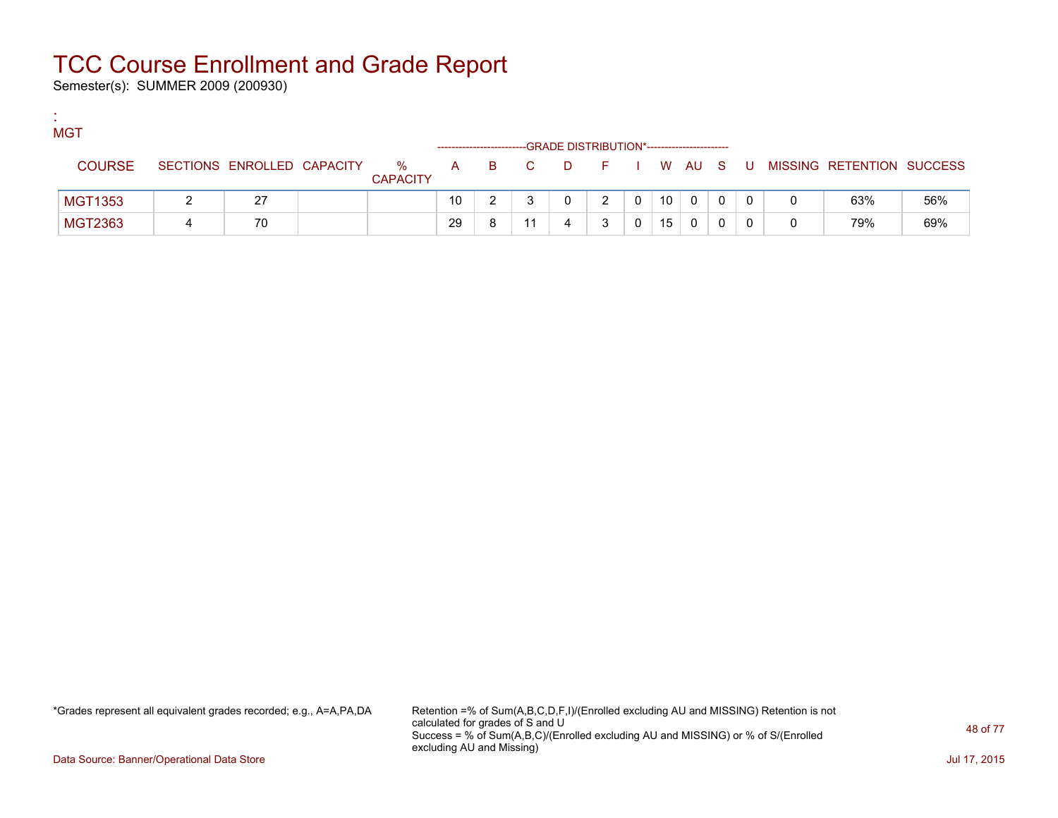# TCC Course Enrollment and Grade Report

Semester(s): SUMMER 2009 (200930)

:
MGT

| COURSE | SECTIONS | ENROLLED | CAPACITY | % CAPACITY | A | B | C | D | F | I | W | AU | S | U | MISSING | RETENTION | SUCCESS |
|---|---|---|---|---|---|---|---|---|---|---|---|---|---|---|---|---|---|
| | | | | | GRADE DISTRIBUTION* | | | | | | | | | | | | |
| MGT1353 | 2 | 27 | | | 10 | 2 | 3 | 0 | 2 | 0 | 10 | 0 | 0 | 0 | 0 | 63% | 56% |
| MGT2363 | 4 | 70 | | | 29 | 8 | 11 | 4 | 3 | 0 | 15 | 0 | 0 | 0 | 0 | 79% | 69% |

*Grades represent all equivalent grades recorded; e.g., A=A,PA,DA

Retention =% of Sum(A,B,C,D,F,I)/(Enrolled excluding AU and MISSING) Retention is not calculated for grades of S and U
Success = % of Sum(A,B,C)/(Enrolled excluding AU and MISSING) or % of S/(Enrolled excluding AU and Missing)

Data Source: Banner/Operational Data Store

Jul 17, 2015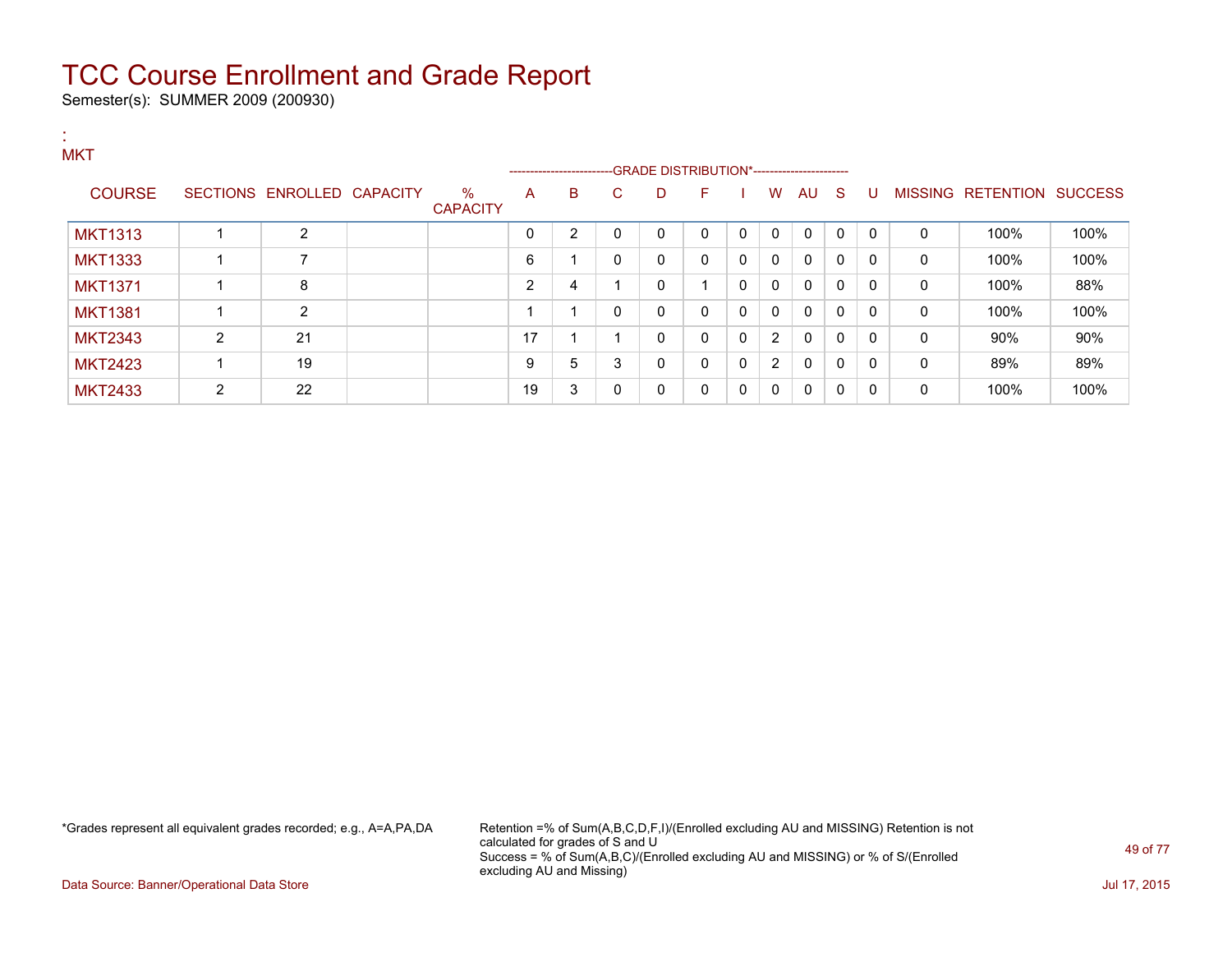# TCC Course Enrollment and Grade Report

Semester(s): SUMMER 2009 (200930)

:
MKT

| COURSE | SECTIONS | ENROLLED | CAPACITY | % CAPACITY | A | B | C | D | F | I | W | AU | S | U | MISSING | RETENTION | SUCCESS |
|---|---|---|---|---|---|---|---|---|---|---|---|---|---|---|---|---|---|
| MKT1313 | 1 | 2 | | | 0 | 2 | 0 | 0 | 0 | 0 | 0 | 0 | 0 | 0 | 0 | 100% | 100% |
| MKT1333 | 1 | 7 | | | 6 | 1 | 0 | 0 | 0 | 0 | 0 | 0 | 0 | 0 | 0 | 100% | 100% |
| MKT1371 | 1 | 8 | | | 2 | 4 | 1 | 0 | 1 | 0 | 0 | 0 | 0 | 0 | 0 | 100% | 88% |
| MKT1381 | 1 | 2 | | | 1 | 1 | 0 | 0 | 0 | 0 | 0 | 0 | 0 | 0 | 0 | 100% | 100% |
| MKT2343 | 2 | 21 | | | 17 | 1 | 1 | 0 | 0 | 0 | 2 | 0 | 0 | 0 | 0 | 90% | 90% |
| MKT2423 | 1 | 19 | | | 9 | 5 | 3 | 0 | 0 | 0 | 2 | 0 | 0 | 0 | 0 | 89% | 89% |
| MKT2433 | 2 | 22 | | | 19 | 3 | 0 | 0 | 0 | 0 | 0 | 0 | 0 | 0 | 0 | 100% | 100% |

*Grades represent all equivalent grades recorded; e.g., A=A,PA,DA

Retention =% of Sum(A,B,C,D,F,I)/(Enrolled excluding AU and MISSING) Retention is not calculated for grades of S and U
Success = % of Sum(A,B,C)/(Enrolled excluding AU and MISSING) or % of S/(Enrolled excluding AU and Missing)

Data Source: Banner/Operational Data Store

Jul 17, 2015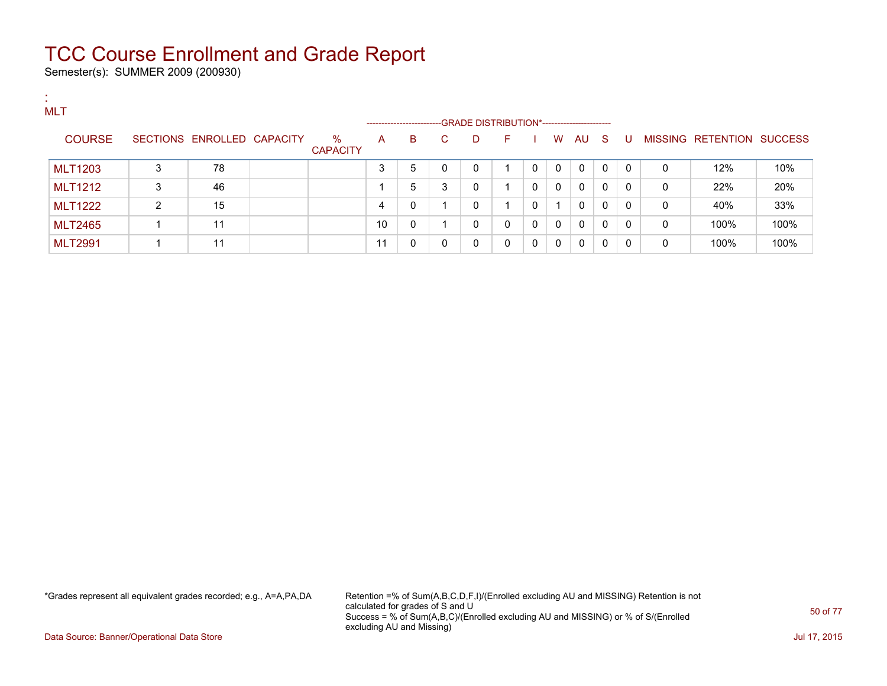# TCC Course Enrollment and Grade Report

Semester(s): SUMMER 2009 (200930)

:
MLT

| COURSE | SECTIONS | ENROLLED | CAPACITY | % CAPACITY | A | B | C | D | F | I | W | AU | S | U | MISSING | RETENTION | SUCCESS |
|---|---|---|---|---|---|---|---|---|---|---|---|---|---|---|---|---|---|
| | | | | | GRADE DISTRIBUTION* | | | | | | | | | | | | |
| MLT1203 | 3 | 78 | | | 3 | 5 | 0 | 0 | 1 | 0 | 0 | 0 | 0 | 0 | 0 | 12% | 10% |
| MLT1212 | 3 | 46 | | | 1 | 5 | 3 | 0 | 1 | 0 | 0 | 0 | 0 | 0 | 0 | 22% | 20% |
| MLT1222 | 2 | 15 | | | 4 | 0 | 1 | 0 | 1 | 0 | 1 | 0 | 0 | 0 | 0 | 40% | 33% |
| MLT2465 | 1 | 11 | | | 10 | 0 | 1 | 0 | 0 | 0 | 0 | 0 | 0 | 0 | 0 | 100% | 100% |
| MLT2991 | 1 | 11 | | | 11 | 0 | 0 | 0 | 0 | 0 | 0 | 0 | 0 | 0 | 0 | 100% | 100% |

*Grades represent all equivalent grades recorded; e.g., A=A,PA,DA

Retention =% of Sum(A,B,C,D,F,I)/(Enrolled excluding AU and MISSING) Retention is not calculated for grades of S and U
Success = % of Sum(A,B,C)/(Enrolled excluding AU and MISSING) or % of S/(Enrolled excluding AU and Missing)

Data Source: Banner/Operational Data Store

Jul 17, 2015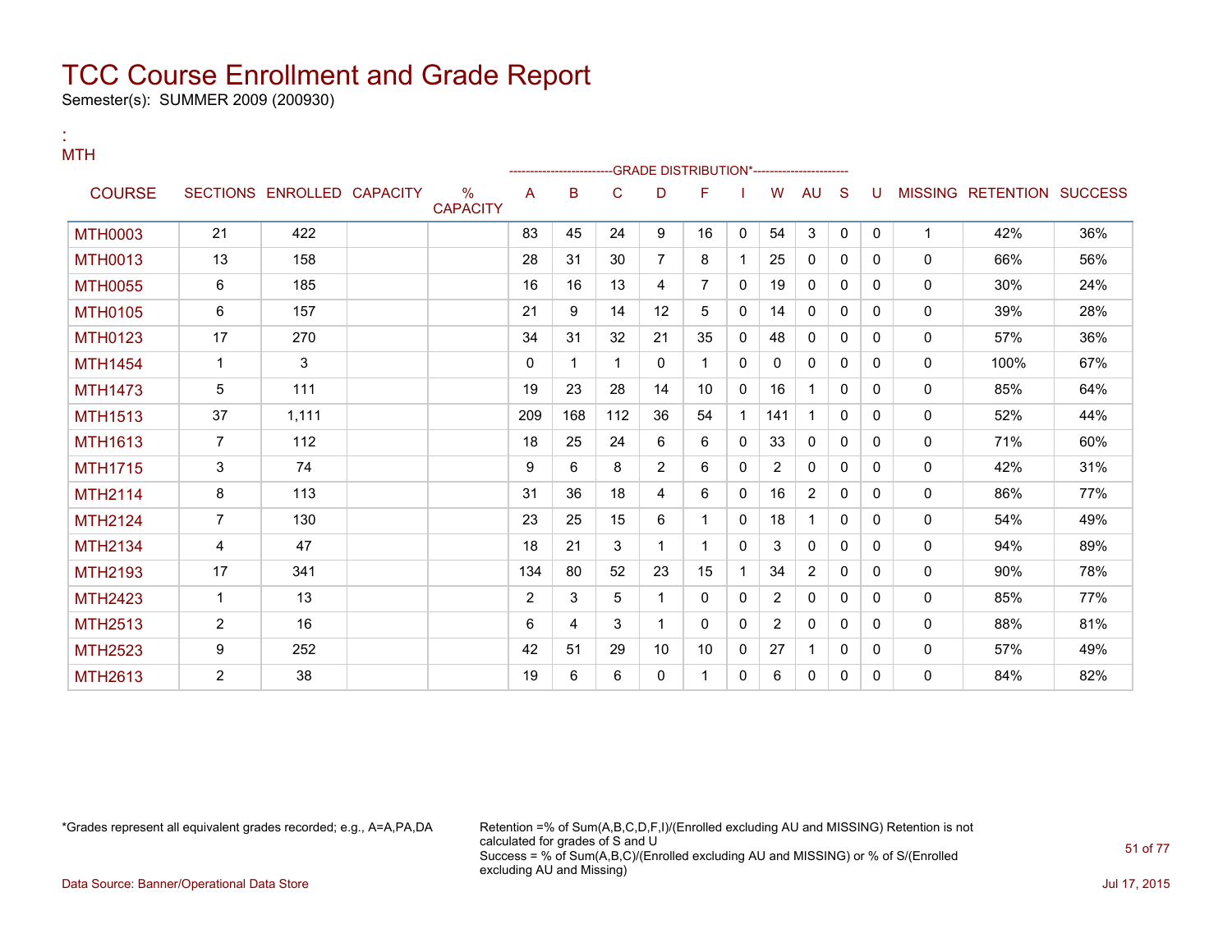# TCC Course Enrollment and Grade Report

Semester(s): SUMMER 2009 (200930)

:
MTH

| COURSE | SECTIONS | ENROLLED | CAPACITY | % CAPACITY | A | B | C | D | F | I | W | AU | S | U | MISSING | RETENTION | SUCCESS |
|---|---|---|---|---|---|---|---|---|---|---|---|---|---|---|---|---|---|
| | | | | | GRADE DISTRIBUTION* | | | | | | | | | | | | |
| MTH0003 | 21 | 422 | | | 83 | 45 | 24 | 9 | 16 | 0 | 54 | 3 | 0 | 0 | 1 | 42% | 36% |
| MTH0013 | 13 | 158 | | | 28 | 31 | 30 | 7 | 8 | 1 | 25 | 0 | 0 | 0 | 0 | 66% | 56% |
| MTH0055 | 6 | 185 | | | 16 | 16 | 13 | 4 | 7 | 0 | 19 | 0 | 0 | 0 | 0 | 30% | 24% |
| MTH0105 | 6 | 157 | | | 21 | 9 | 14 | 12 | 5 | 0 | 14 | 0 | 0 | 0 | 0 | 39% | 28% |
| MTH0123 | 17 | 270 | | | 34 | 31 | 32 | 21 | 35 | 0 | 48 | 0 | 0 | 0 | 0 | 57% | 36% |
| MTH1454 | 1 | 3 | | | 0 | 1 | 1 | 0 | 1 | 0 | 0 | 0 | 0 | 0 | 0 | 100% | 67% |
| MTH1473 | 5 | 111 | | | 19 | 23 | 28 | 14 | 10 | 0 | 16 | 1 | 0 | 0 | 0 | 85% | 64% |
| MTH1513 | 37 | 1,111 | | | 209 | 168 | 112 | 36 | 54 | 1 | 141 | 1 | 0 | 0 | 0 | 52% | 44% |
| MTH1613 | 7 | 112 | | | 18 | 25 | 24 | 6 | 6 | 0 | 33 | 0 | 0 | 0 | 0 | 71% | 60% |
| MTH1715 | 3 | 74 | | | 9 | 6 | 8 | 2 | 6 | 0 | 2 | 0 | 0 | 0 | 0 | 42% | 31% |
| MTH2114 | 8 | 113 | | | 31 | 36 | 18 | 4 | 6 | 0 | 16 | 2 | 0 | 0 | 0 | 86% | 77% |
| MTH2124 | 7 | 130 | | | 23 | 25 | 15 | 6 | 1 | 0 | 18 | 1 | 0 | 0 | 0 | 54% | 49% |
| MTH2134 | 4 | 47 | | | 18 | 21 | 3 | 1 | 1 | 0 | 3 | 0 | 0 | 0 | 0 | 94% | 89% |
| MTH2193 | 17 | 341 | | | 134 | 80 | 52 | 23 | 15 | 1 | 34 | 2 | 0 | 0 | 0 | 90% | 78% |
| MTH2423 | 1 | 13 | | | 2 | 3 | 5 | 1 | 0 | 0 | 2 | 0 | 0 | 0 | 0 | 85% | 77% |
| MTH2513 | 2 | 16 | | | 6 | 4 | 3 | 1 | 0 | 0 | 2 | 0 | 0 | 0 | 0 | 88% | 81% |
| MTH2523 | 9 | 252 | | | 42 | 51 | 29 | 10 | 10 | 0 | 27 | 1 | 0 | 0 | 0 | 57% | 49% |
| MTH2613 | 2 | 38 | | | 19 | 6 | 6 | 0 | 1 | 0 | 6 | 0 | 0 | 0 | 0 | 84% | 82% |

*Grades represent all equivalent grades recorded; e.g., A=A,PA,DA

Retention =% of Sum(A,B,C,D,F,I)/(Enrolled excluding AU and MISSING) Retention is not calculated for grades of S and U
Success = % of Sum(A,B,C)/(Enrolled excluding AU and MISSING) or % of S/(Enrolled excluding AU and Missing)

Data Source: Banner/Operational Data Store

Jul 17, 2015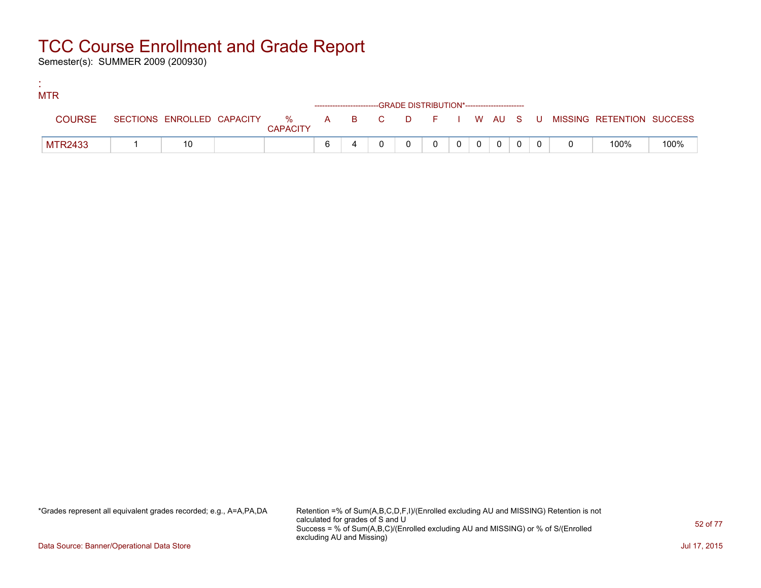# TCC Course Enrollment and Grade Report

Semester(s): SUMMER 2009 (200930)

:
MTR

| COURSE | SECTIONS | ENROLLED | CAPACITY | % CAPACITY | A | B | C | D | F | I | W | AU | S | U | MISSING | RETENTION | SUCCESS |
|---|---|---|---|---|---|---|---|---|---|---|---|---|---|---|---|---|---|
| | | | | | GRADE DISTRIBUTION* | | | | | | | | | | | | |
| MTR2433 | 1 | 10 | | | 6 | 4 | 0 | 0 | 0 | 0 | 0 | 0 | 0 | 0 | 0 | 100% | 100% |

*Grades represent all equivalent grades recorded; e.g., A=A,PA,DA

Retention =% of Sum(A,B,C,D,F,I)/(Enrolled excluding AU and MISSING) Retention is not calculated for grades of S and U
Success = % of Sum(A,B,C)/(Enrolled excluding AU and MISSING) or % of S/(Enrolled excluding AU and Missing)

Data Source: Banner/Operational Data Store

Jul 17, 2015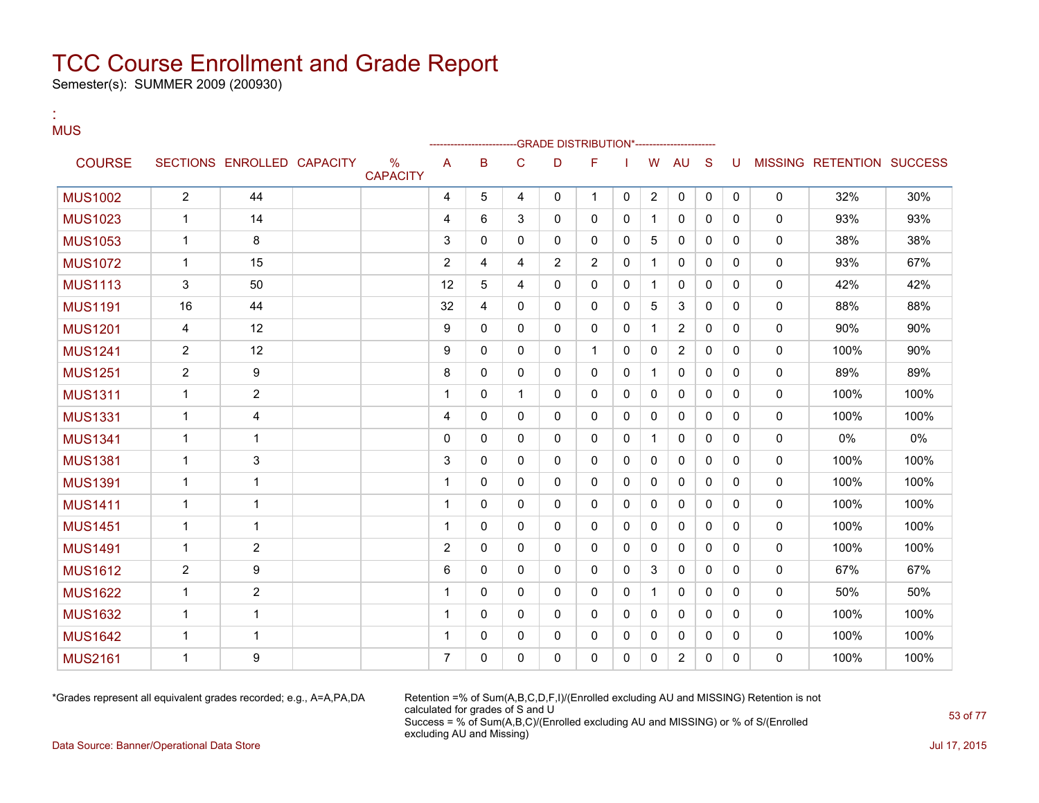# TCC Course Enrollment and Grade Report

Semester(s): SUMMER 2009 (200930)

:

MUS

| COURSE | SECTIONS | ENROLLED | CAPACITY | % CAPACITY | A | B | C | D | F | I | W | AU | S | U | MISSING | RETENTION | SUCCESS |
|---|---|---|---|---|---|---|---|---|---|---|---|---|---|---|---|---|---|
| | | | | | --- | --- | --- | GRADE DISTRIBUTION* | --- | --- | --- | --- | --- | --- | | | |
| MUS1002 | 2 | 44 | | | 4 | 5 | 4 | 0 | 1 | 0 | 2 | 0 | 0 | 0 | 0 | 32% | 30% |
| MUS1023 | 1 | 14 | | | 4 | 6 | 3 | 0 | 0 | 0 | 1 | 0 | 0 | 0 | 0 | 93% | 93% |
| MUS1053 | 1 | 8 | | | 3 | 0 | 0 | 0 | 0 | 0 | 5 | 0 | 0 | 0 | 0 | 38% | 38% |
| MUS1072 | 1 | 15 | | | 2 | 4 | 4 | 2 | 2 | 0 | 1 | 0 | 0 | 0 | 0 | 93% | 67% |
| MUS1113 | 3 | 50 | | | 12 | 5 | 4 | 0 | 0 | 0 | 1 | 0 | 0 | 0 | 0 | 42% | 42% |
| MUS1191 | 16 | 44 | | | 32 | 4 | 0 | 0 | 0 | 0 | 5 | 3 | 0 | 0 | 0 | 88% | 88% |
| MUS1201 | 4 | 12 | | | 9 | 0 | 0 | 0 | 0 | 0 | 1 | 2 | 0 | 0 | 0 | 90% | 90% |
| MUS1241 | 2 | 12 | | | 9 | 0 | 0 | 0 | 1 | 0 | 0 | 2 | 0 | 0 | 0 | 100% | 90% |
| MUS1251 | 2 | 9 | | | 8 | 0 | 0 | 0 | 0 | 0 | 1 | 0 | 0 | 0 | 0 | 89% | 89% |
| MUS1311 | 1 | 2 | | | 1 | 0 | 1 | 0 | 0 | 0 | 0 | 0 | 0 | 0 | 0 | 100% | 100% |
| MUS1331 | 1 | 4 | | | 4 | 0 | 0 | 0 | 0 | 0 | 0 | 0 | 0 | 0 | 0 | 100% | 100% |
| MUS1341 | 1 | 1 | | | 0 | 0 | 0 | 0 | 0 | 0 | 1 | 0 | 0 | 0 | 0 | 0% | 0% |
| MUS1381 | 1 | 3 | | | 3 | 0 | 0 | 0 | 0 | 0 | 0 | 0 | 0 | 0 | 0 | 100% | 100% |
| MUS1391 | 1 | 1 | | | 1 | 0 | 0 | 0 | 0 | 0 | 0 | 0 | 0 | 0 | 0 | 100% | 100% |
| MUS1411 | 1 | 1 | | | 1 | 0 | 0 | 0 | 0 | 0 | 0 | 0 | 0 | 0 | 0 | 100% | 100% |
| MUS1451 | 1 | 1 | | | 1 | 0 | 0 | 0 | 0 | 0 | 0 | 0 | 0 | 0 | 0 | 100% | 100% |
| MUS1491 | 1 | 2 | | | 2 | 0 | 0 | 0 | 0 | 0 | 0 | 0 | 0 | 0 | 0 | 100% | 100% |
| MUS1612 | 2 | 9 | | | 6 | 0 | 0 | 0 | 0 | 0 | 3 | 0 | 0 | 0 | 0 | 67% | 67% |
| MUS1622 | 1 | 2 | | | 1 | 0 | 0 | 0 | 0 | 0 | 1 | 0 | 0 | 0 | 0 | 50% | 50% |
| MUS1632 | 1 | 1 | | | 1 | 0 | 0 | 0 | 0 | 0 | 0 | 0 | 0 | 0 | 0 | 100% | 100% |
| MUS1642 | 1 | 1 | | | 1 | 0 | 0 | 0 | 0 | 0 | 0 | 0 | 0 | 0 | 0 | 100% | 100% |
| MUS2161 | 1 | 9 | | | 7 | 0 | 0 | 0 | 0 | 0 | 0 | 2 | 0 | 0 | 0 | 100% | 100% |

*Grades represent all equivalent grades recorded; e.g., A=A,PA,DA

Retention =% of Sum(A,B,C,D,F,I)/(Enrolled excluding AU and MISSING) Retention is not calculated for grades of S and U
Success = % of Sum(A,B,C)/(Enrolled excluding AU and MISSING) or % of S/(Enrolled excluding AU and Missing)

Data Source: Banner/Operational Data Store

Jul 17, 2015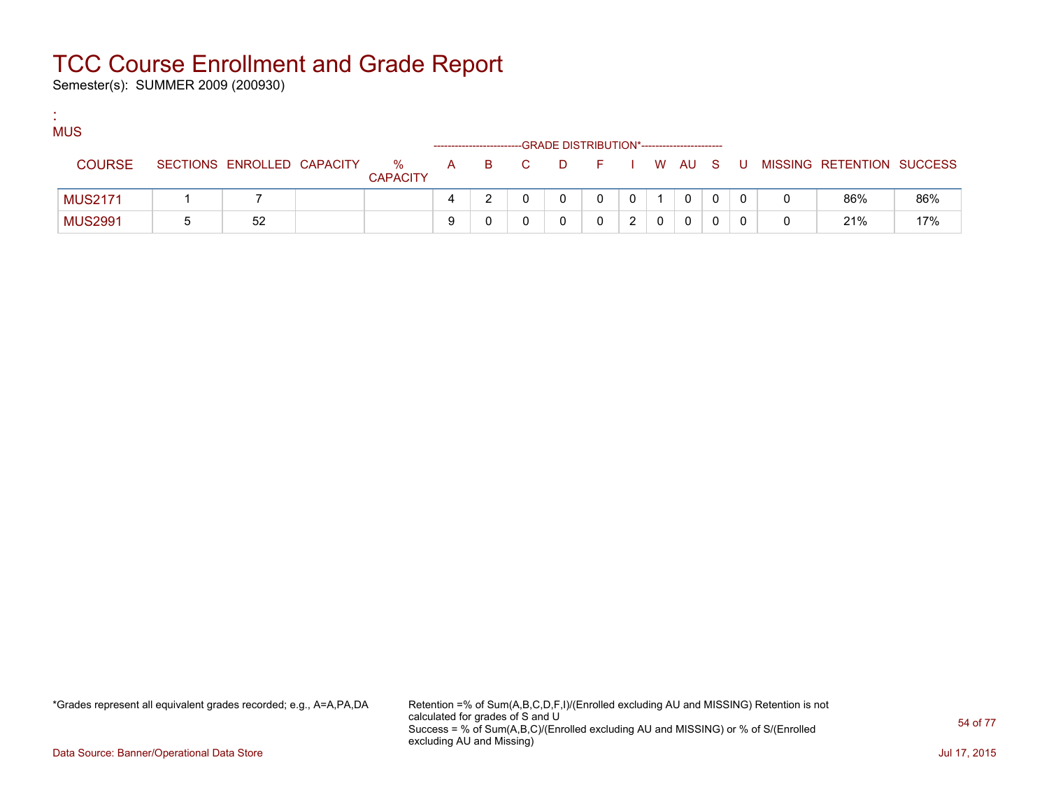# TCC Course Enrollment and Grade Report

Semester(s): SUMMER 2009 (200930)

:
MUS

| COURSE | SECTIONS | ENROLLED | CAPACITY | % CAPACITY | A | B | C | D | F | I | W | AU | S | U | MISSING | RETENTION | SUCCESS |
|---|---|---|---|---|---|---|---|---|---|---|---|---|---|---|---|---|---|
| | | | | | GRADE DISTRIBUTION* | | | | | | | | | | | | |
| MUS2171 | 1 | 7 | | | 4 | 2 | 0 | 0 | 0 | 0 | 1 | 0 | 0 | 0 | 0 | 86% | 86% |
| MUS2991 | 5 | 52 | | | 9 | 0 | 0 | 0 | 0 | 2 | 0 | 0 | 0 | 0 | 0 | 21% | 17% |

*Grades represent all equivalent grades recorded; e.g., A=A,PA,DA

Retention =% of Sum(A,B,C,D,F,I)/(Enrolled excluding AU and MISSING) Retention is not calculated for grades of S and U
Success = % of Sum(A,B,C)/(Enrolled excluding AU and MISSING) or % of S/(Enrolled excluding AU and Missing)

Data Source: Banner/Operational Data Store

Jul 17, 2015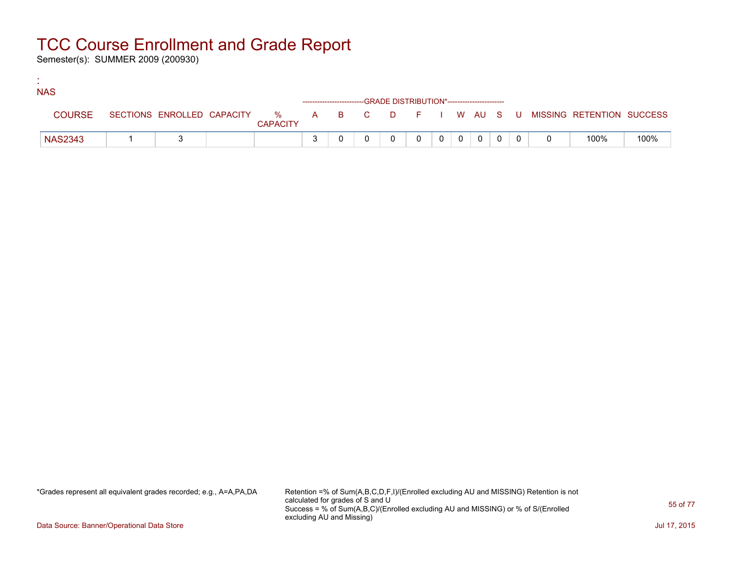# TCC Course Enrollment and Grade Report

Semester(s): SUMMER 2009 (200930)

:
NAS

| COURSE | SECTIONS | ENROLLED | CAPACITY | % CAPACITY | A | B | C | D | F | I | W | AU | S | U | MISSING | RETENTION | SUCCESS |
|---|---|---|---|---|---|---|---|---|---|---|---|---|---|---|---|---|---|
| | | | | | GRADE DISTRIBUTION* | | | | | | | | | | | | |
| NAS2343 | 1 | 3 | | | 3 | 0 | 0 | 0 | 0 | 0 | 0 | 0 | 0 | 0 | 0 | 100% | 100% |

*Grades represent all equivalent grades recorded; e.g., A=A,PA,DA

Retention =% of Sum(A,B,C,D,F,I)/(Enrolled excluding AU and MISSING) Retention is not calculated for grades of S and U
Success = % of Sum(A,B,C)/(Enrolled excluding AU and MISSING) or % of S/(Enrolled excluding AU and Missing)

Data Source: Banner/Operational Data Store

Jul 17, 2015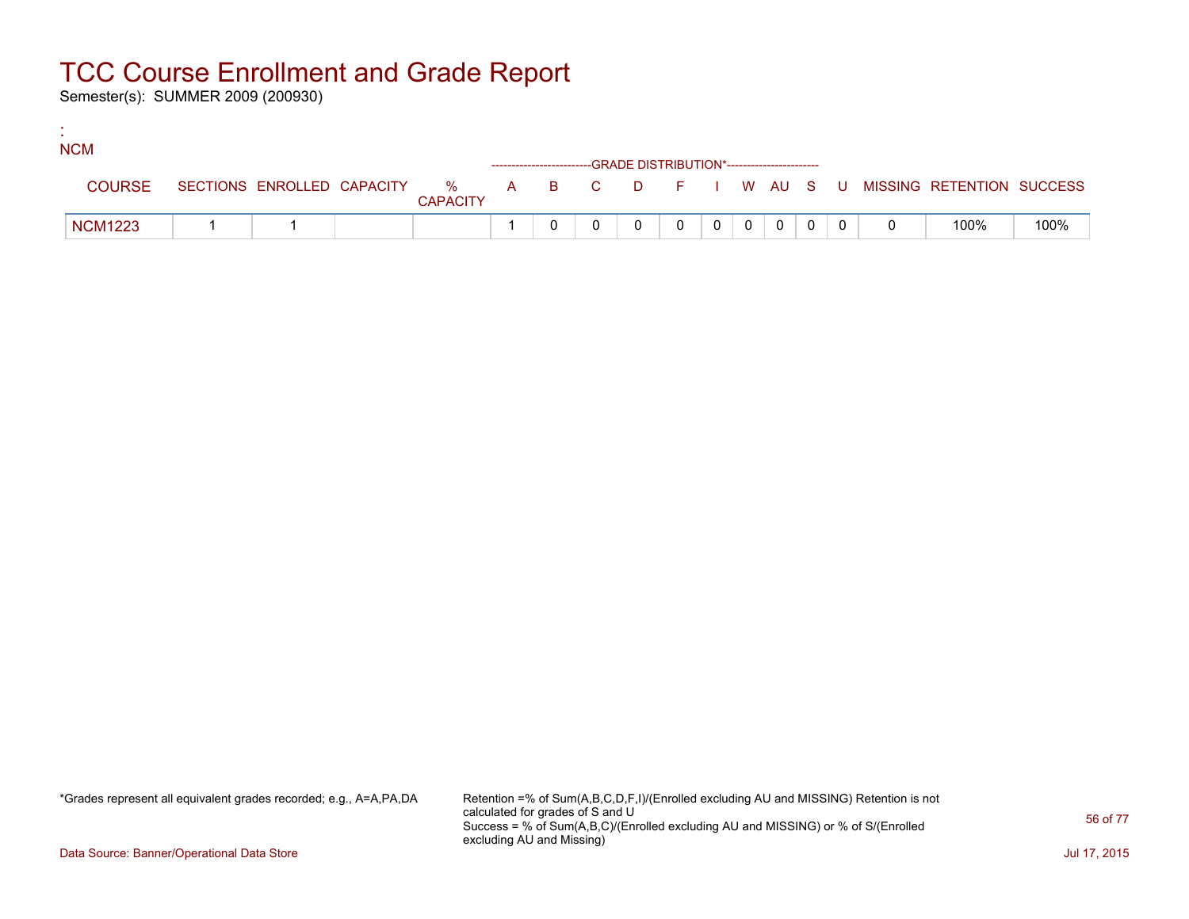# TCC Course Enrollment and Grade Report

Semester(s): SUMMER 2009 (200930)

:
NCM

| COURSE | SECTIONS | ENROLLED | CAPACITY | % CAPACITY | A | B | C | D | F | I | W | AU | S | U | MISSING | RETENTION | SUCCESS |
|---|---|---|---|---|---|---|---|---|---|---|---|---|---|---|---|---|---|
| | | | | | GRADE DISTRIBUTION* | | | | | | | | | | | | |
| NCM1223 | 1 | 1 | | | 1 | 0 | 0 | 0 | 0 | 0 | 0 | 0 | 0 | 0 | 0 | 100% | 100% |

*Grades represent all equivalent grades recorded; e.g., A=A,PA,DA

Retention =% of Sum(A,B,C,D,F,I)/(Enrolled excluding AU and MISSING) Retention is not calculated for grades of S and U
Success = % of Sum(A,B,C)/(Enrolled excluding AU and MISSING) or % of S/(Enrolled excluding AU and Missing)

Data Source: Banner/Operational Data Store

Jul 17, 2015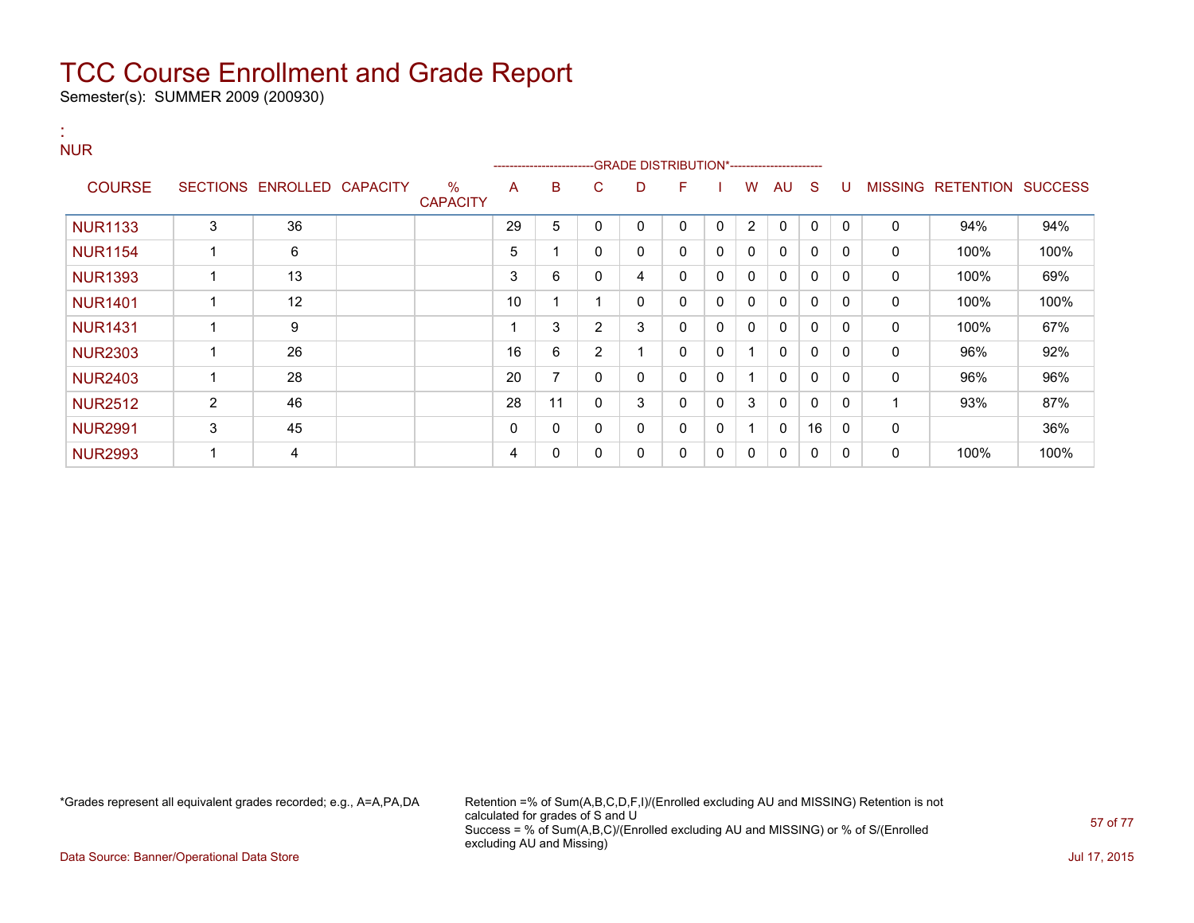# TCC Course Enrollment and Grade Report

Semester(s): SUMMER 2009 (200930)

:
NUR

| COURSE | SECTIONS | ENROLLED | CAPACITY | % CAPACITY | A | B | C | D | F | I | W | AU | S | U | MISSING | RETENTION | SUCCESS |
|---|---|---|---|---|---|---|---|---|---|---|---|---|---|---|---|---|---|
| | | | | | GRADE DISTRIBUTION* | | | | | | | | | | | | |
| NUR1133 | 3 | 36 | | | 29 | 5 | 0 | 0 | 0 | 0 | 2 | 0 | 0 | 0 | 0 | 94% | 94% |
| NUR1154 | 1 | 6 | | | 5 | 1 | 0 | 0 | 0 | 0 | 0 | 0 | 0 | 0 | 0 | 100% | 100% |
| NUR1393 | 1 | 13 | | | 3 | 6 | 0 | 4 | 0 | 0 | 0 | 0 | 0 | 0 | 0 | 100% | 69% |
| NUR1401 | 1 | 12 | | | 10 | 1 | 1 | 0 | 0 | 0 | 0 | 0 | 0 | 0 | 0 | 100% | 100% |
| NUR1431 | 1 | 9 | | | 1 | 3 | 2 | 3 | 0 | 0 | 0 | 0 | 0 | 0 | 0 | 100% | 67% |
| NUR2303 | 1 | 26 | | | 16 | 6 | 2 | 1 | 0 | 0 | 1 | 0 | 0 | 0 | 0 | 96% | 92% |
| NUR2403 | 1 | 28 | | | 20 | 7 | 0 | 0 | 0 | 0 | 1 | 0 | 0 | 0 | 0 | 96% | 96% |
| NUR2512 | 2 | 46 | | | 28 | 11 | 0 | 3 | 0 | 0 | 3 | 0 | 0 | 0 | 1 | 93% | 87% |
| NUR2991 | 3 | 45 | | | 0 | 0 | 0 | 0 | 0 | 0 | 1 | 0 | 16 | 0 | 0 | | 36% |
| NUR2993 | 1 | 4 | | | 4 | 0 | 0 | 0 | 0 | 0 | 0 | 0 | 0 | 0 | 0 | 100% | 100% |

*Grades represent all equivalent grades recorded; e.g., A=A,PA,DA

Retention =% of Sum(A,B,C,D,F,I)/(Enrolled excluding AU and MISSING) Retention is not calculated for grades of S and U
Success = % of Sum(A,B,C)/(Enrolled excluding AU and MISSING) or % of S/(Enrolled excluding AU and Missing)

Data Source: Banner/Operational Data Store

Jul 17, 2015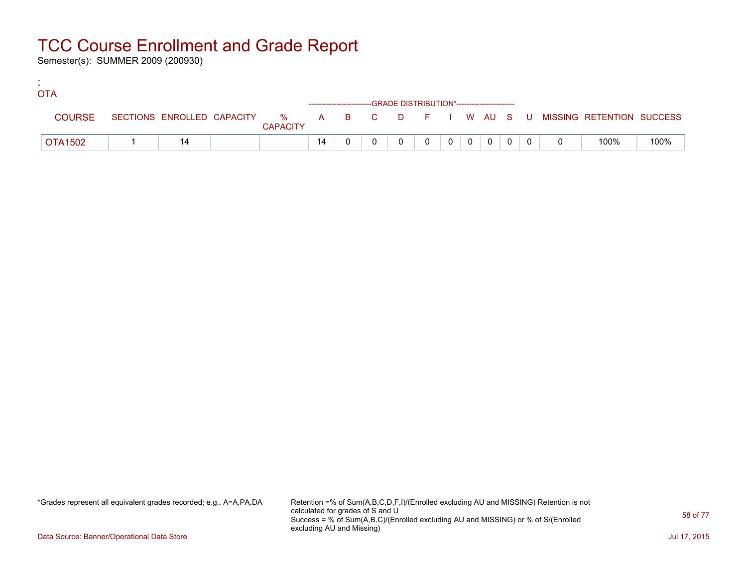# TCC Course Enrollment and Grade Report

Semester(s): SUMMER 2009 (200930)

:
OTA

| COURSE | SECTIONS | ENROLLED | CAPACITY | % CAPACITY | A | B | C | D | F | I | W | AU | S | U | MISSING | RETENTION | SUCCESS |
|---|---|---|---|---|---|---|---|---|---|---|---|---|---|---|---|---|---|
| | | | | | GRADE DISTRIBUTION* | | | | | | | | | | | | |
| OTA1502 | 1 | 14 | | | 14 | 0 | 0 | 0 | 0 | 0 | 0 | 0 | 0 | 0 | 0 | 100% | 100% |

*Grades represent all equivalent grades recorded; e.g., A=A,PA,DA

Retention =% of Sum(A,B,C,D,F,I)/(Enrolled excluding AU and MISSING) Retention is not calculated for grades of S and U
Success = % of Sum(A,B,C)/(Enrolled excluding AU and MISSING) or % of S/(Enrolled excluding AU and Missing)

Data Source: Banner/Operational Data Store

Jul 17, 2015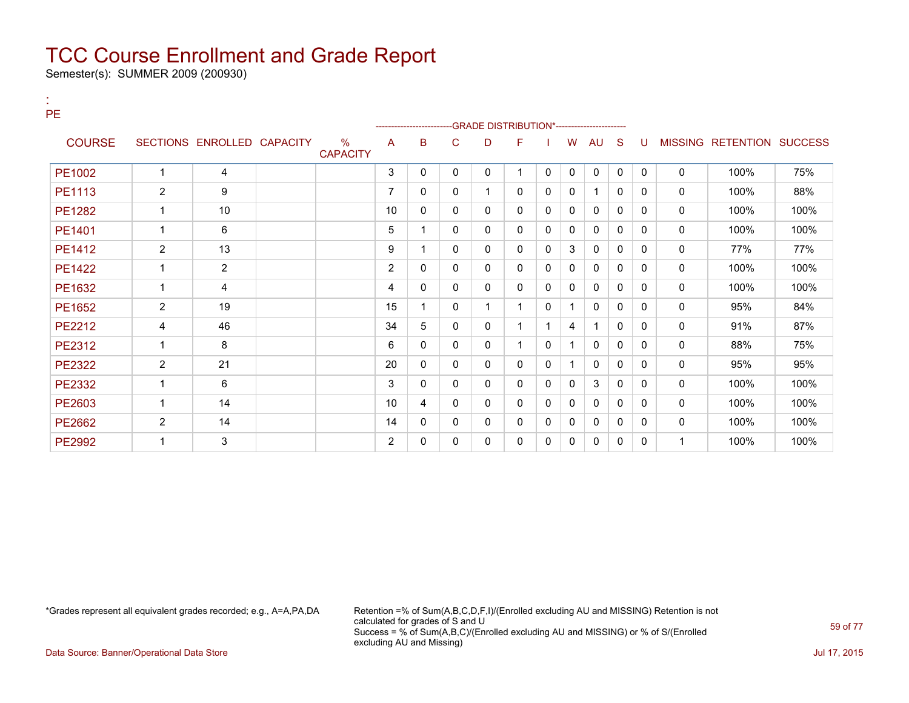# TCC Course Enrollment and Grade Report

Semester(s): SUMMER 2009 (200930)

:
PE

| COURSE | SECTIONS | ENROLLED | CAPACITY | % CAPACITY | A | B | C | D | F | I | W | AU | S | U | MISSING | RETENTION | SUCCESS |
|---|---|---|---|---|---|---|---|---|---|---|---|---|---|---|---|---|---|
| | | | | | GRADE DISTRIBUTION* | | | | | | | | | | | | |
| PE1002 | 1 | 4 | | | 3 | 0 | 0 | 0 | 1 | 0 | 0 | 0 | 0 | 0 | 0 | 100% | 75% |
| PE1113 | 2 | 9 | | | 7 | 0 | 0 | 1 | 0 | 0 | 0 | 1 | 0 | 0 | 0 | 100% | 88% |
| PE1282 | 1 | 10 | | | 10 | 0 | 0 | 0 | 0 | 0 | 0 | 0 | 0 | 0 | 0 | 100% | 100% |
| PE1401 | 1 | 6 | | | 5 | 1 | 0 | 0 | 0 | 0 | 0 | 0 | 0 | 0 | 0 | 100% | 100% |
| PE1412 | 2 | 13 | | | 9 | 1 | 0 | 0 | 0 | 0 | 3 | 0 | 0 | 0 | 0 | 77% | 77% |
| PE1422 | 1 | 2 | | | 2 | 0 | 0 | 0 | 0 | 0 | 0 | 0 | 0 | 0 | 0 | 100% | 100% |
| PE1632 | 1 | 4 | | | 4 | 0 | 0 | 0 | 0 | 0 | 0 | 0 | 0 | 0 | 0 | 100% | 100% |
| PE1652 | 2 | 19 | | | 15 | 1 | 0 | 1 | 1 | 0 | 1 | 0 | 0 | 0 | 0 | 95% | 84% |
| PE2212 | 4 | 46 | | | 34 | 5 | 0 | 0 | 1 | 1 | 4 | 1 | 0 | 0 | 0 | 91% | 87% |
| PE2312 | 1 | 8 | | | 6 | 0 | 0 | 0 | 1 | 0 | 1 | 0 | 0 | 0 | 0 | 88% | 75% |
| PE2322 | 2 | 21 | | | 20 | 0 | 0 | 0 | 0 | 0 | 1 | 0 | 0 | 0 | 0 | 95% | 95% |
| PE2332 | 1 | 6 | | | 3 | 0 | 0 | 0 | 0 | 0 | 0 | 3 | 0 | 0 | 0 | 100% | 100% |
| PE2603 | 1 | 14 | | | 10 | 4 | 0 | 0 | 0 | 0 | 0 | 0 | 0 | 0 | 0 | 100% | 100% |
| PE2662 | 2 | 14 | | | 14 | 0 | 0 | 0 | 0 | 0 | 0 | 0 | 0 | 0 | 0 | 100% | 100% |
| PE2992 | 1 | 3 | | | 2 | 0 | 0 | 0 | 0 | 0 | 0 | 0 | 0 | 0 | 1 | 100% | 100% |

*Grades represent all equivalent grades recorded; e.g., A=A,PA,DA

Retention =% of Sum(A,B,C,D,F,I)/(Enrolled excluding AU and MISSING) Retention is not calculated for grades of S and U
Success = % of Sum(A,B,C)/(Enrolled excluding AU and MISSING) or % of S/(Enrolled excluding AU and Missing)

Data Source: Banner/Operational Data Store

Jul 17, 2015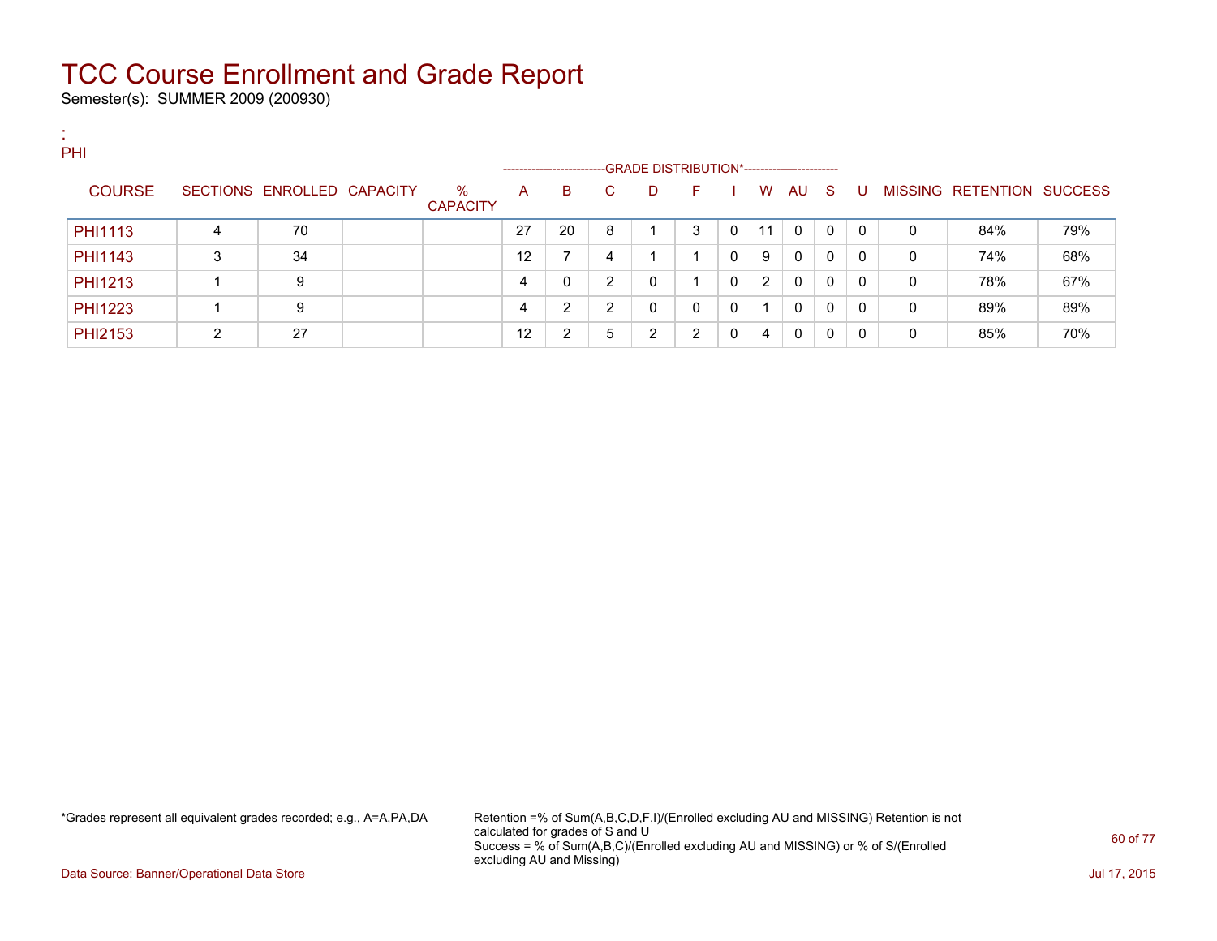# TCC Course Enrollment and Grade Report

Semester(s): SUMMER 2009 (200930)

:
PHI

| COURSE | SECTIONS | ENROLLED | CAPACITY | % CAPACITY | A | B | C | D | F | I | W | AU | S | U | MISSING | RETENTION | SUCCESS |
|---|---|---|---|---|---|---|---|---|---|---|---|---|---|---|---|---|---|
| | | | | | GRADE DISTRIBUTION* | | | | | | | | | | | | |
| PHI1113 | 4 | 70 | | | 27 | 20 | 8 | 1 | 3 | 0 | 11 | 0 | 0 | 0 | 0 | 84% | 79% |
| PHI1143 | 3 | 34 | | | 12 | 7 | 4 | 1 | 1 | 0 | 9 | 0 | 0 | 0 | 0 | 74% | 68% |
| PHI1213 | 1 | 9 | | | 4 | 0 | 2 | 0 | 1 | 0 | 2 | 0 | 0 | 0 | 0 | 78% | 67% |
| PHI1223 | 1 | 9 | | | 4 | 2 | 2 | 0 | 0 | 0 | 1 | 0 | 0 | 0 | 0 | 89% | 89% |
| PHI2153 | 2 | 27 | | | 12 | 2 | 5 | 2 | 2 | 0 | 4 | 0 | 0 | 0 | 0 | 85% | 70% |

*Grades represent all equivalent grades recorded; e.g., A=A,PA,DA

Retention =% of Sum(A,B,C,D,F,I)/(Enrolled excluding AU and MISSING) Retention is not calculated for grades of S and U
Success = % of Sum(A,B,C)/(Enrolled excluding AU and MISSING) or % of S/(Enrolled excluding AU and Missing)

Data Source: Banner/Operational Data Store

Jul 17, 2015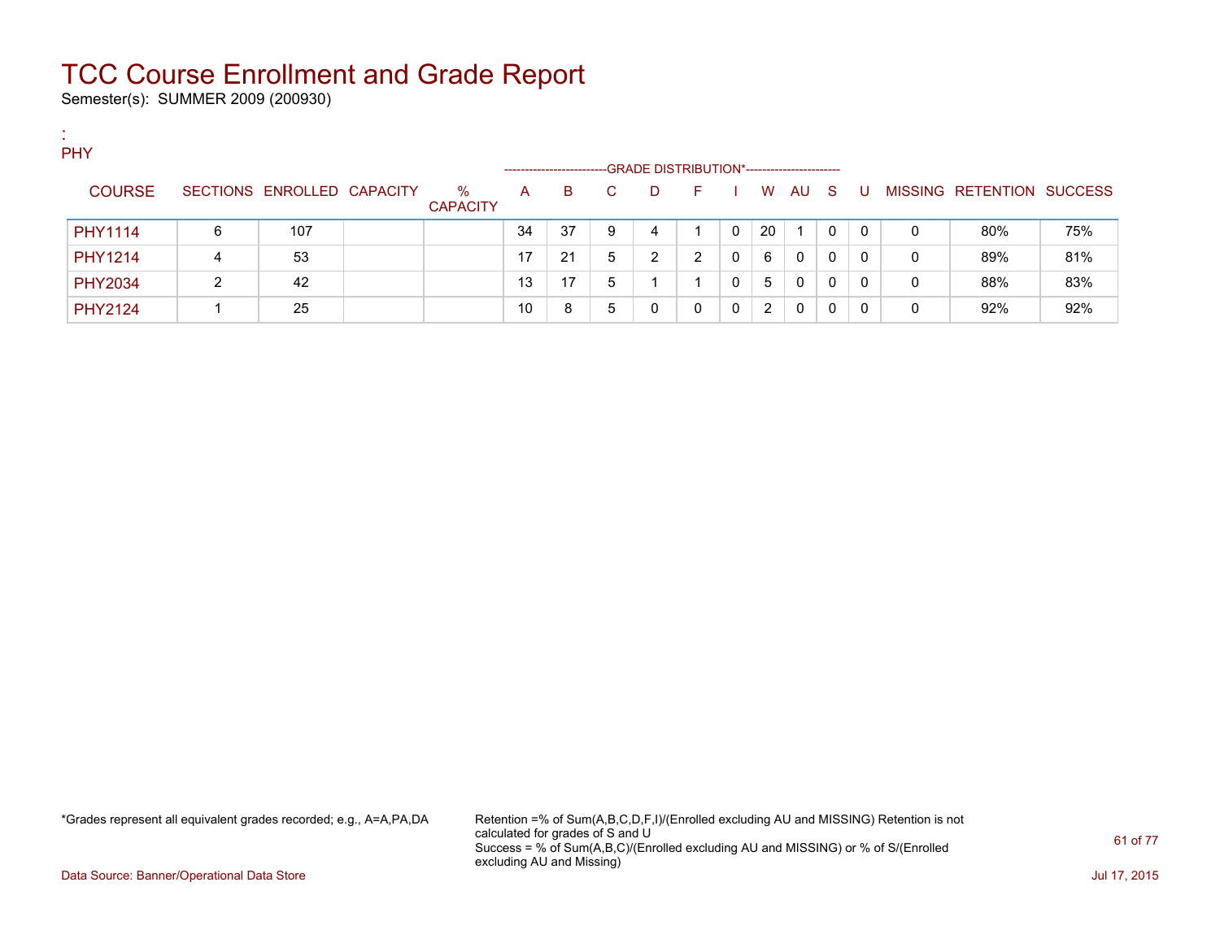# TCC Course Enrollment and Grade Report

Semester(s): SUMMER 2009 (200930)

:
PHY

| COURSE | SECTIONS | ENROLLED | CAPACITY | % CAPACITY | A | B | C | D | F | I | W | AU | S | U | MISSING | RETENTION | SUCCESS |
|---|---|---|---|---|---|---|---|---|---|---|---|---|---|---|---|---|---|
| | | | | | GRADE DISTRIBUTION* | | | | | | | | | | | | |
| PHY1114 | 6 | 107 | | | 34 | 37 | 9 | 4 | 1 | 0 | 20 | 1 | 0 | 0 | 0 | 80% | 75% |
| PHY1214 | 4 | 53 | | | 17 | 21 | 5 | 2 | 2 | 0 | 6 | 0 | 0 | 0 | 0 | 89% | 81% |
| PHY2034 | 2 | 42 | | | 13 | 17 | 5 | 1 | 1 | 0 | 5 | 0 | 0 | 0 | 0 | 88% | 83% |
| PHY2124 | 1 | 25 | | | 10 | 8 | 5 | 0 | 0 | 0 | 2 | 0 | 0 | 0 | 0 | 92% | 92% |

*Grades represent all equivalent grades recorded; e.g., A=A,PA,DA

Retention =% of Sum(A,B,C,D,F,I)/(Enrolled excluding AU and MISSING) Retention is not calculated for grades of S and U
Success = % of Sum(A,B,C)/(Enrolled excluding AU and MISSING) or % of S/(Enrolled excluding AU and Missing)

Data Source: Banner/Operational Data Store

Jul 17, 2015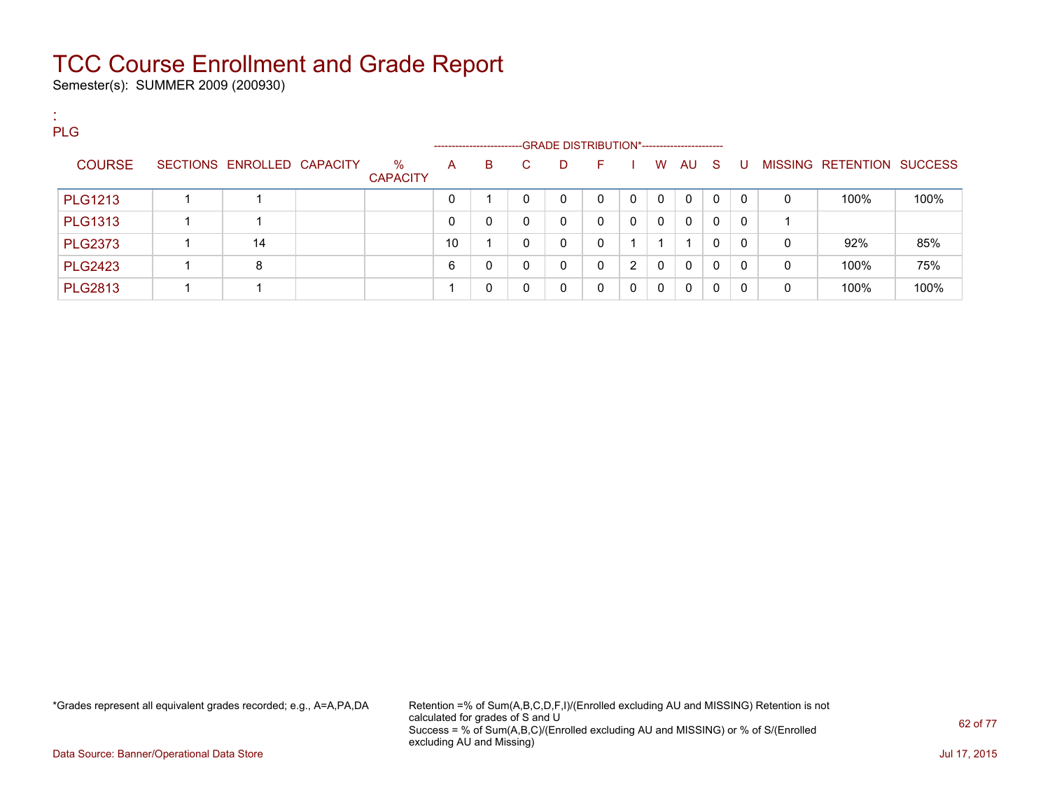# TCC Course Enrollment and Grade Report

Semester(s): SUMMER 2009 (200930)

:
PLG

| COURSE | SECTIONS | ENROLLED | CAPACITY | % CAPACITY | A | B | C | D | F | I | W | AU | S | U | MISSING | RETENTION | SUCCESS |
|---|---|---|---|---|---|---|---|---|---|---|---|---|---|---|---|---|---|
| | | | | | GRADE DISTRIBUTION* | | | | | | | | | | | | |
| PLG1213 | 1 | 1 | | | 0 | 1 | 0 | 0 | 0 | 0 | 0 | 0 | 0 | 0 | 0 | 100% | 100% |
| PLG1313 | 1 | 1 | | | 0 | 0 | 0 | 0 | 0 | 0 | 0 | 0 | 0 | 0 | 1 | | |
| PLG2373 | 1 | 14 | | | 10 | 1 | 0 | 0 | 0 | 1 | 1 | 1 | 0 | 0 | 0 | 92% | 85% |
| PLG2423 | 1 | 8 | | | 6 | 0 | 0 | 0 | 0 | 2 | 0 | 0 | 0 | 0 | 0 | 100% | 75% |
| PLG2813 | 1 | 1 | | | 1 | 0 | 0 | 0 | 0 | 0 | 0 | 0 | 0 | 0 | 0 | 100% | 100% |

*Grades represent all equivalent grades recorded; e.g., A=A,PA,DA

Retention =% of Sum(A,B,C,D,F,I)/(Enrolled excluding AU and MISSING) Retention is not calculated for grades of S and U
Success = % of Sum(A,B,C)/(Enrolled excluding AU and MISSING) or % of S/(Enrolled excluding AU and Missing)

Data Source: Banner/Operational Data Store

Jul 17, 2015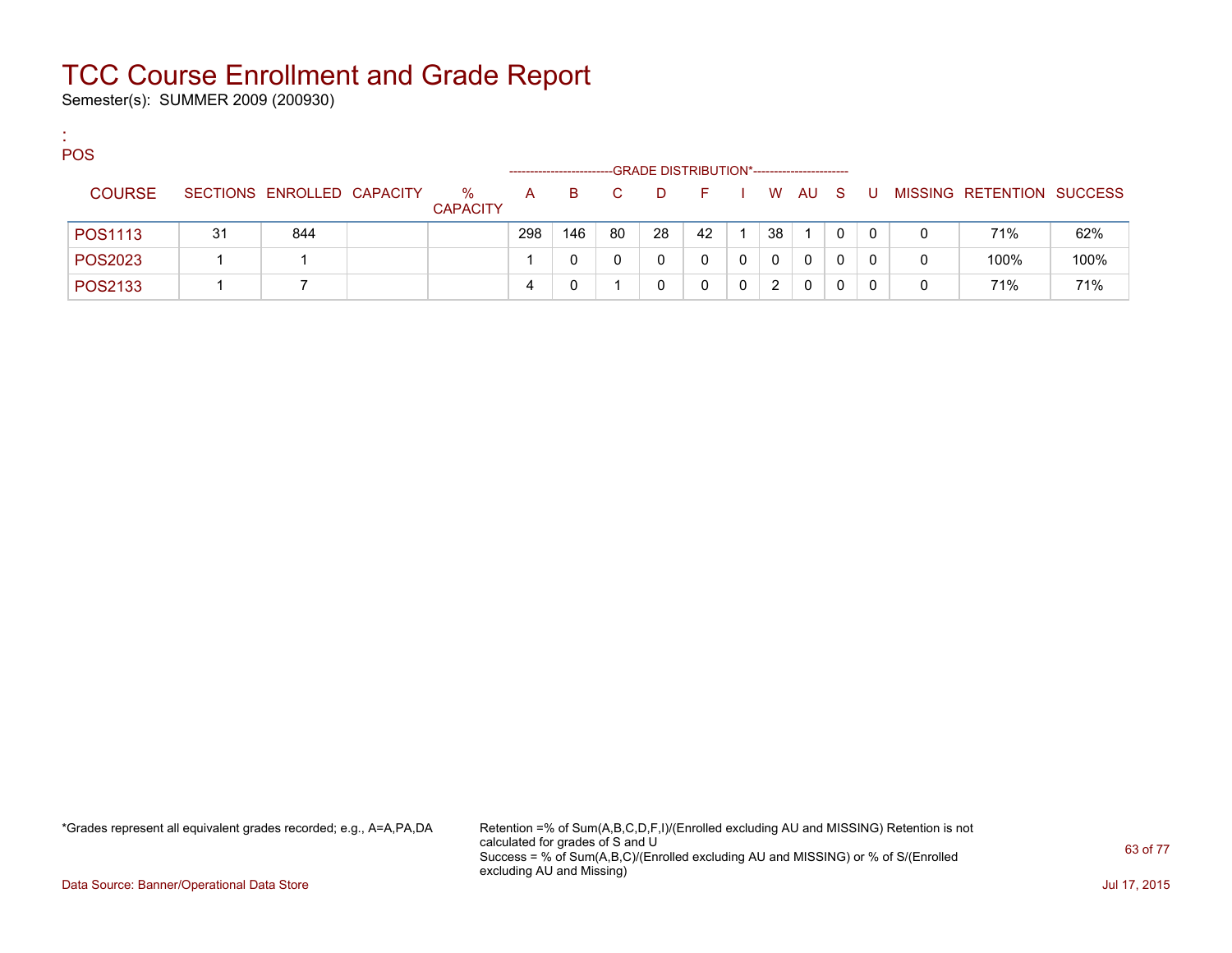# TCC Course Enrollment and Grade Report

Semester(s): SUMMER 2009 (200930)

:
POS

| COURSE | SECTIONS | ENROLLED | CAPACITY | % CAPACITY | A | B | C | D | F | I | W | AU | S | U | MISSING | RETENTION | SUCCESS |
|---|---|---|---|---|---|---|---|---|---|---|---|---|---|---|---|---|---|
| | | | | | GRADE DISTRIBUTION* | | | | | | | | | | | | |
| POS1113 | 31 | 844 | | | 298 | 146 | 80 | 28 | 42 | 1 | 38 | 1 | 0 | 0 | 0 | 71% | 62% |
| POS2023 | 1 | 1 | | | 1 | 0 | 0 | 0 | 0 | 0 | 0 | 0 | 0 | 0 | 0 | 100% | 100% |
| POS2133 | 1 | 7 | | | 4 | 0 | 1 | 0 | 0 | 0 | 2 | 0 | 0 | 0 | 0 | 71% | 71% |

*Grades represent all equivalent grades recorded; e.g., A=A,PA,DA

Retention =% of Sum(A,B,C,D,F,I)/(Enrolled excluding AU and MISSING) Retention is not calculated for grades of S and U
Success = % of Sum(A,B,C)/(Enrolled excluding AU and MISSING) or % of S/(Enrolled excluding AU and Missing)

Data Source: Banner/Operational Data Store

Jul 17, 2015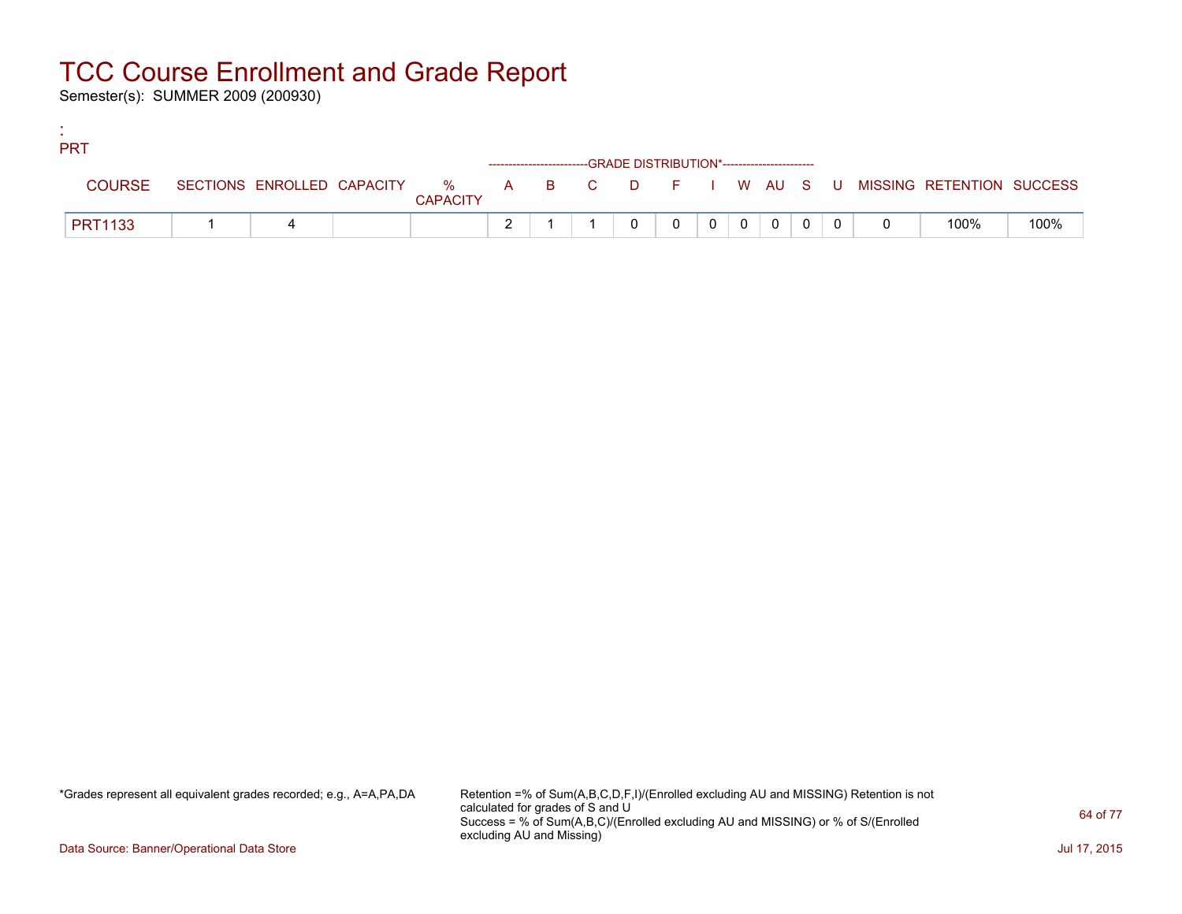# TCC Course Enrollment and Grade Report

Semester(s): SUMMER 2009 (200930)

:
PRT

| COURSE | SECTIONS | ENROLLED | CAPACITY | % CAPACITY | A | B | C | D | F | I | W | AU | S | U | MISSING | RETENTION | SUCCESS |
|---|---|---|---|---|---|---|---|---|---|---|---|---|---|---|---|---|---|
| | | | | | GRADE DISTRIBUTION* | | | | | | | | | | | | |
| PRT1133 | 1 | 4 | | | 2 | 1 | 1 | 0 | 0 | 0 | 0 | 0 | 0 | 0 | 0 | 100% | 100% |

*Grades represent all equivalent grades recorded; e.g., A=A,PA,DA

Retention =% of Sum(A,B,C,D,F,I)/(Enrolled excluding AU and MISSING) Retention is not calculated for grades of S and U
Success = % of Sum(A,B,C)/(Enrolled excluding AU and MISSING) or % of S/(Enrolled excluding AU and Missing)

Data Source: Banner/Operational Data Store

Jul 17, 2015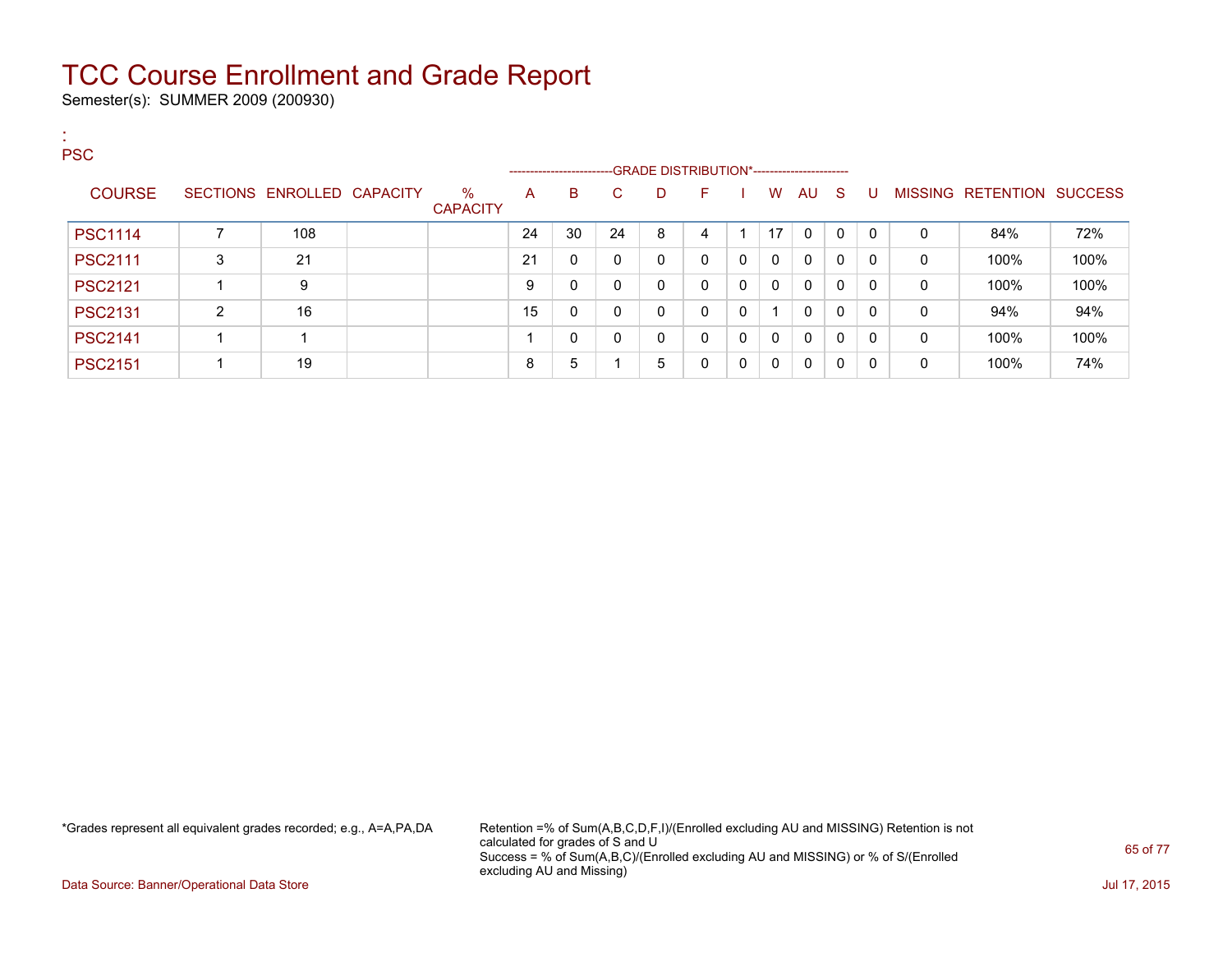# TCC Course Enrollment and Grade Report

Semester(s): SUMMER 2009 (200930)

:
PSC

| COURSE | SECTIONS | ENROLLED | CAPACITY | % CAPACITY | A | B | C | D | F | I | W | AU | S | U | MISSING | RETENTION | SUCCESS |
|---|---|---|---|---|---|---|---|---|---|---|---|---|---|---|---|---|---|
| | | | | | GRADE DISTRIBUTION* | | | | | | | | | | | | |
| PSC1114 | 7 | 108 | | | 24 | 30 | 24 | 8 | 4 | 1 | 17 | 0 | 0 | 0 | 0 | 84% | 72% |
| PSC2111 | 3 | 21 | | | 21 | 0 | 0 | 0 | 0 | 0 | 0 | 0 | 0 | 0 | 0 | 100% | 100% |
| PSC2121 | 1 | 9 | | | 9 | 0 | 0 | 0 | 0 | 0 | 0 | 0 | 0 | 0 | 0 | 100% | 100% |
| PSC2131 | 2 | 16 | | | 15 | 0 | 0 | 0 | 0 | 0 | 1 | 0 | 0 | 0 | 0 | 94% | 94% |
| PSC2141 | 1 | 1 | | | 1 | 0 | 0 | 0 | 0 | 0 | 0 | 0 | 0 | 0 | 0 | 100% | 100% |
| PSC2151 | 1 | 19 | | | 8 | 5 | 1 | 5 | 0 | 0 | 0 | 0 | 0 | 0 | 0 | 100% | 74% |

*Grades represent all equivalent grades recorded; e.g., A=A,PA,DA

Retention =% of Sum(A,B,C,D,F,I)/(Enrolled excluding AU and MISSING) Retention is not calculated for grades of S and U
Success = % of Sum(A,B,C)/(Enrolled excluding AU and MISSING) or % of S/(Enrolled excluding AU and Missing)

Data Source: Banner/Operational Data Store

Jul 17, 2015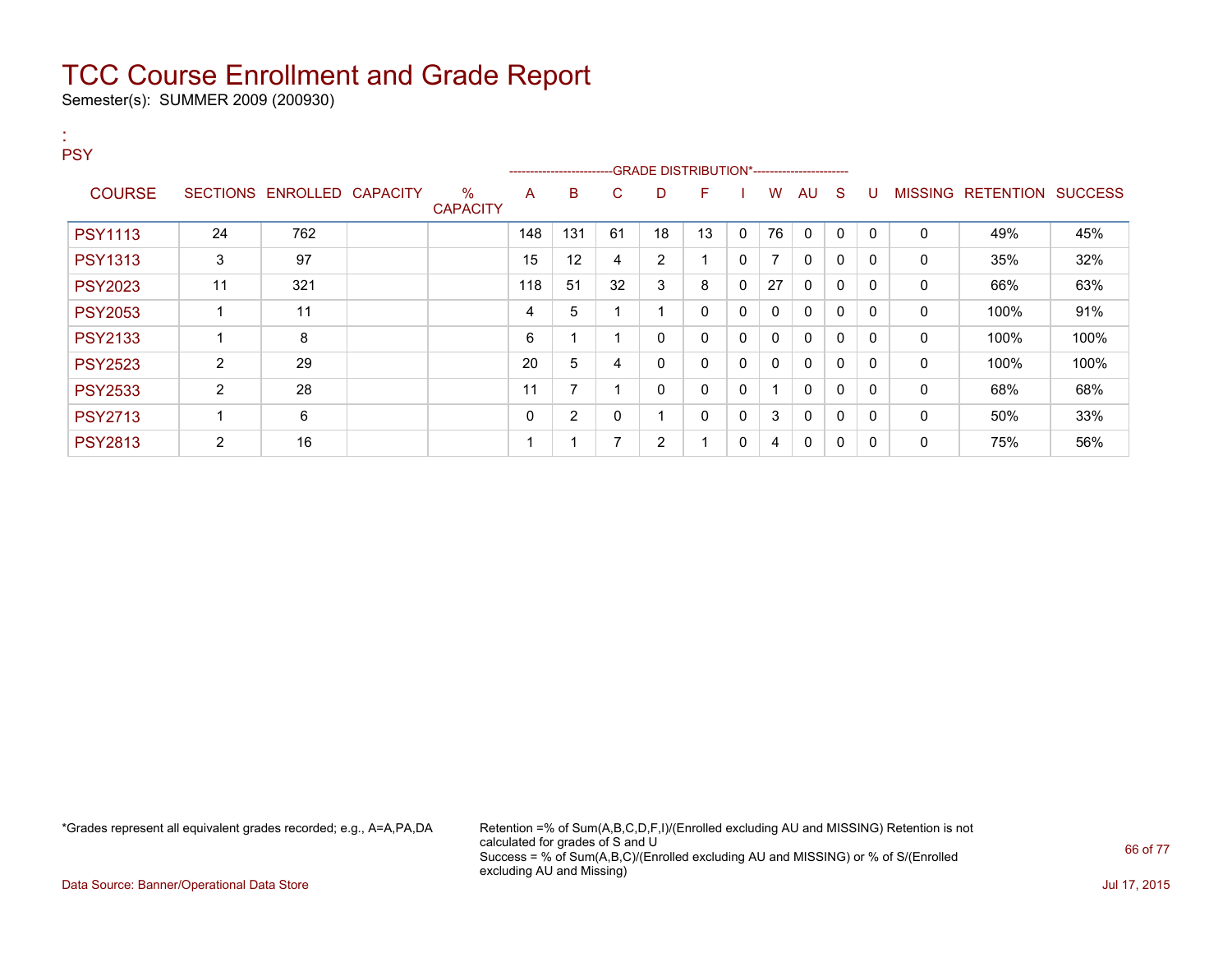# TCC Course Enrollment and Grade Report

Semester(s): SUMMER 2009 (200930)

:
PSY

| COURSE | SECTIONS | ENROLLED | CAPACITY | % CAPACITY | A | B | C | D | F | I | W | AU | S | U | MISSING | RETENTION | SUCCESS |
|---|---|---|---|---|---|---|---|---|---|---|---|---|---|---|---|---|---|
| | | | | | GRADE DISTRIBUTION* | | | | | | | | | | | | |
| PSY1113 | 24 | 762 | | | 148 | 131 | 61 | 18 | 13 | 0 | 76 | 0 | 0 | 0 | 0 | 49% | 45% |
| PSY1313 | 3 | 97 | | | 15 | 12 | 4 | 2 | 1 | 0 | 7 | 0 | 0 | 0 | 0 | 35% | 32% |
| PSY2023 | 11 | 321 | | | 118 | 51 | 32 | 3 | 8 | 0 | 27 | 0 | 0 | 0 | 0 | 66% | 63% |
| PSY2053 | 1 | 11 | | | 4 | 5 | 1 | 1 | 0 | 0 | 0 | 0 | 0 | 0 | 0 | 100% | 91% |
| PSY2133 | 1 | 8 | | | 6 | 1 | 1 | 0 | 0 | 0 | 0 | 0 | 0 | 0 | 0 | 100% | 100% |
| PSY2523 | 2 | 29 | | | 20 | 5 | 4 | 0 | 0 | 0 | 0 | 0 | 0 | 0 | 0 | 100% | 100% |
| PSY2533 | 2 | 28 | | | 11 | 7 | 1 | 0 | 0 | 0 | 1 | 0 | 0 | 0 | 0 | 68% | 68% |
| PSY2713 | 1 | 6 | | | 0 | 2 | 0 | 1 | 0 | 0 | 3 | 0 | 0 | 0 | 0 | 50% | 33% |
| PSY2813 | 2 | 16 | | | 1 | 1 | 7 | 2 | 1 | 0 | 4 | 0 | 0 | 0 | 0 | 75% | 56% |

*Grades represent all equivalent grades recorded; e.g., A=A,PA,DA

Retention =% of Sum(A,B,C,D,F,I)/(Enrolled excluding AU and MISSING) Retention is not calculated for grades of S and U
Success = % of Sum(A,B,C)/(Enrolled excluding AU and MISSING) or % of S/(Enrolled excluding AU and Missing)

Data Source: Banner/Operational Data Store

Jul 17, 2015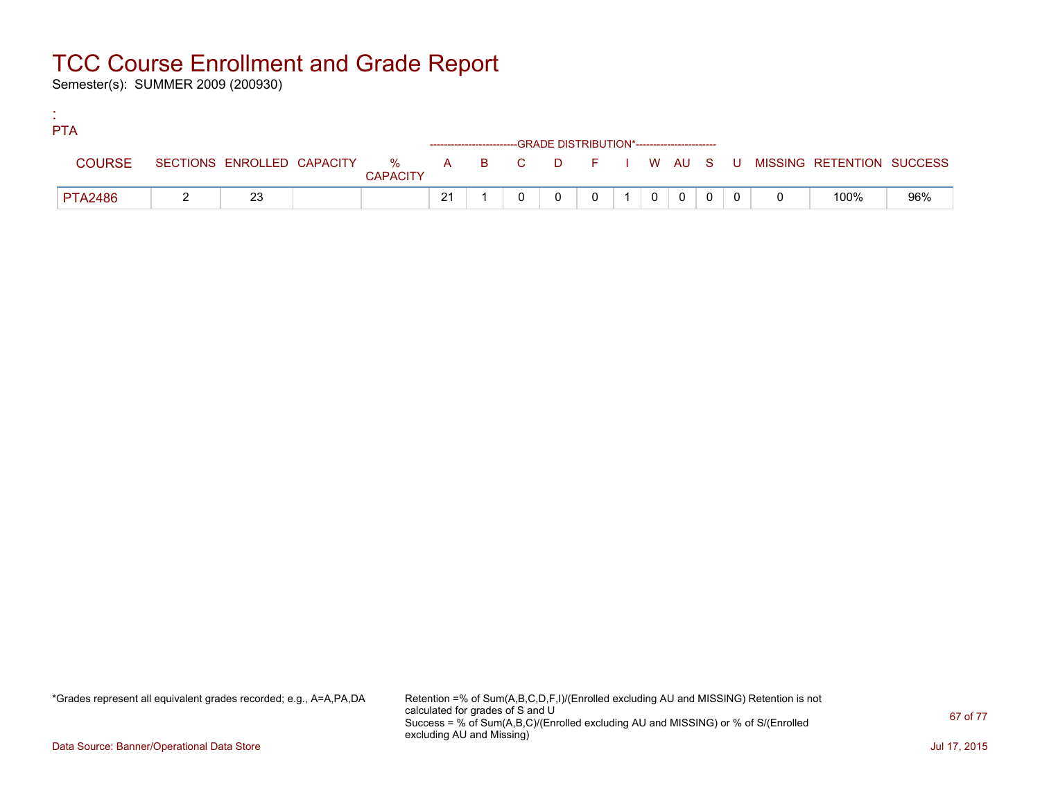# TCC Course Enrollment and Grade Report

Semester(s): SUMMER 2009 (200930)

:
PTA

| COURSE | SECTIONS | ENROLLED | CAPACITY | % CAPACITY | A | B | C | D | F | I | W | AU | S | U | MISSING | RETENTION | SUCCESS |
|---|---|---|---|---|---|---|---|---|---|---|---|---|---|---|---|---|---|
| | | | | | GRADE DISTRIBUTION* | | | | | | | | | | | | |
| PTA2486 | 2 | 23 | | | 21 | 1 | 0 | 0 | 0 | 1 | 0 | 0 | 0 | 0 | 0 | 100% | 96% |

*Grades represent all equivalent grades recorded; e.g., A=A,PA,DA

Retention =% of Sum(A,B,C,D,F,I)/(Enrolled excluding AU and MISSING) Retention is not calculated for grades of S and U
Success = % of Sum(A,B,C)/(Enrolled excluding AU and MISSING) or % of S/(Enrolled excluding AU and Missing)

Data Source: Banner/Operational Data Store

Jul 17, 2015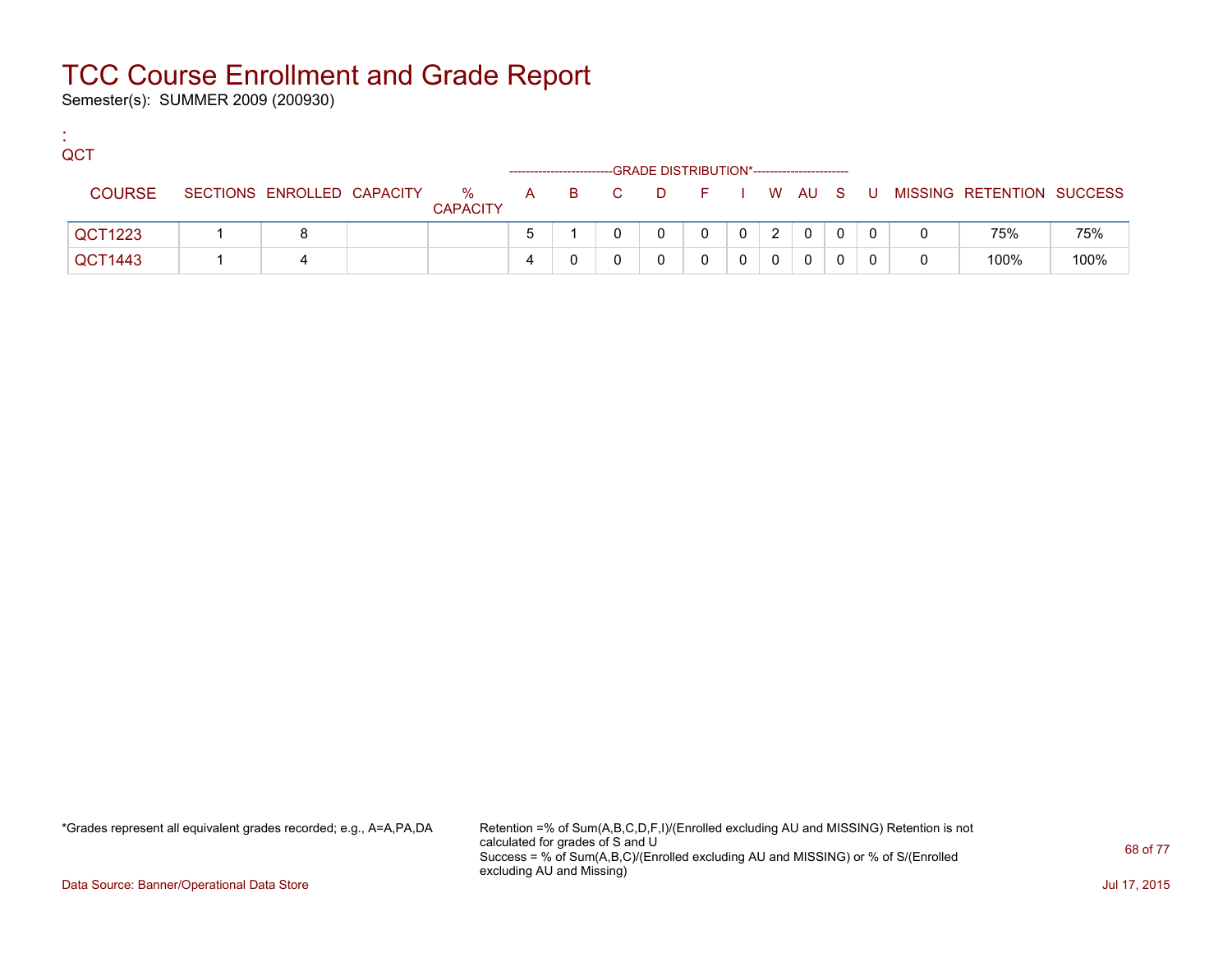# TCC Course Enrollment and Grade Report

Semester(s): SUMMER 2009 (200930)

:
QCT

| COURSE | SECTIONS | ENROLLED | CAPACITY | % CAPACITY | A | B | C | D | F | I | W | AU | S | U | MISSING | RETENTION | SUCCESS |
|---|---|---|---|---|---|---|---|---|---|---|---|---|---|---|---|---|---|
| | | | | | GRADE DISTRIBUTION* | | | | | | | | | | | | |
| QCT1223 | 1 | 8 | | | 5 | 1 | 0 | 0 | 0 | 0 | 2 | 0 | 0 | 0 | 0 | 75% | 75% |
| QCT1443 | 1 | 4 | | | 4 | 0 | 0 | 0 | 0 | 0 | 0 | 0 | 0 | 0 | 0 | 100% | 100% |

*Grades represent all equivalent grades recorded; e.g., A=A,PA,DA

Retention =% of Sum(A,B,C,D,F,I)/(Enrolled excluding AU and MISSING) Retention is not calculated for grades of S and U
Success = % of Sum(A,B,C)/(Enrolled excluding AU and MISSING) or % of S/(Enrolled excluding AU and Missing)

Data Source: Banner/Operational Data Store

Jul 17, 2015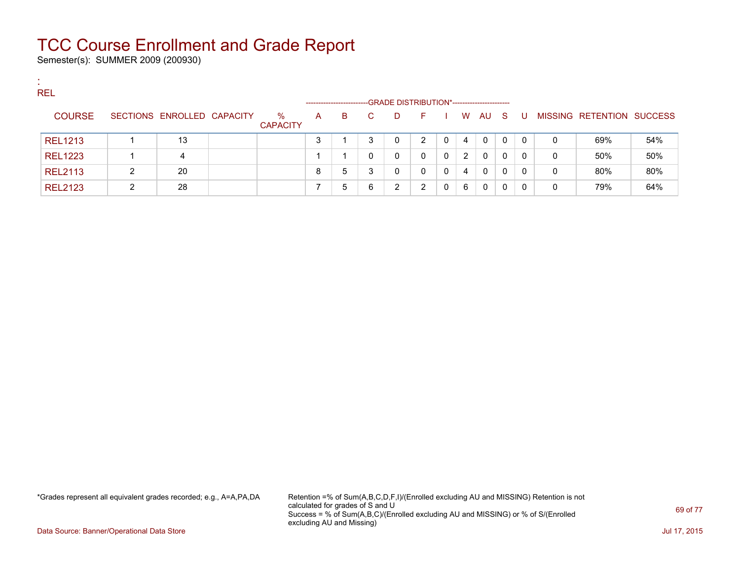# TCC Course Enrollment and Grade Report

Semester(s): SUMMER 2009 (200930)

:
REL

| COURSE | SECTIONS | ENROLLED | CAPACITY | % CAPACITY | A | B | C | D | F | I | W | AU | S | U | MISSING | RETENTION | SUCCESS |
|---|---|---|---|---|---|---|---|---|---|---|---|---|---|---|---|---|---|
| | | | | | GRADE DISTRIBUTION* | | | | | | | | | | | | |
| REL1213 | 1 | 13 | | | 3 | 1 | 3 | 0 | 2 | 0 | 4 | 0 | 0 | 0 | 0 | 69% | 54% |
| REL1223 | 1 | 4 | | | 1 | 1 | 0 | 0 | 0 | 0 | 2 | 0 | 0 | 0 | 0 | 50% | 50% |
| REL2113 | 2 | 20 | | | 8 | 5 | 3 | 0 | 0 | 0 | 4 | 0 | 0 | 0 | 0 | 80% | 80% |
| REL2123 | 2 | 28 | | | 7 | 5 | 6 | 2 | 2 | 0 | 6 | 0 | 0 | 0 | 0 | 79% | 64% |

*Grades represent all equivalent grades recorded; e.g., A=A,PA,DA

Retention =% of Sum(A,B,C,D,F,I)/(Enrolled excluding AU and MISSING) Retention is not calculated for grades of S and U
Success = % of Sum(A,B,C)/(Enrolled excluding AU and MISSING) or % of S/(Enrolled excluding AU and Missing)

Data Source: Banner/Operational Data Store

Jul 17, 2015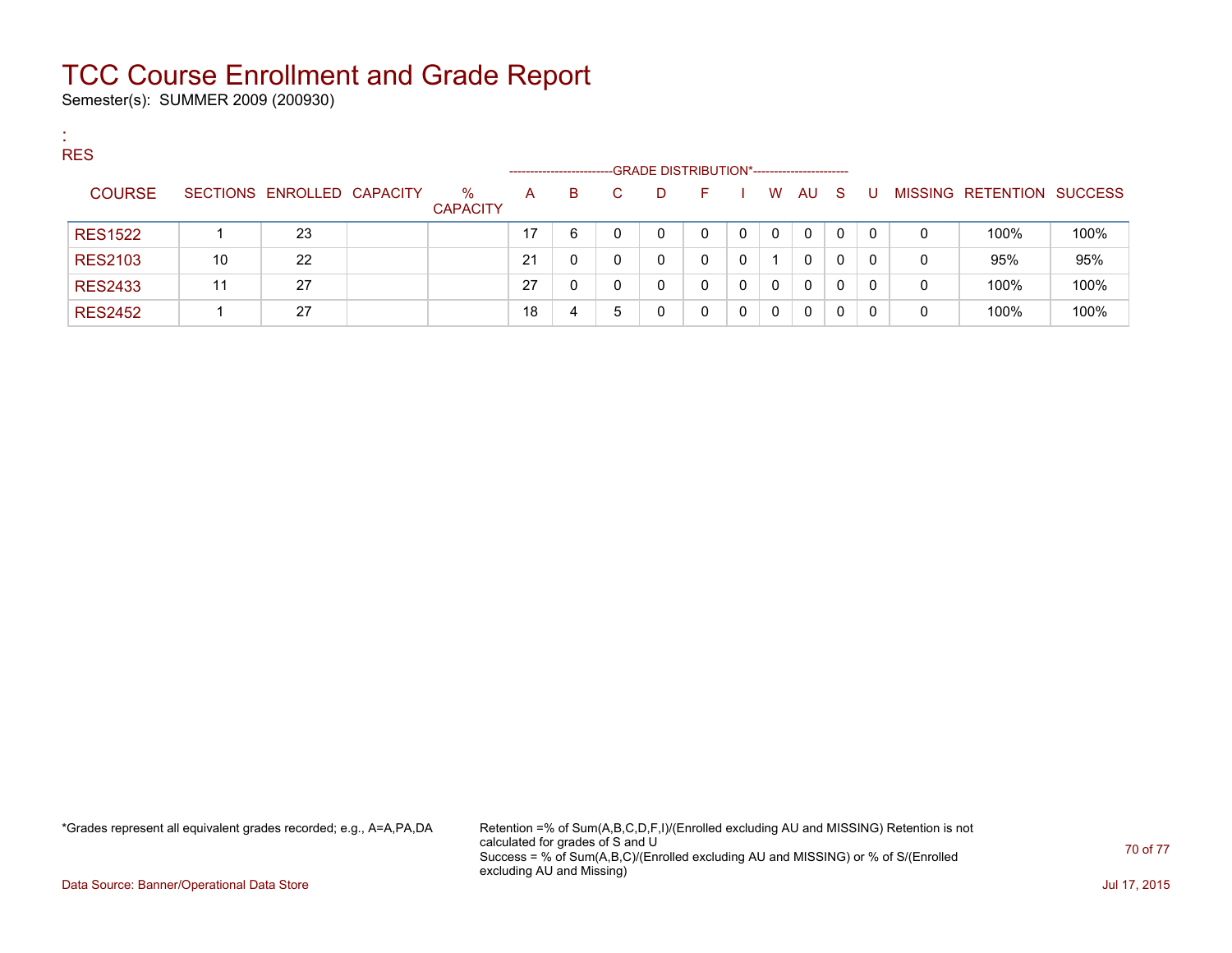# TCC Course Enrollment and Grade Report

Semester(s): SUMMER 2009 (200930)

:
RES

| COURSE | SECTIONS | ENROLLED | CAPACITY | % CAPACITY | A | B | C | D | F | I | W | AU | S | U | MISSING | RETENTION | SUCCESS |
|---|---|---|---|---|---|---|---|---|---|---|---|---|---|---|---|---|---|
| RES1522 | 1 | 23 | | | 17 | 6 | 0 | 0 | 0 | 0 | 0 | 0 | 0 | 0 | 0 | 100% | 100% |
| RES2103 | 10 | 22 | | | 21 | 0 | 0 | 0 | 0 | 0 | 1 | 0 | 0 | 0 | 0 | 95% | 95% |
| RES2433 | 11 | 27 | | | 27 | 0 | 0 | 0 | 0 | 0 | 0 | 0 | 0 | 0 | 0 | 100% | 100% |
| RES2452 | 1 | 27 | | | 18 | 4 | 5 | 0 | 0 | 0 | 0 | 0 | 0 | 0 | 0 | 100% | 100% |

*Grades represent all equivalent grades recorded; e.g., A=A,PA,DA

Retention =% of Sum(A,B,C,D,F,I)/(Enrolled excluding AU and MISSING) Retention is not calculated for grades of S and U
Success = % of Sum(A,B,C)/(Enrolled excluding AU and MISSING) or % of S/(Enrolled excluding AU and Missing)

Data Source: Banner/Operational Data Store

Jul 17, 2015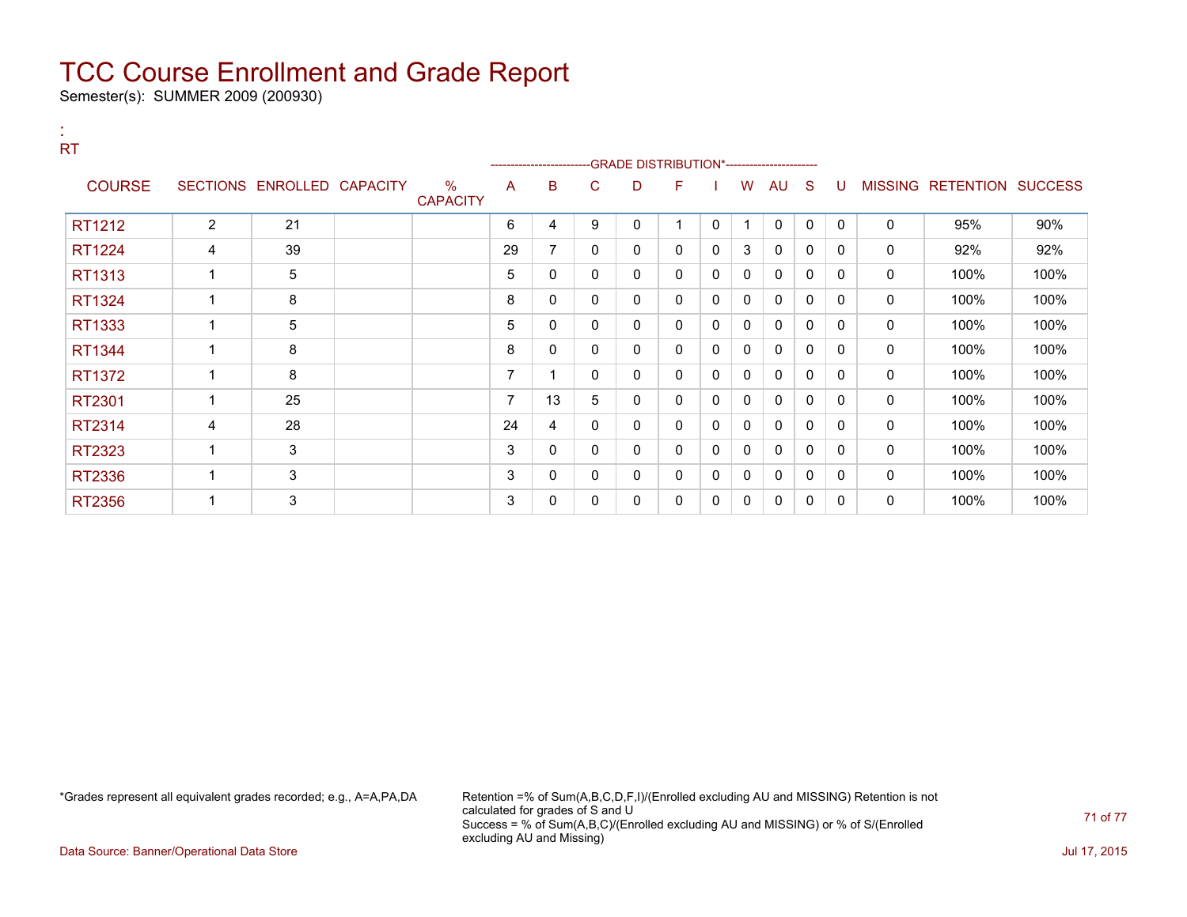# TCC Course Enrollment and Grade Report

Semester(s): SUMMER 2009 (200930)

:
RT

| COURSE | SECTIONS | ENROLLED | CAPACITY | % CAPACITY | A | B | C | D | F | I | W | AU | S | U | MISSING | RETENTION | SUCCESS |
|---|---|---|---|---|---|---|---|---|---|---|---|---|---|---|---|---|---|
| | | | | | GRADE DISTRIBUTION* | | | | | | | | | | | | |
| RT1212 | 2 | 21 | | | 6 | 4 | 9 | 0 | 1 | 0 | 1 | 0 | 0 | 0 | 0 | 95% | 90% |
| RT1224 | 4 | 39 | | | 29 | 7 | 0 | 0 | 0 | 0 | 3 | 0 | 0 | 0 | 0 | 92% | 92% |
| RT1313 | 1 | 5 | | | 5 | 0 | 0 | 0 | 0 | 0 | 0 | 0 | 0 | 0 | 0 | 100% | 100% |
| RT1324 | 1 | 8 | | | 8 | 0 | 0 | 0 | 0 | 0 | 0 | 0 | 0 | 0 | 0 | 100% | 100% |
| RT1333 | 1 | 5 | | | 5 | 0 | 0 | 0 | 0 | 0 | 0 | 0 | 0 | 0 | 0 | 100% | 100% |
| RT1344 | 1 | 8 | | | 8 | 0 | 0 | 0 | 0 | 0 | 0 | 0 | 0 | 0 | 0 | 100% | 100% |
| RT1372 | 1 | 8 | | | 7 | 1 | 0 | 0 | 0 | 0 | 0 | 0 | 0 | 0 | 0 | 100% | 100% |
| RT2301 | 1 | 25 | | | 7 | 13 | 5 | 0 | 0 | 0 | 0 | 0 | 0 | 0 | 0 | 100% | 100% |
| RT2314 | 4 | 28 | | | 24 | 4 | 0 | 0 | 0 | 0 | 0 | 0 | 0 | 0 | 0 | 100% | 100% |
| RT2323 | 1 | 3 | | | 3 | 0 | 0 | 0 | 0 | 0 | 0 | 0 | 0 | 0 | 0 | 100% | 100% |
| RT2336 | 1 | 3 | | | 3 | 0 | 0 | 0 | 0 | 0 | 0 | 0 | 0 | 0 | 0 | 100% | 100% |
| RT2356 | 1 | 3 | | | 3 | 0 | 0 | 0 | 0 | 0 | 0 | 0 | 0 | 0 | 0 | 100% | 100% |

*Grades represent all equivalent grades recorded; e.g., A=A,PA,DA

Retention =% of Sum(A,B,C,D,F,I)/(Enrolled excluding AU and MISSING) Retention is not calculated for grades of S and U
Success = % of Sum(A,B,C)/(Enrolled excluding AU and MISSING) or % of S/(Enrolled excluding AU and Missing)

Data Source: Banner/Operational Data Store

Jul 17, 2015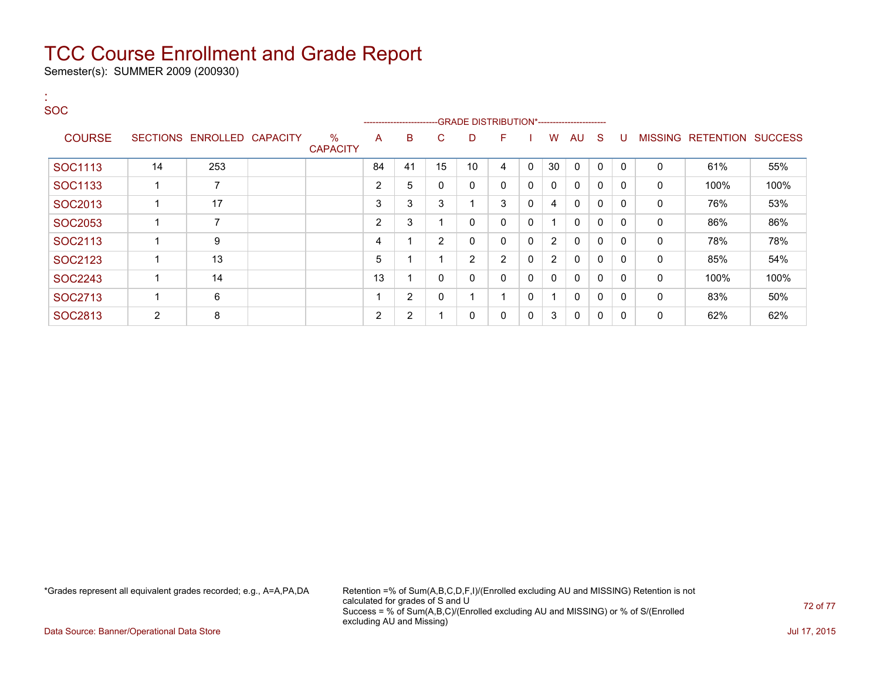# TCC Course Enrollment and Grade Report

Semester(s): SUMMER 2009 (200930)

:
SOC

| COURSE | SECTIONS | ENROLLED | CAPACITY | % CAPACITY | A | B | C | D | F | I | W | AU | S | U | MISSING | RETENTION | SUCCESS |
|---|---|---|---|---|---|---|---|---|---|---|---|---|---|---|---|---|---|
| | | | | | GRADE DISTRIBUTION* | | | | | | | | | | | | |
| SOC1113 | 14 | 253 | | | 84 | 41 | 15 | 10 | 4 | 0 | 30 | 0 | 0 | 0 | 0 | 61% | 55% |
| SOC1133 | 1 | 7 | | | 2 | 5 | 0 | 0 | 0 | 0 | 0 | 0 | 0 | 0 | 0 | 100% | 100% |
| SOC2013 | 1 | 17 | | | 3 | 3 | 3 | 1 | 3 | 0 | 4 | 0 | 0 | 0 | 0 | 76% | 53% |
| SOC2053 | 1 | 7 | | | 2 | 3 | 1 | 0 | 0 | 0 | 1 | 0 | 0 | 0 | 0 | 86% | 86% |
| SOC2113 | 1 | 9 | | | 4 | 1 | 2 | 0 | 0 | 0 | 2 | 0 | 0 | 0 | 0 | 78% | 78% |
| SOC2123 | 1 | 13 | | | 5 | 1 | 1 | 2 | 2 | 0 | 2 | 0 | 0 | 0 | 0 | 85% | 54% |
| SOC2243 | 1 | 14 | | | 13 | 1 | 0 | 0 | 0 | 0 | 0 | 0 | 0 | 0 | 0 | 100% | 100% |
| SOC2713 | 1 | 6 | | | 1 | 2 | 0 | 1 | 1 | 0 | 1 | 0 | 0 | 0 | 0 | 83% | 50% |
| SOC2813 | 2 | 8 | | | 2 | 2 | 1 | 0 | 0 | 0 | 3 | 0 | 0 | 0 | 0 | 62% | 62% |

*Grades represent all equivalent grades recorded; e.g., A=A,PA,DA

Retention =% of Sum(A,B,C,D,F,I)/(Enrolled excluding AU and MISSING) Retention is not calculated for grades of S and U
Success = % of Sum(A,B,C)/(Enrolled excluding AU and MISSING) or % of S/(Enrolled excluding AU and Missing)

Data Source: Banner/Operational Data Store

Jul 17, 2015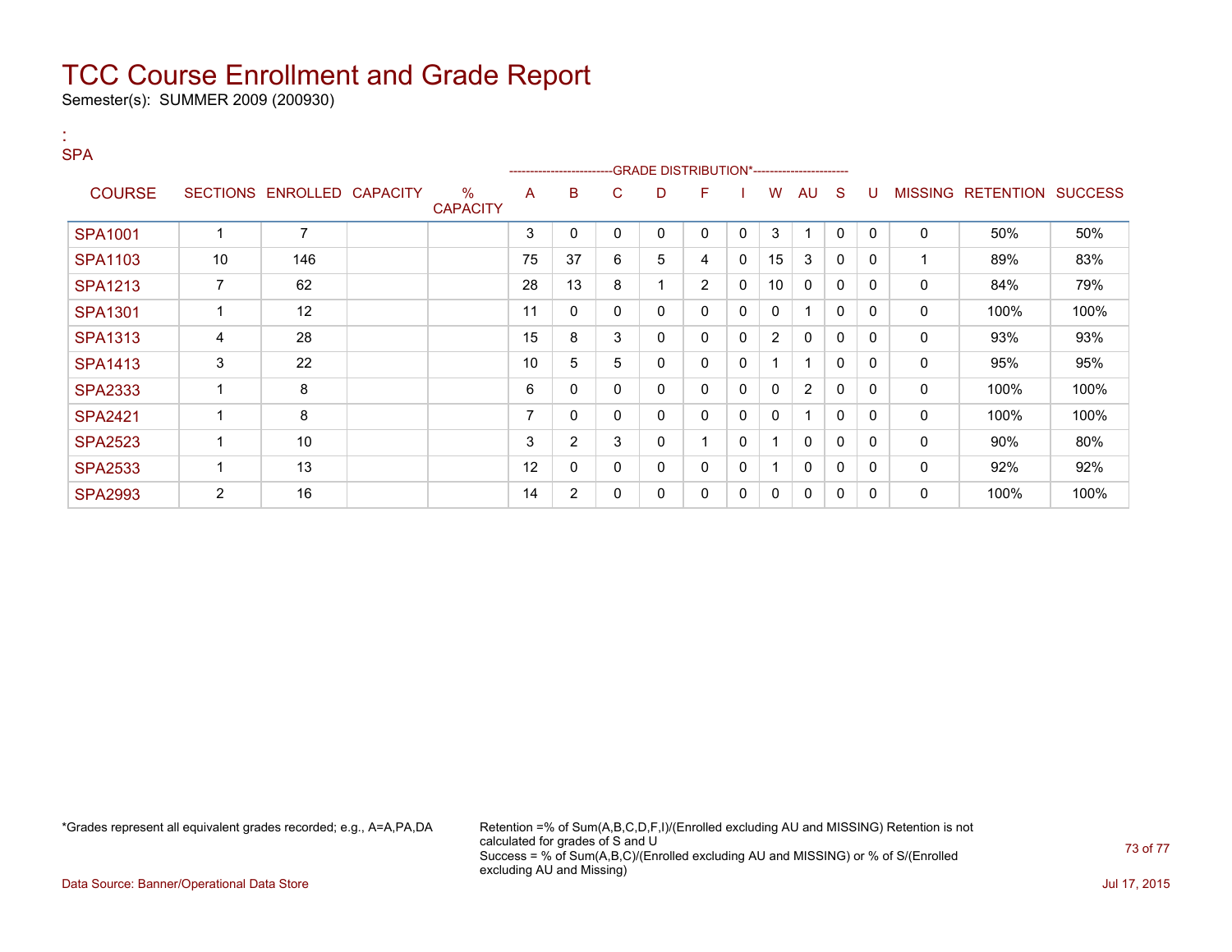# TCC Course Enrollment and Grade Report

Semester(s): SUMMER 2009 (200930)

:
SPA

| COURSE | SECTIONS | ENROLLED | CAPACITY | % CAPACITY | A | B | C | D | F | I | W | AU | S | U | MISSING | RETENTION | SUCCESS |
|---|---|---|---|---|---|---|---|---|---|---|---|---|---|---|---|---|---|
| | | | | | GRADE DISTRIBUTION* | | | | | | | | | | | | |
| SPA1001 | 1 | 7 | | | 3 | 0 | 0 | 0 | 0 | 0 | 3 | 1 | 0 | 0 | 0 | 50% | 50% |
| SPA1103 | 10 | 146 | | | 75 | 37 | 6 | 5 | 4 | 0 | 15 | 3 | 0 | 0 | 1 | 89% | 83% |
| SPA1213 | 7 | 62 | | | 28 | 13 | 8 | 1 | 2 | 0 | 10 | 0 | 0 | 0 | 0 | 84% | 79% |
| SPA1301 | 1 | 12 | | | 11 | 0 | 0 | 0 | 0 | 0 | 0 | 1 | 0 | 0 | 0 | 100% | 100% |
| SPA1313 | 4 | 28 | | | 15 | 8 | 3 | 0 | 0 | 0 | 2 | 0 | 0 | 0 | 0 | 93% | 93% |
| SPA1413 | 3 | 22 | | | 10 | 5 | 5 | 0 | 0 | 0 | 1 | 1 | 0 | 0 | 0 | 95% | 95% |
| SPA2333 | 1 | 8 | | | 6 | 0 | 0 | 0 | 0 | 0 | 0 | 2 | 0 | 0 | 0 | 100% | 100% |
| SPA2421 | 1 | 8 | | | 7 | 0 | 0 | 0 | 0 | 0 | 0 | 1 | 0 | 0 | 0 | 100% | 100% |
| SPA2523 | 1 | 10 | | | 3 | 2 | 3 | 0 | 1 | 0 | 1 | 0 | 0 | 0 | 0 | 90% | 80% |
| SPA2533 | 1 | 13 | | | 12 | 0 | 0 | 0 | 0 | 0 | 1 | 0 | 0 | 0 | 0 | 92% | 92% |
| SPA2993 | 2 | 16 | | | 14 | 2 | 0 | 0 | 0 | 0 | 0 | 0 | 0 | 0 | 0 | 100% | 100% |

*Grades represent all equivalent grades recorded; e.g., A=A,PA,DA

Retention =% of Sum(A,B,C,D,F,I)/(Enrolled excluding AU and MISSING) Retention is not calculated for grades of S and U
Success = % of Sum(A,B,C)/(Enrolled excluding AU and MISSING) or % of S/(Enrolled excluding AU and Missing)

Data Source: Banner/Operational Data Store

Jul 17, 2015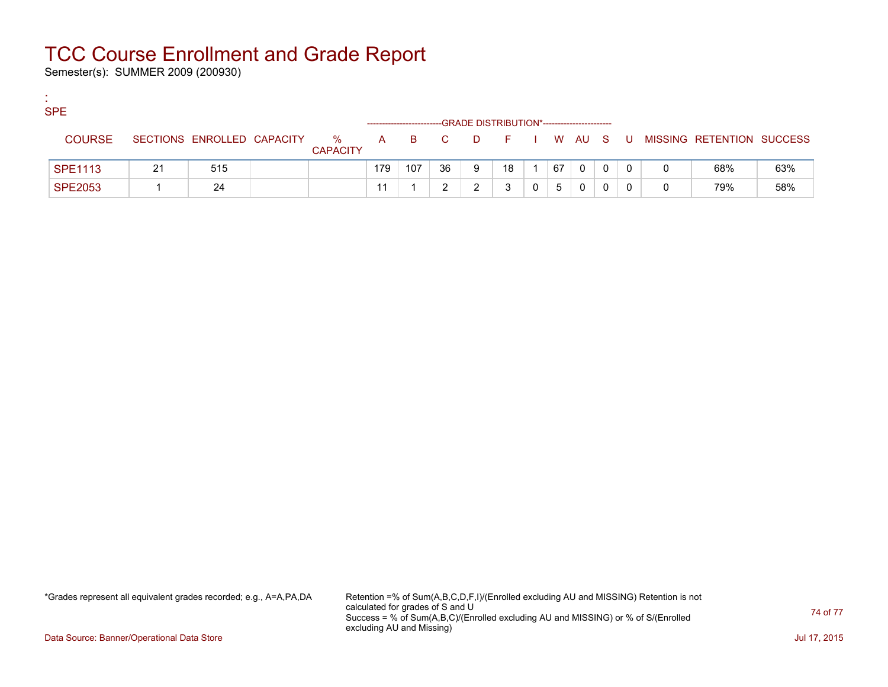# TCC Course Enrollment and Grade Report

Semester(s): SUMMER 2009 (200930)

:
SPE

| COURSE | SECTIONS | ENROLLED | CAPACITY | % CAPACITY | A | B | C | D | F | I | W | AU | S | U | MISSING | RETENTION | SUCCESS |
|---|---|---|---|---|---|---|---|---|---|---|---|---|---|---|---|---|---|
| | | | | | GRADE DISTRIBUTION* | | | | | | | | | | | | |
| SPE1113 | 21 | 515 | | | 179 | 107 | 36 | 9 | 18 | 1 | 67 | 0 | 0 | 0 | 0 | 68% | 63% |
| SPE2053 | 1 | 24 | | | 11 | 1 | 2 | 2 | 3 | 0 | 5 | 0 | 0 | 0 | 0 | 79% | 58% |

*Grades represent all equivalent grades recorded; e.g., A=A,PA,DA

Retention =% of Sum(A,B,C,D,F,I)/(Enrolled excluding AU and MISSING) Retention is not calculated for grades of S and U
Success = % of Sum(A,B,C)/(Enrolled excluding AU and MISSING) or % of S/(Enrolled excluding AU and Missing)

Data Source: Banner/Operational Data Store

Jul 17, 2015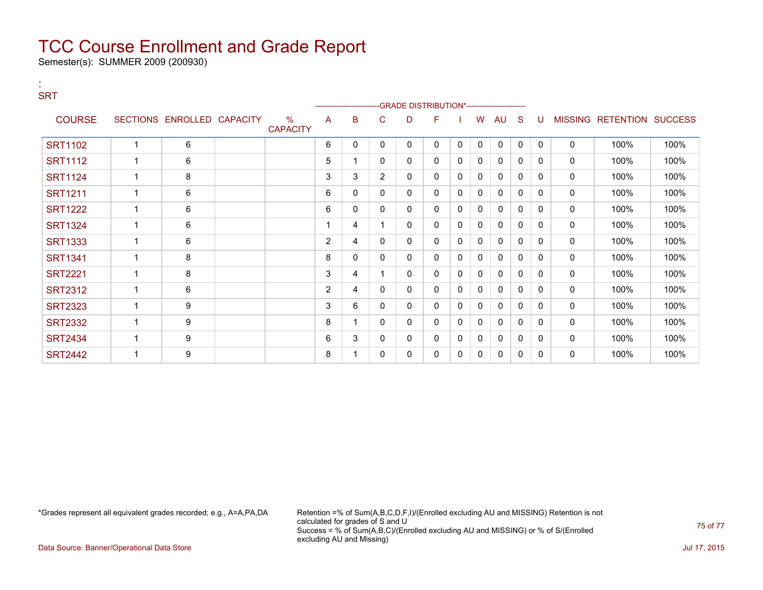# TCC Course Enrollment and Grade Report

Semester(s): SUMMER 2009 (200930)

:
SRT

| COURSE | SECTIONS | ENROLLED | CAPACITY | % CAPACITY | A | B | C | D | F | I | W | AU | S | U | MISSING | RETENTION | SUCCESS |
|---|---|---|---|---|---|---|---|---|---|---|---|---|---|---|---|---|---|
| | | | | | GRADE DISTRIBUTION* | | | | | | | | | | | | |
| SRT1102 | 1 | 6 | | | 6 | 0 | 0 | 0 | 0 | 0 | 0 | 0 | 0 | 0 | 0 | 100% | 100% |
| SRT1112 | 1 | 6 | | | 5 | 1 | 0 | 0 | 0 | 0 | 0 | 0 | 0 | 0 | 0 | 100% | 100% |
| SRT1124 | 1 | 8 | | | 3 | 3 | 2 | 0 | 0 | 0 | 0 | 0 | 0 | 0 | 0 | 100% | 100% |
| SRT1211 | 1 | 6 | | | 6 | 0 | 0 | 0 | 0 | 0 | 0 | 0 | 0 | 0 | 0 | 100% | 100% |
| SRT1222 | 1 | 6 | | | 6 | 0 | 0 | 0 | 0 | 0 | 0 | 0 | 0 | 0 | 0 | 100% | 100% |
| SRT1324 | 1 | 6 | | | 1 | 4 | 1 | 0 | 0 | 0 | 0 | 0 | 0 | 0 | 0 | 100% | 100% |
| SRT1333 | 1 | 6 | | | 2 | 4 | 0 | 0 | 0 | 0 | 0 | 0 | 0 | 0 | 0 | 100% | 100% |
| SRT1341 | 1 | 8 | | | 8 | 0 | 0 | 0 | 0 | 0 | 0 | 0 | 0 | 0 | 0 | 100% | 100% |
| SRT2221 | 1 | 8 | | | 3 | 4 | 1 | 0 | 0 | 0 | 0 | 0 | 0 | 0 | 0 | 100% | 100% |
| SRT2312 | 1 | 6 | | | 2 | 4 | 0 | 0 | 0 | 0 | 0 | 0 | 0 | 0 | 0 | 100% | 100% |
| SRT2323 | 1 | 9 | | | 3 | 6 | 0 | 0 | 0 | 0 | 0 | 0 | 0 | 0 | 0 | 100% | 100% |
| SRT2332 | 1 | 9 | | | 8 | 1 | 0 | 0 | 0 | 0 | 0 | 0 | 0 | 0 | 0 | 100% | 100% |
| SRT2434 | 1 | 9 | | | 6 | 3 | 0 | 0 | 0 | 0 | 0 | 0 | 0 | 0 | 0 | 100% | 100% |
| SRT2442 | 1 | 9 | | | 8 | 1 | 0 | 0 | 0 | 0 | 0 | 0 | 0 | 0 | 0 | 100% | 100% |

*Grades represent all equivalent grades recorded; e.g., A=A,PA,DA

Retention =% of Sum(A,B,C,D,F,I)/(Enrolled excluding AU and MISSING) Retention is not calculated for grades of S and U
Success = % of Sum(A,B,C)/(Enrolled excluding AU and MISSING) or % of S/(Enrolled excluding AU and Missing)

Data Source: Banner/Operational Data Store

Jul 17, 2015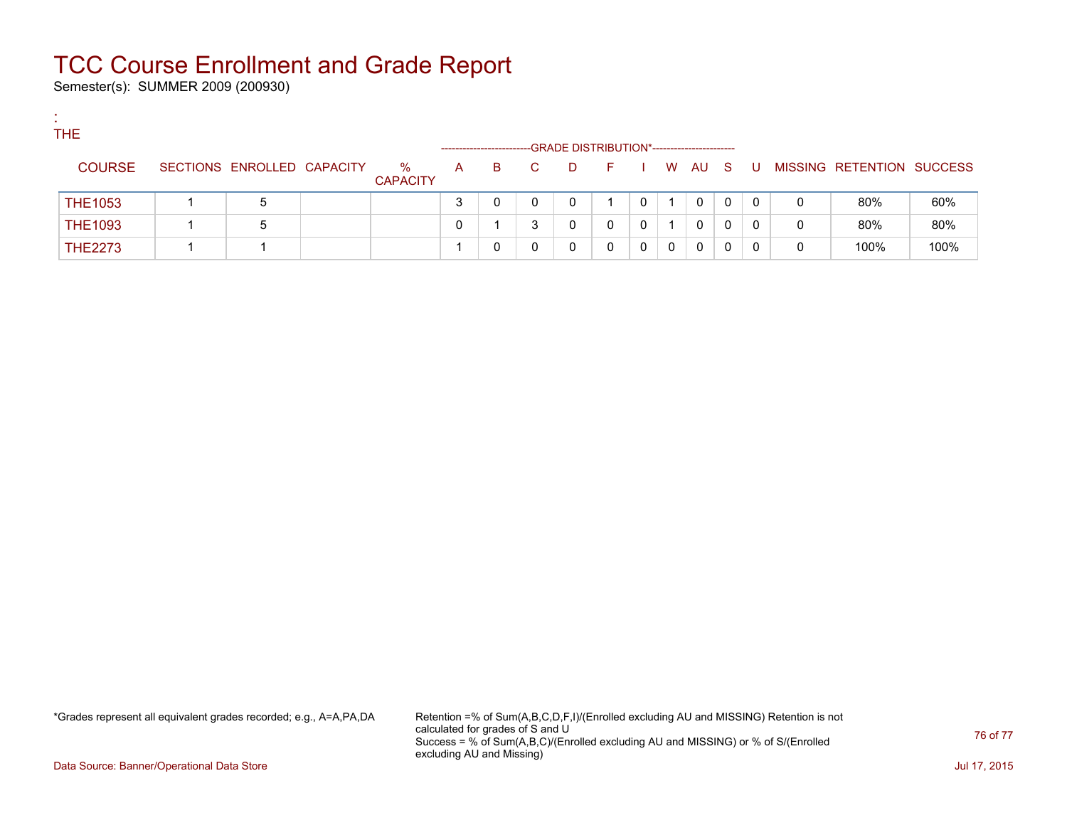# TCC Course Enrollment and Grade Report

Semester(s): SUMMER 2009 (200930)

:
THE

| COURSE | SECTIONS | ENROLLED | CAPACITY | % CAPACITY | A | B | C | D | F | I | W | AU | S | U | MISSING | RETENTION | SUCCESS |
|---|---|---|---|---|---|---|---|---|---|---|---|---|---|---|---|---|---|
| | | | | | GRADE DISTRIBUTION* | | | | | | | | | | | | |
| THE1053 | 1 | 5 | | | 3 | 0 | 0 | 0 | 1 | 0 | 1 | 0 | 0 | 0 | 0 | 80% | 60% |
| THE1093 | 1 | 5 | | | 0 | 1 | 3 | 0 | 0 | 0 | 1 | 0 | 0 | 0 | 0 | 80% | 80% |
| THE2273 | 1 | 1 | | | 1 | 0 | 0 | 0 | 0 | 0 | 0 | 0 | 0 | 0 | 0 | 100% | 100% |

*Grades represent all equivalent grades recorded; e.g., A=A,PA,DA

Retention =% of Sum(A,B,C,D,F,I)/(Enrolled excluding AU and MISSING) Retention is not calculated for grades of S and U
Success = % of Sum(A,B,C)/(Enrolled excluding AU and MISSING) or % of S/(Enrolled excluding AU and Missing)

Data Source: Banner/Operational Data Store

Jul 17, 2015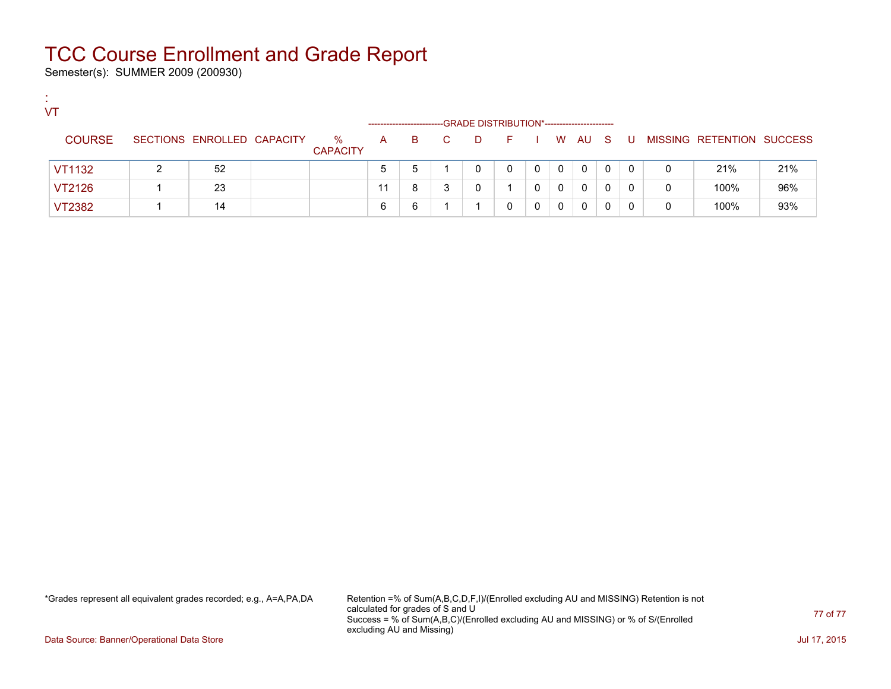# TCC Course Enrollment and Grade Report

Semester(s): SUMMER 2009 (200930)

:
VT

| COURSE | SECTIONS | ENROLLED | CAPACITY | % CAPACITY | A | B | C | D | F | I | W | AU | S | U | MISSING | RETENTION | SUCCESS |
|---|---|---|---|---|---|---|---|---|---|---|---|---|---|---|---|---|---|
| | | | | | GRADE DISTRIBUTION* | | | | | | | | | | | | |
| VT1132 | 2 | 52 | | | 5 | 5 | 1 | 0 | 0 | 0 | 0 | 0 | 0 | 0 | 0 | 21% | 21% |
| VT2126 | 1 | 23 | | | 11 | 8 | 3 | 0 | 1 | 0 | 0 | 0 | 0 | 0 | 0 | 100% | 96% |
| VT2382 | 1 | 14 | | | 6 | 6 | 1 | 1 | 0 | 0 | 0 | 0 | 0 | 0 | 0 | 100% | 93% |

*Grades represent all equivalent grades recorded; e.g., A=A,PA,DA

Retention =% of Sum(A,B,C,D,F,I)/(Enrolled excluding AU and MISSING) Retention is not calculated for grades of S and U
Success = % of Sum(A,B,C)/(Enrolled excluding AU and MISSING) or % of S/(Enrolled excluding AU and Missing)

Data Source: Banner/Operational Data Store

Jul 17, 2015